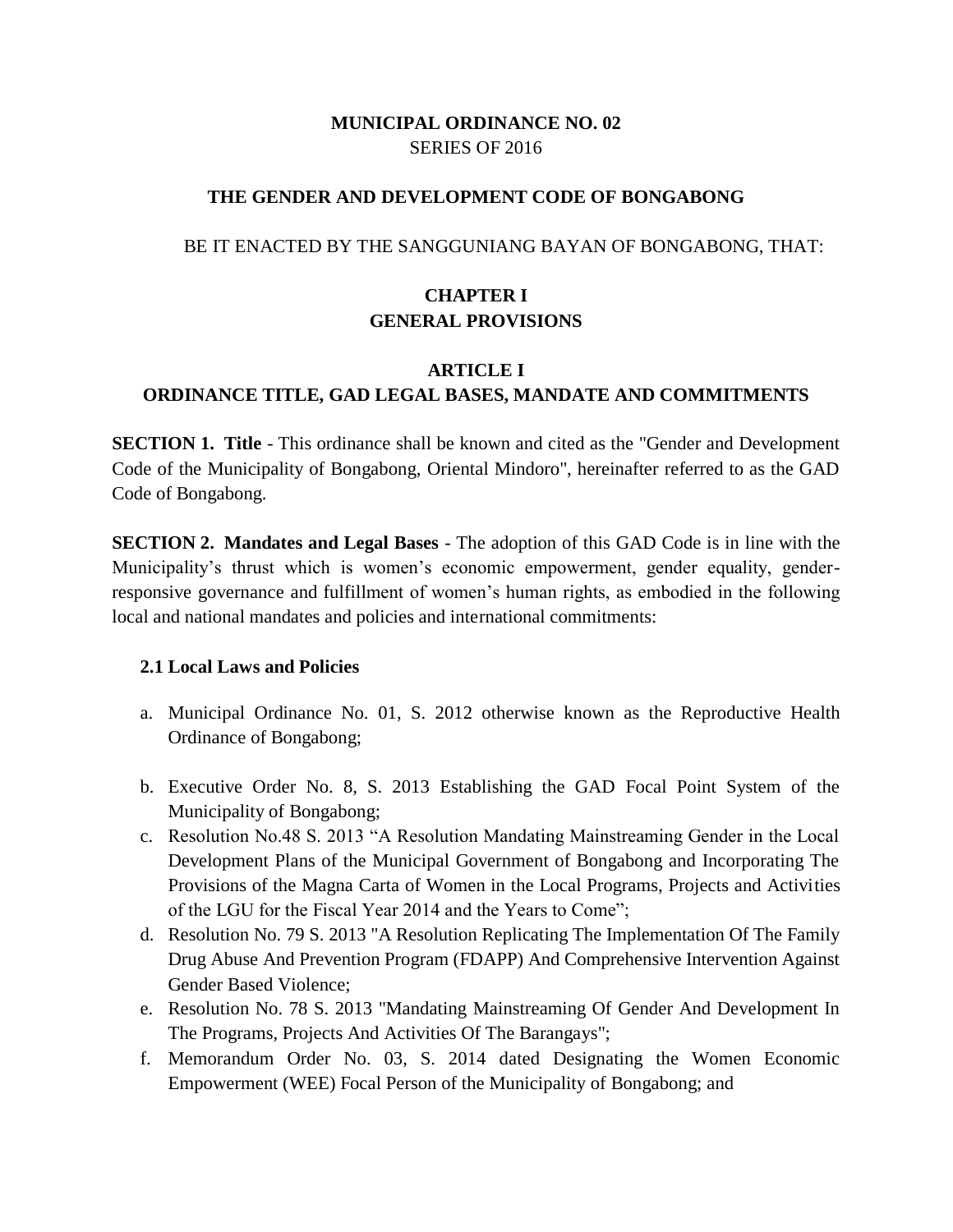# MUNICIPAL ORDINANCE NO. 02
SERIES OF 2016

## THE GENDER AND DEVELOPMENT CODE OF BONGABONG

BE IT ENACTED BY THE SANGGUNIANG BAYAN OF BONGABONG, THAT:

## CHAPTER I
## GENERAL PROVISIONS

### ARTICLE I
### ORDINANCE TITLE, GAD LEGAL BASES, MANDATE AND COMMITMENTS

**SECTION 1. Title** - This ordinance shall be known and cited as the "Gender and Development Code of the Municipality of Bongabong, Oriental Mindoro", hereinafter referred to as the GAD Code of Bongabong.

**SECTION 2. Mandates and Legal Bases** - The adoption of this GAD Code is in line with the Municipality's thrust which is women's economic empowerment, gender equality, gender-responsive governance and fulfillment of women's human rights, as embodied in the following local and national mandates and policies and international commitments:

**2.1 Local Laws and Policies**

a. Municipal Ordinance No. 01, S. 2012 otherwise known as the Reproductive Health Ordinance of Bongabong;

b. Executive Order No. 8, S. 2013 Establishing the GAD Focal Point System of the Municipality of Bongabong;

c. Resolution No.48 S. 2013 "A Resolution Mandating Mainstreaming Gender in the Local Development Plans of the Municipal Government of Bongabong and Incorporating The Provisions of the Magna Carta of Women in the Local Programs, Projects and Activities of the LGU for the Fiscal Year 2014 and the Years to Come";

d. Resolution No. 79 S. 2013 "A Resolution Replicating The Implementation Of The Family Drug Abuse And Prevention Program (FDAPP) And Comprehensive Intervention Against Gender Based Violence;

e. Resolution No. 78 S. 2013 "Mandating Mainstreaming Of Gender And Development In The Programs, Projects And Activities Of The Barangays";

f. Memorandum Order No. 03, S. 2014 dated Designating the Women Economic Empowerment (WEE) Focal Person of the Municipality of Bongabong; and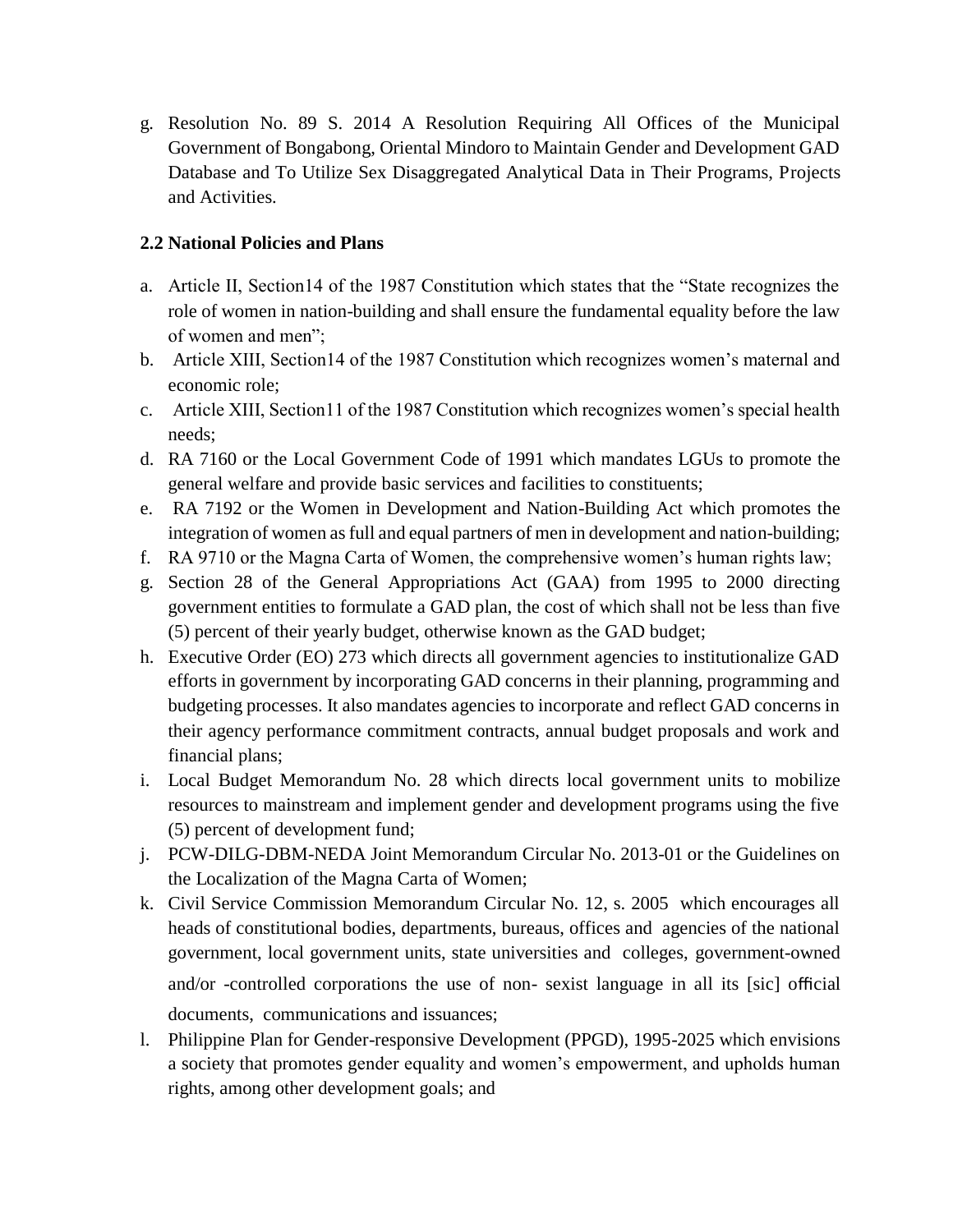g. Resolution No. 89 S. 2014 A Resolution Requiring All Offices of the Municipal Government of Bongabong, Oriental Mindoro to Maintain Gender and Development GAD Database and To Utilize Sex Disaggregated Analytical Data in Their Programs, Projects and Activities.

**2.2 National Policies and Plans**

a. Article II, Section14 of the 1987 Constitution which states that the "State recognizes the role of women in nation-building and shall ensure the fundamental equality before the law of women and men";
b. Article XIII, Section14 of the 1987 Constitution which recognizes women's maternal and economic role;
c. Article XIII, Section11 of the 1987 Constitution which recognizes women's special health needs;
d. RA 7160 or the Local Government Code of 1991 which mandates LGUs to promote the general welfare and provide basic services and facilities to constituents;
e. RA 7192 or the Women in Development and Nation-Building Act which promotes the integration of women as full and equal partners of men in development and nation-building;
f. RA 9710 or the Magna Carta of Women, the comprehensive women's human rights law;
g. Section 28 of the General Appropriations Act (GAA) from 1995 to 2000 directing government entities to formulate a GAD plan, the cost of which shall not be less than five (5) percent of their yearly budget, otherwise known as the GAD budget;
h. Executive Order (EO) 273 which directs all government agencies to institutionalize GAD efforts in government by incorporating GAD concerns in their planning, programming and budgeting processes. It also mandates agencies to incorporate and reflect GAD concerns in their agency performance commitment contracts, annual budget proposals and work and financial plans;
i. Local Budget Memorandum No. 28 which directs local government units to mobilize resources to mainstream and implement gender and development programs using the five (5) percent of development fund;
j. PCW-DILG-DBM-NEDA Joint Memorandum Circular No. 2013-01 or the Guidelines on the Localization of the Magna Carta of Women;
k. Civil Service Commission Memorandum Circular No. 12, s. 2005 which encourages all heads of constitutional bodies, departments, bureaus, offices and agencies of the national government, local government units, state universities and colleges, government-owned and/or -controlled corporations the use of non- sexist language in all its [sic] official documents, communications and issuances;
l. Philippine Plan for Gender-responsive Development (PPGD), 1995-2025 which envisions a society that promotes gender equality and women's empowerment, and upholds human rights, among other development goals; and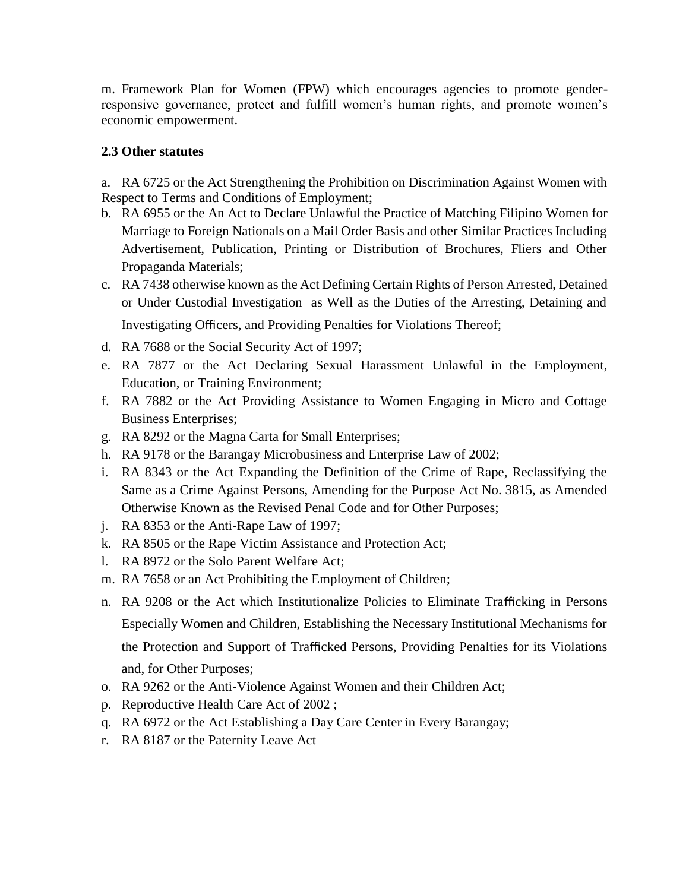m. Framework Plan for Women (FPW) which encourages agencies to promote gender-responsive governance, protect and fulfill women's human rights, and promote women's economic empowerment.

**2.3 Other statutes**

a. RA 6725 or the Act Strengthening the Prohibition on Discrimination Against Women with Respect to Terms and Conditions of Employment;
b. RA 6955 or the An Act to Declare Unlawful the Practice of Matching Filipino Women for Marriage to Foreign Nationals on a Mail Order Basis and other Similar Practices Including Advertisement, Publication, Printing or Distribution of Brochures, Fliers and Other Propaganda Materials;
c. RA 7438 otherwise known as the Act Defining Certain Rights of Person Arrested, Detained or Under Custodial Investigation as Well as the Duties of the Arresting, Detaining and Investigating Officers, and Providing Penalties for Violations Thereof;
d. RA 7688 or the Social Security Act of 1997;
e. RA 7877 or the Act Declaring Sexual Harassment Unlawful in the Employment, Education, or Training Environment;
f. RA 7882 or the Act Providing Assistance to Women Engaging in Micro and Cottage Business Enterprises;
g. RA 8292 or the Magna Carta for Small Enterprises;
h. RA 9178 or the Barangay Microbusiness and Enterprise Law of 2002;
i. RA 8343 or the Act Expanding the Definition of the Crime of Rape, Reclassifying the Same as a Crime Against Persons, Amending for the Purpose Act No. 3815, as Amended Otherwise Known as the Revised Penal Code and for Other Purposes;
j. RA 8353 or the Anti-Rape Law of 1997;
k. RA 8505 or the Rape Victim Assistance and Protection Act;
l. RA 8972 or the Solo Parent Welfare Act;
m. RA 7658 or an Act Prohibiting the Employment of Children;
n. RA 9208 or the Act which Institutionalize Policies to Eliminate Trafficking in Persons Especially Women and Children, Establishing the Necessary Institutional Mechanisms for the Protection and Support of Trafficked Persons, Providing Penalties for its Violations and, for Other Purposes;
o. RA 9262 or the Anti-Violence Against Women and their Children Act;
p. Reproductive Health Care Act of 2002 ;
q. RA 6972 or the Act Establishing a Day Care Center in Every Barangay;
r. RA 8187 or the Paternity Leave Act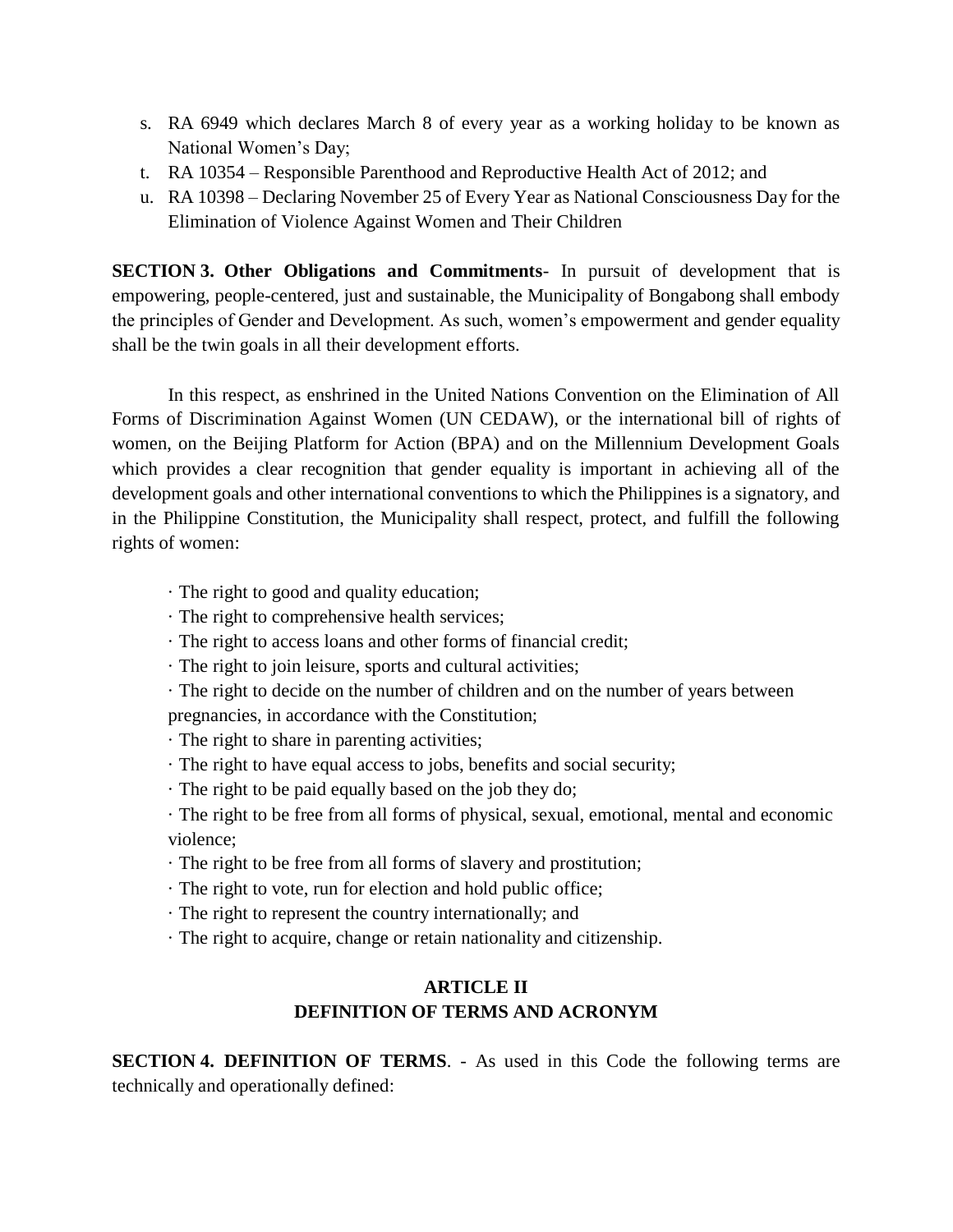s. RA 6949 which declares March 8 of every year as a working holiday to be known as National Women's Day;
t. RA 10354 – Responsible Parenthood and Reproductive Health Act of 2012; and
u. RA 10398 – Declaring November 25 of Every Year as National Consciousness Day for the Elimination of Violence Against Women and Their Children

**SECTION 3. Other Obligations and Commitments**- In pursuit of development that is empowering, people-centered, just and sustainable, the Municipality of Bongabong shall embody the principles of Gender and Development. As such, women's empowerment and gender equality shall be the twin goals in all their development efforts.

In this respect, as enshrined in the United Nations Convention on the Elimination of All Forms of Discrimination Against Women (UN CEDAW), or the international bill of rights of women, on the Beijing Platform for Action (BPA) and on the Millennium Development Goals which provides a clear recognition that gender equality is important in achieving all of the development goals and other international conventions to which the Philippines is a signatory, and in the Philippine Constitution, the Municipality shall respect, protect, and fulfill the following rights of women:

· The right to good and quality education;
· The right to comprehensive health services;
· The right to access loans and other forms of financial credit;
· The right to join leisure, sports and cultural activities;
· The right to decide on the number of children and on the number of years between pregnancies, in accordance with the Constitution;
· The right to share in parenting activities;
· The right to have equal access to jobs, benefits and social security;
· The right to be paid equally based on the job they do;
· The right to be free from all forms of physical, sexual, emotional, mental and economic violence;
· The right to be free from all forms of slavery and prostitution;
· The right to vote, run for election and hold public office;
· The right to represent the country internationally; and
· The right to acquire, change or retain nationality and citizenship.

## ARTICLE II
## DEFINITION OF TERMS AND ACRONYM

**SECTION 4. DEFINITION OF TERMS**. - As used in this Code the following terms are technically and operationally defined: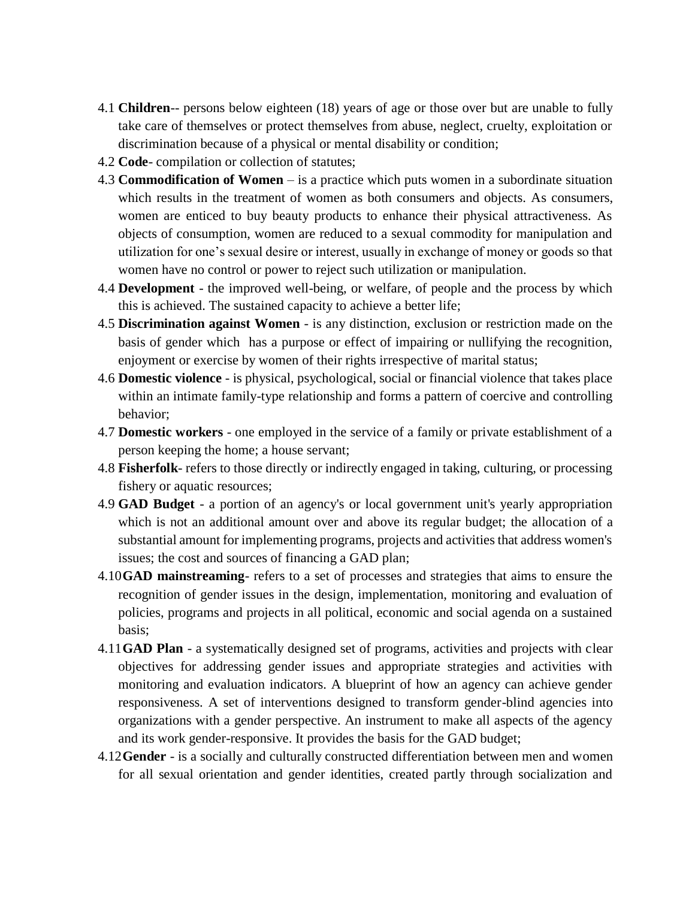4.1 **Children**-- persons below eighteen (18) years of age or those over but are unable to fully take care of themselves or protect themselves from abuse, neglect, cruelty, exploitation or discrimination because of a physical or mental disability or condition;

4.2 **Code**- compilation or collection of statutes;

4.3 **Commodification of Women** – is a practice which puts women in a subordinate situation which results in the treatment of women as both consumers and objects. As consumers, women are enticed to buy beauty products to enhance their physical attractiveness. As objects of consumption, women are reduced to a sexual commodity for manipulation and utilization for one's sexual desire or interest, usually in exchange of money or goods so that women have no control or power to reject such utilization or manipulation.

4.4 **Development** - the improved well-being, or welfare, of people and the process by which this is achieved. The sustained capacity to achieve a better life;

4.5 **Discrimination against Women** - is any distinction, exclusion or restriction made on the basis of gender which has a purpose or effect of impairing or nullifying the recognition, enjoyment or exercise by women of their rights irrespective of marital status;

4.6 **Domestic violence** - is physical, psychological, social or financial violence that takes place within an intimate family-type relationship and forms a pattern of coercive and controlling behavior;

4.7 **Domestic workers** - one employed in the service of a family or private establishment of a person keeping the home; a house servant;

4.8 **Fisherfolk**- refers to those directly or indirectly engaged in taking, culturing, or processing fishery or aquatic resources;

4.9 **GAD Budget** - a portion of an agency's or local government unit's yearly appropriation which is not an additional amount over and above its regular budget; the allocation of a substantial amount for implementing programs, projects and activities that address women's issues; the cost and sources of financing a GAD plan;

4.10 **GAD mainstreaming**- refers to a set of processes and strategies that aims to ensure the recognition of gender issues in the design, implementation, monitoring and evaluation of policies, programs and projects in all political, economic and social agenda on a sustained basis;

4.11 **GAD Plan** - a systematically designed set of programs, activities and projects with clear objectives for addressing gender issues and appropriate strategies and activities with monitoring and evaluation indicators. A blueprint of how an agency can achieve gender responsiveness. A set of interventions designed to transform gender-blind agencies into organizations with a gender perspective. An instrument to make all aspects of the agency and its work gender-responsive. It provides the basis for the GAD budget;

4.12 **Gender** - is a socially and culturally constructed differentiation between men and women for all sexual orientation and gender identities, created partly through socialization and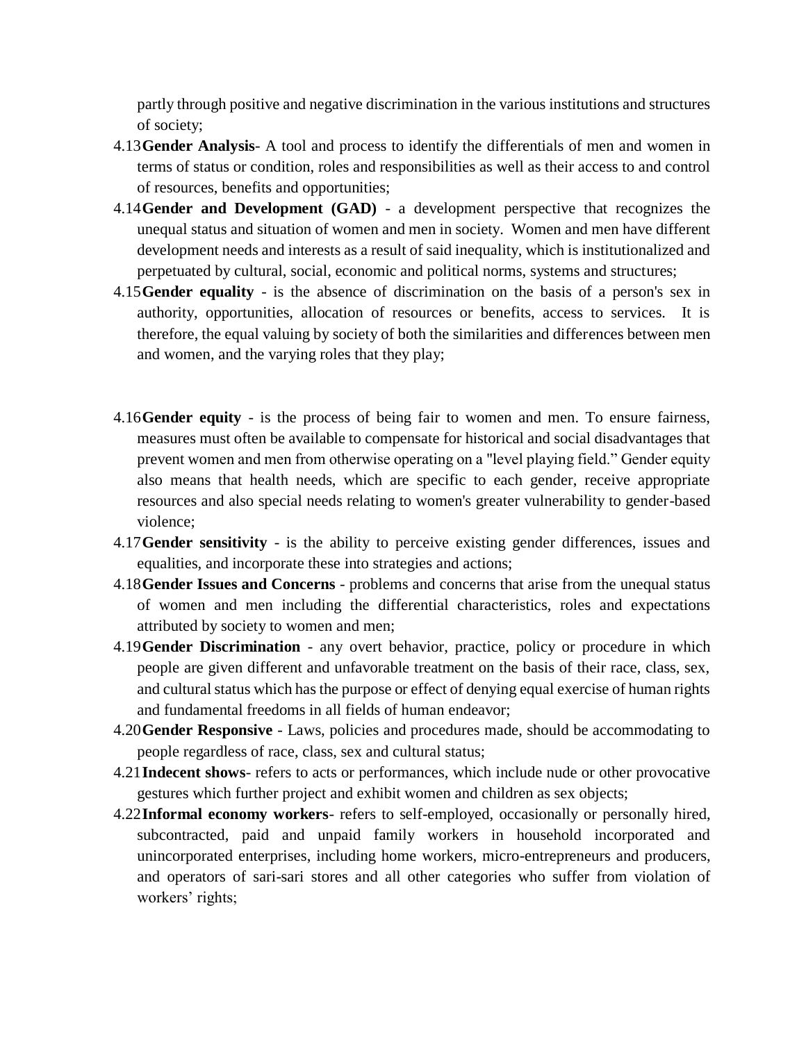partly through positive and negative discrimination in the various institutions and structures of society;

4.13 **Gender Analysis**- A tool and process to identify the differentials of men and women in terms of status or condition, roles and responsibilities as well as their access to and control of resources, benefits and opportunities;

4.14 **Gender and Development (GAD)** - a development perspective that recognizes the unequal status and situation of women and men in society. Women and men have different development needs and interests as a result of said inequality, which is institutionalized and perpetuated by cultural, social, economic and political norms, systems and structures;

4.15 **Gender equality** - is the absence of discrimination on the basis of a person's sex in authority, opportunities, allocation of resources or benefits, access to services. It is therefore, the equal valuing by society of both the similarities and differences between men and women, and the varying roles that they play;

4.16 **Gender equity** - is the process of being fair to women and men. To ensure fairness, measures must often be available to compensate for historical and social disadvantages that prevent women and men from otherwise operating on a "level playing field." Gender equity also means that health needs, which are specific to each gender, receive appropriate resources and also special needs relating to women's greater vulnerability to gender-based violence;

4.17 **Gender sensitivity** - is the ability to perceive existing gender differences, issues and equalities, and incorporate these into strategies and actions;

4.18 **Gender Issues and Concerns** - problems and concerns that arise from the unequal status of women and men including the differential characteristics, roles and expectations attributed by society to women and men;

4.19 **Gender Discrimination** - any overt behavior, practice, policy or procedure in which people are given different and unfavorable treatment on the basis of their race, class, sex, and cultural status which has the purpose or effect of denying equal exercise of human rights and fundamental freedoms in all fields of human endeavor;

4.20 **Gender Responsive** - Laws, policies and procedures made, should be accommodating to people regardless of race, class, sex and cultural status;

4.21 **Indecent shows**- refers to acts or performances, which include nude or other provocative gestures which further project and exhibit women and children as sex objects;

4.22 **Informal economy workers**- refers to self-employed, occasionally or personally hired, subcontracted, paid and unpaid family workers in household incorporated and unincorporated enterprises, including home workers, micro-entrepreneurs and producers, and operators of sari-sari stores and all other categories who suffer from violation of workers' rights;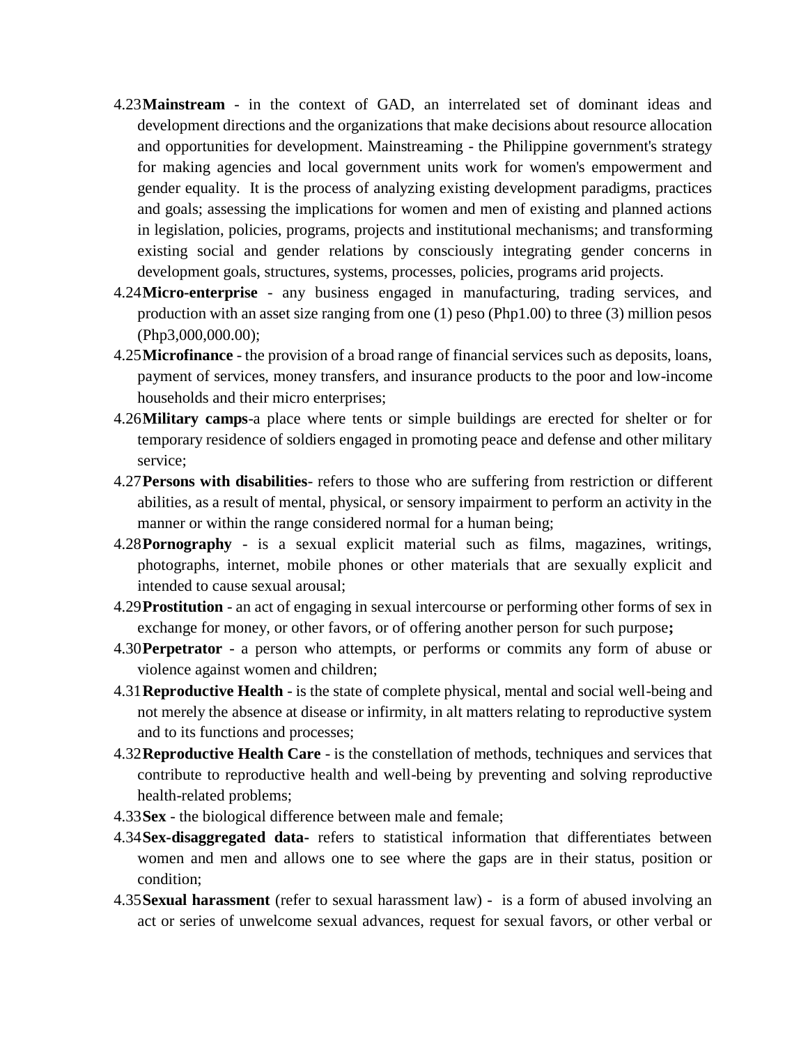4.23 **Mainstream** - in the context of GAD, an interrelated set of dominant ideas and development directions and the organizations that make decisions about resource allocation and opportunities for development. Mainstreaming - the Philippine government's strategy for making agencies and local government units work for women's empowerment and gender equality. It is the process of analyzing existing development paradigms, practices and goals; assessing the implications for women and men of existing and planned actions in legislation, policies, programs, projects and institutional mechanisms; and transforming existing social and gender relations by consciously integrating gender concerns in development goals, structures, systems, processes, policies, programs arid projects.

4.24 **Micro-enterprise** - any business engaged in manufacturing, trading services, and production with an asset size ranging from one (1) peso (Php1.00) to three (3) million pesos (Php3,000,000.00);

4.25 **Microfinance** - the provision of a broad range of financial services such as deposits, loans, payment of services, money transfers, and insurance products to the poor and low-income households and their micro enterprises;

4.26 **Military camps**-a place where tents or simple buildings are erected for shelter or for temporary residence of soldiers engaged in promoting peace and defense and other military service;

4.27 **Persons with disabilities**- refers to those who are suffering from restriction or different abilities, as a result of mental, physical, or sensory impairment to perform an activity in the manner or within the range considered normal for a human being;

4.28 **Pornography** - is a sexual explicit material such as films, magazines, writings, photographs, internet, mobile phones or other materials that are sexually explicit and intended to cause sexual arousal;

4.29 **Prostitution** - an act of engaging in sexual intercourse or performing other forms of sex in exchange for money, or other favors, or of offering another person for such purpose**;**

4.30 **Perpetrator** - a person who attempts, or performs or commits any form of abuse or violence against women and children;

4.31 **Reproductive Health** - is the state of complete physical, mental and social well-being and not merely the absence at disease or infirmity, in alt matters relating to reproductive system and to its functions and processes;

4.32 **Reproductive Health Care** - is the constellation of methods, techniques and services that contribute to reproductive health and well-being by preventing and solving reproductive health-related problems;

4.33 **Sex** - the biological difference between male and female;

4.34 **Sex-disaggregated data-** refers to statistical information that differentiates between women and men and allows one to see where the gaps are in their status, position or condition;

4.35 **Sexual harassment** (refer to sexual harassment law) - is a form of abused involving an act or series of unwelcome sexual advances, request for sexual favors, or other verbal or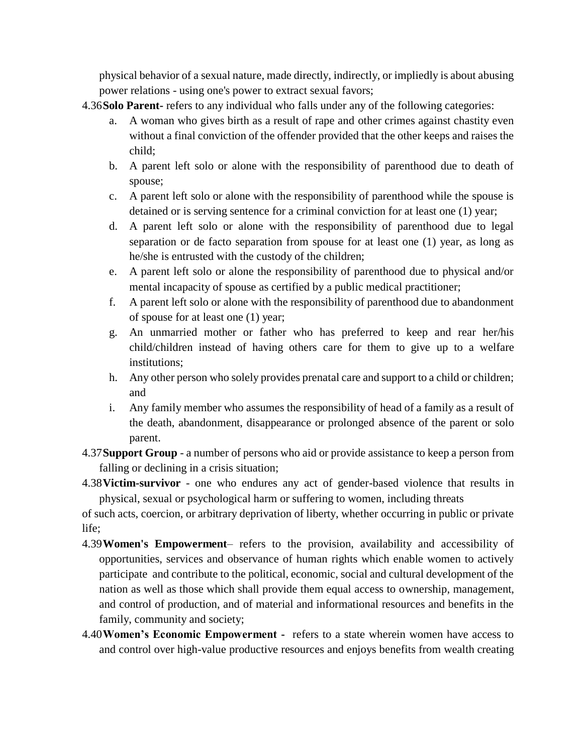physical behavior of a sexual nature, made directly, indirectly, or impliedly is about abusing power relations - using one's power to extract sexual favors;

4.36 **Solo Parent-** refers to any individual who falls under any of the following categories:

a. A woman who gives birth as a result of rape and other crimes against chastity even without a final conviction of the offender provided that the other keeps and raises the child;
b. A parent left solo or alone with the responsibility of parenthood due to death of spouse;
c. A parent left solo or alone with the responsibility of parenthood while the spouse is detained or is serving sentence for a criminal conviction for at least one (1) year;
d. A parent left solo or alone with the responsibility of parenthood due to legal separation or de facto separation from spouse for at least one (1) year, as long as he/she is entrusted with the custody of the children;
e. A parent left solo or alone the responsibility of parenthood due to physical and/or mental incapacity of spouse as certified by a public medical practitioner;
f. A parent left solo or alone with the responsibility of parenthood due to abandonment of spouse for at least one (1) year;
g. An unmarried mother or father who has preferred to keep and rear her/his child/children instead of having others care for them to give up to a welfare institutions;
h. Any other person who solely provides prenatal care and support to a child or children; and
i. Any family member who assumes the responsibility of head of a family as a result of the death, abandonment, disappearance or prolonged absence of the parent or solo parent.

4.37 **Support Group** - a number of persons who aid or provide assistance to keep a person from falling or declining in a crisis situation;

4.38 **Victim-survivor** - one who endures any act of gender-based violence that results in physical, sexual or psychological harm or suffering to women, including threats of such acts, coercion, or arbitrary deprivation of liberty, whether occurring in public or private life;

4.39 **Women's Empowerment**– refers to the provision, availability and accessibility of opportunities, services and observance of human rights which enable women to actively participate and contribute to the political, economic, social and cultural development of the nation as well as those which shall provide them equal access to ownership, management, and control of production, and of material and informational resources and benefits in the family, community and society;

4.40 **Women's Economic Empowerment -** refers to a state wherein women have access to and control over high-value productive resources and enjoys benefits from wealth creating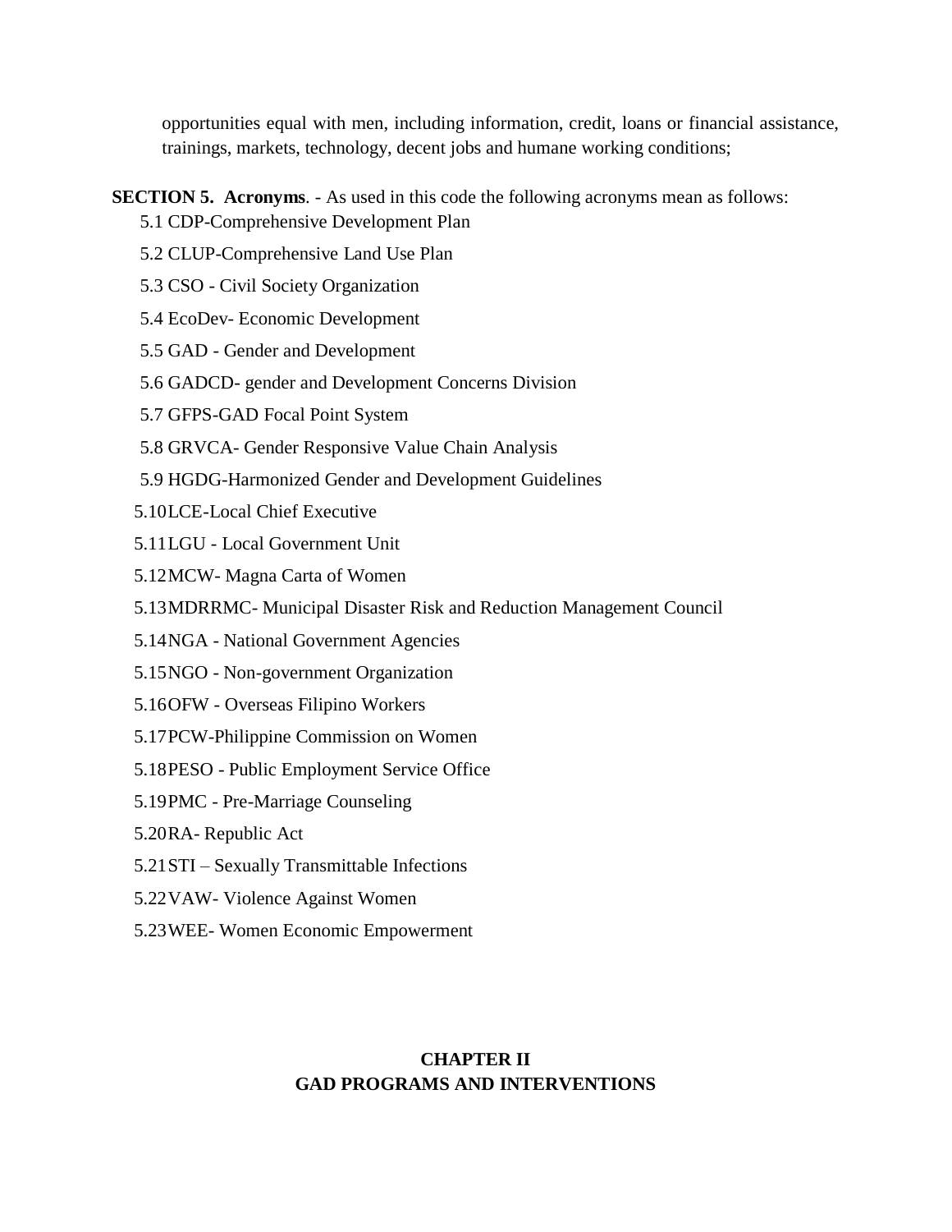opportunities equal with men, including information, credit, loans or financial assistance, trainings, markets, technology, decent jobs and humane working conditions;

**SECTION 5. Acronyms**. - As used in this code the following acronyms mean as follows:

5.1 CDP-Comprehensive Development Plan

5.2 CLUP-Comprehensive Land Use Plan

5.3 CSO - Civil Society Organization

5.4 EcoDev- Economic Development

5.5 GAD - Gender and Development

5.6 GADCD- gender and Development Concerns Division

5.7 GFPS-GAD Focal Point System

5.8 GRVCA- Gender Responsive Value Chain Analysis

5.9 HGDG-Harmonized Gender and Development Guidelines

5.10 LCE-Local Chief Executive

5.11 LGU - Local Government Unit

5.12 MCW- Magna Carta of Women

5.13 MDRRMC- Municipal Disaster Risk and Reduction Management Council

5.14 NGA - National Government Agencies

5.15 NGO - Non-government Organization

5.16 OFW - Overseas Filipino Workers

5.17 PCW-Philippine Commission on Women

5.18 PESO - Public Employment Service Office

5.19 PMC - Pre-Marriage Counseling

5.20 RA- Republic Act

5.21 STI – Sexually Transmittable Infections

5.22 VAW- Violence Against Women

5.23 WEE- Women Economic Empowerment

## CHAPTER II
## GAD PROGRAMS AND INTERVENTIONS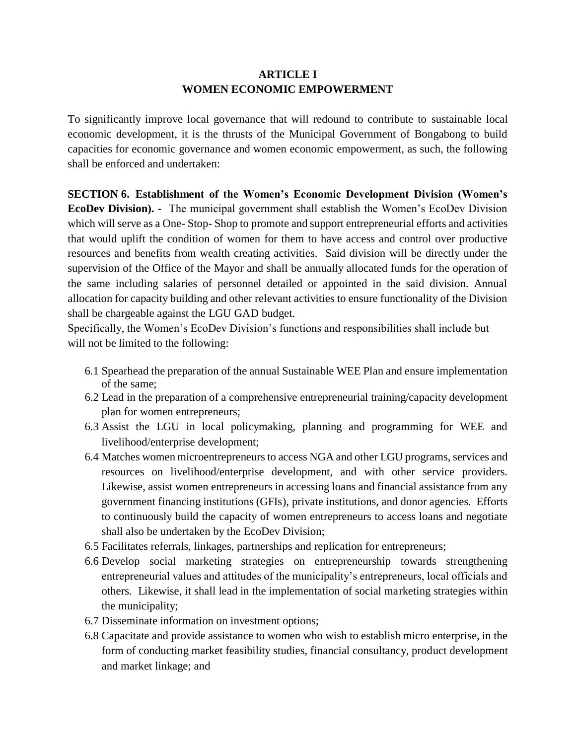## ARTICLE I
## WOMEN ECONOMIC EMPOWERMENT

To significantly improve local governance that will redound to contribute to sustainable local economic development, it is the thrusts of the Municipal Government of Bongabong to build capacities for economic governance and women economic empowerment, as such, the following shall be enforced and undertaken:

**SECTION 6. Establishment of the Women's Economic Development Division (Women's EcoDev Division). -** The municipal government shall establish the Women's EcoDev Division which will serve as a One- Stop- Shop to promote and support entrepreneurial efforts and activities that would uplift the condition of women for them to have access and control over productive resources and benefits from wealth creating activities. Said division will be directly under the supervision of the Office of the Mayor and shall be annually allocated funds for the operation of the same including salaries of personnel detailed or appointed in the said division. Annual allocation for capacity building and other relevant activities to ensure functionality of the Division shall be chargeable against the LGU GAD budget.

Specifically, the Women's EcoDev Division's functions and responsibilities shall include but will not be limited to the following:

6.1 Spearhead the preparation of the annual Sustainable WEE Plan and ensure implementation of the same;

6.2 Lead in the preparation of a comprehensive entrepreneurial training/capacity development plan for women entrepreneurs;

6.3 Assist the LGU in local policymaking, planning and programming for WEE and livelihood/enterprise development;

6.4 Matches women microentrepreneurs to access NGA and other LGU programs, services and resources on livelihood/enterprise development, and with other service providers. Likewise, assist women entrepreneurs in accessing loans and financial assistance from any government financing institutions (GFIs), private institutions, and donor agencies. Efforts to continuously build the capacity of women entrepreneurs to access loans and negotiate shall also be undertaken by the EcoDev Division;

6.5 Facilitates referrals, linkages, partnerships and replication for entrepreneurs;

6.6 Develop social marketing strategies on entrepreneurship towards strengthening entrepreneurial values and attitudes of the municipality's entrepreneurs, local officials and others. Likewise, it shall lead in the implementation of social marketing strategies within the municipality;

6.7 Disseminate information on investment options;

6.8 Capacitate and provide assistance to women who wish to establish micro enterprise, in the form of conducting market feasibility studies, financial consultancy, product development and market linkage; and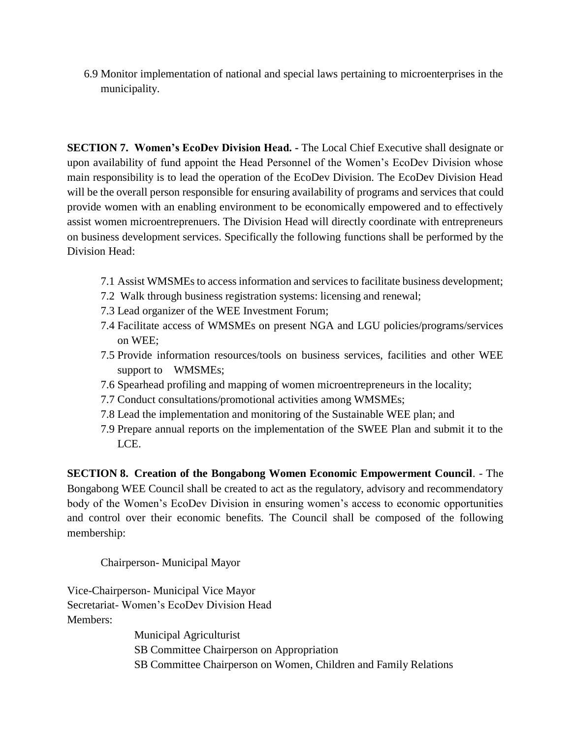6.9 Monitor implementation of national and special laws pertaining to microenterprises in the municipality.

**SECTION 7. Women's EcoDev Division Head. -** The Local Chief Executive shall designate or upon availability of fund appoint the Head Personnel of the Women's EcoDev Division whose main responsibility is to lead the operation of the EcoDev Division. The EcoDev Division Head will be the overall person responsible for ensuring availability of programs and services that could provide women with an enabling environment to be economically empowered and to effectively assist women microentreprenuers. The Division Head will directly coordinate with entrepreneurs on business development services. Specifically the following functions shall be performed by the Division Head:

7.1 Assist WMSMEs to access information and services to facilitate business development;
7.2 Walk through business registration systems: licensing and renewal;
7.3 Lead organizer of the WEE Investment Forum;
7.4 Facilitate access of WMSMEs on present NGA and LGU policies/programs/services on WEE;
7.5 Provide information resources/tools on business services, facilities and other WEE support to WMSMEs;
7.6 Spearhead profiling and mapping of women microentrepreneurs in the locality;
7.7 Conduct consultations/promotional activities among WMSMEs;
7.8 Lead the implementation and monitoring of the Sustainable WEE plan; and
7.9 Prepare annual reports on the implementation of the SWEE Plan and submit it to the LCE.

**SECTION 8. Creation of the Bongabong Women Economic Empowerment Council**. - The Bongabong WEE Council shall be created to act as the regulatory, advisory and recommendatory body of the Women's EcoDev Division in ensuring women's access to economic opportunities and control over their economic benefits. The Council shall be composed of the following membership:

Chairperson- Municipal Mayor

Vice-Chairperson- Municipal Vice Mayor
Secretariat- Women's EcoDev Division Head
Members:

Municipal Agriculturist
SB Committee Chairperson on Appropriation
SB Committee Chairperson on Women, Children and Family Relations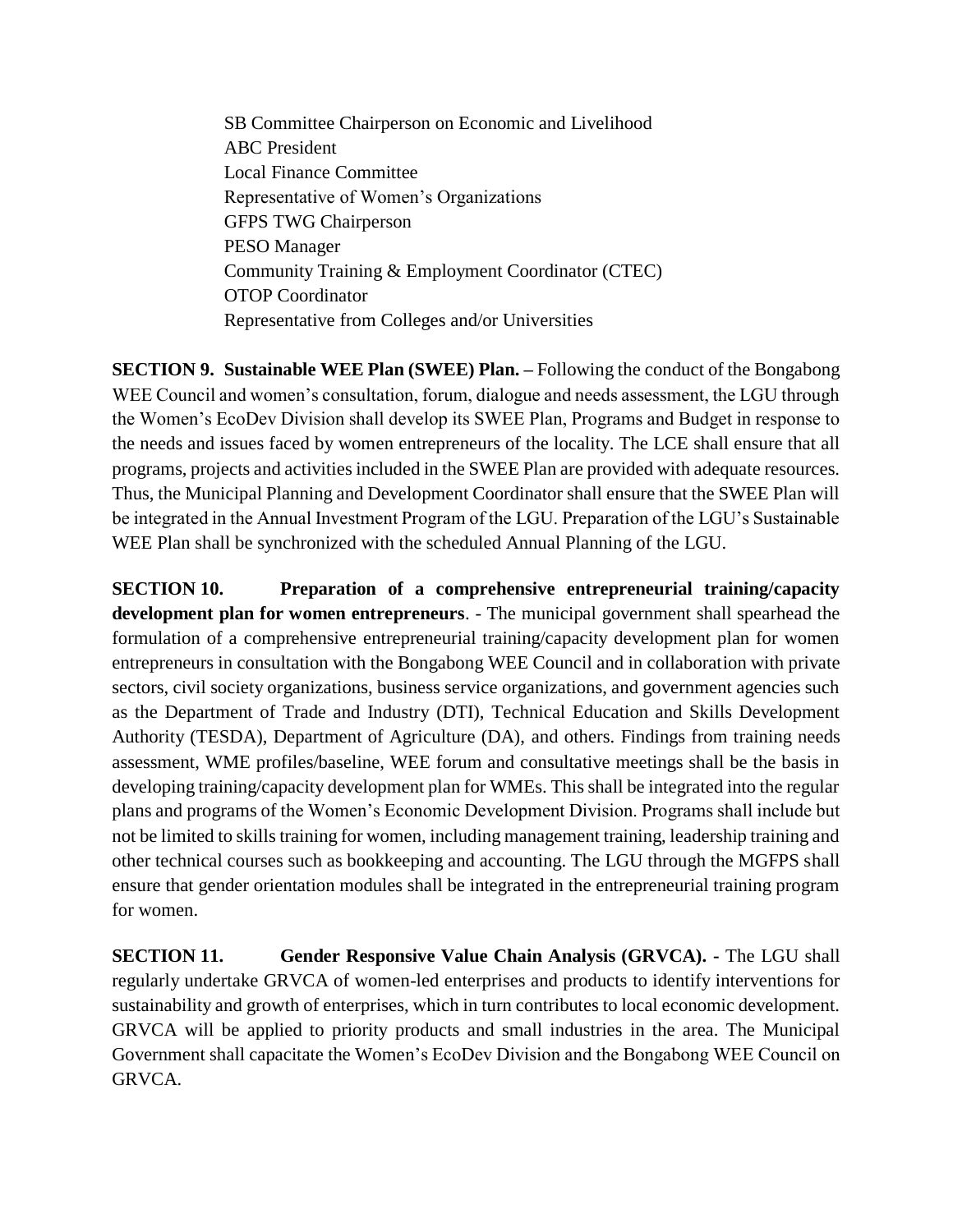SB Committee Chairperson on Economic and Livelihood
ABC President
Local Finance Committee
Representative of Women's Organizations
GFPS TWG Chairperson
PESO Manager
Community Training & Employment Coordinator (CTEC)
OTOP Coordinator
Representative from Colleges and/or Universities

**SECTION 9. Sustainable WEE Plan (SWEE) Plan. –** Following the conduct of the Bongabong WEE Council and women's consultation, forum, dialogue and needs assessment, the LGU through the Women's EcoDev Division shall develop its SWEE Plan, Programs and Budget in response to the needs and issues faced by women entrepreneurs of the locality. The LCE shall ensure that all programs, projects and activities included in the SWEE Plan are provided with adequate resources. Thus, the Municipal Planning and Development Coordinator shall ensure that the SWEE Plan will be integrated in the Annual Investment Program of the LGU. Preparation of the LGU's Sustainable WEE Plan shall be synchronized with the scheduled Annual Planning of the LGU.

**SECTION 10. Preparation of a comprehensive entrepreneurial training/capacity development plan for women entrepreneurs**. - The municipal government shall spearhead the formulation of a comprehensive entrepreneurial training/capacity development plan for women entrepreneurs in consultation with the Bongabong WEE Council and in collaboration with private sectors, civil society organizations, business service organizations, and government agencies such as the Department of Trade and Industry (DTI), Technical Education and Skills Development Authority (TESDA), Department of Agriculture (DA), and others. Findings from training needs assessment, WME profiles/baseline, WEE forum and consultative meetings shall be the basis in developing training/capacity development plan for WMEs. This shall be integrated into the regular plans and programs of the Women's Economic Development Division. Programs shall include but not be limited to skills training for women, including management training, leadership training and other technical courses such as bookkeeping and accounting. The LGU through the MGFPS shall ensure that gender orientation modules shall be integrated in the entrepreneurial training program for women.

**SECTION 11. Gender Responsive Value Chain Analysis (GRVCA). -** The LGU shall regularly undertake GRVCA of women-led enterprises and products to identify interventions for sustainability and growth of enterprises, which in turn contributes to local economic development. GRVCA will be applied to priority products and small industries in the area. The Municipal Government shall capacitate the Women's EcoDev Division and the Bongabong WEE Council on GRVCA.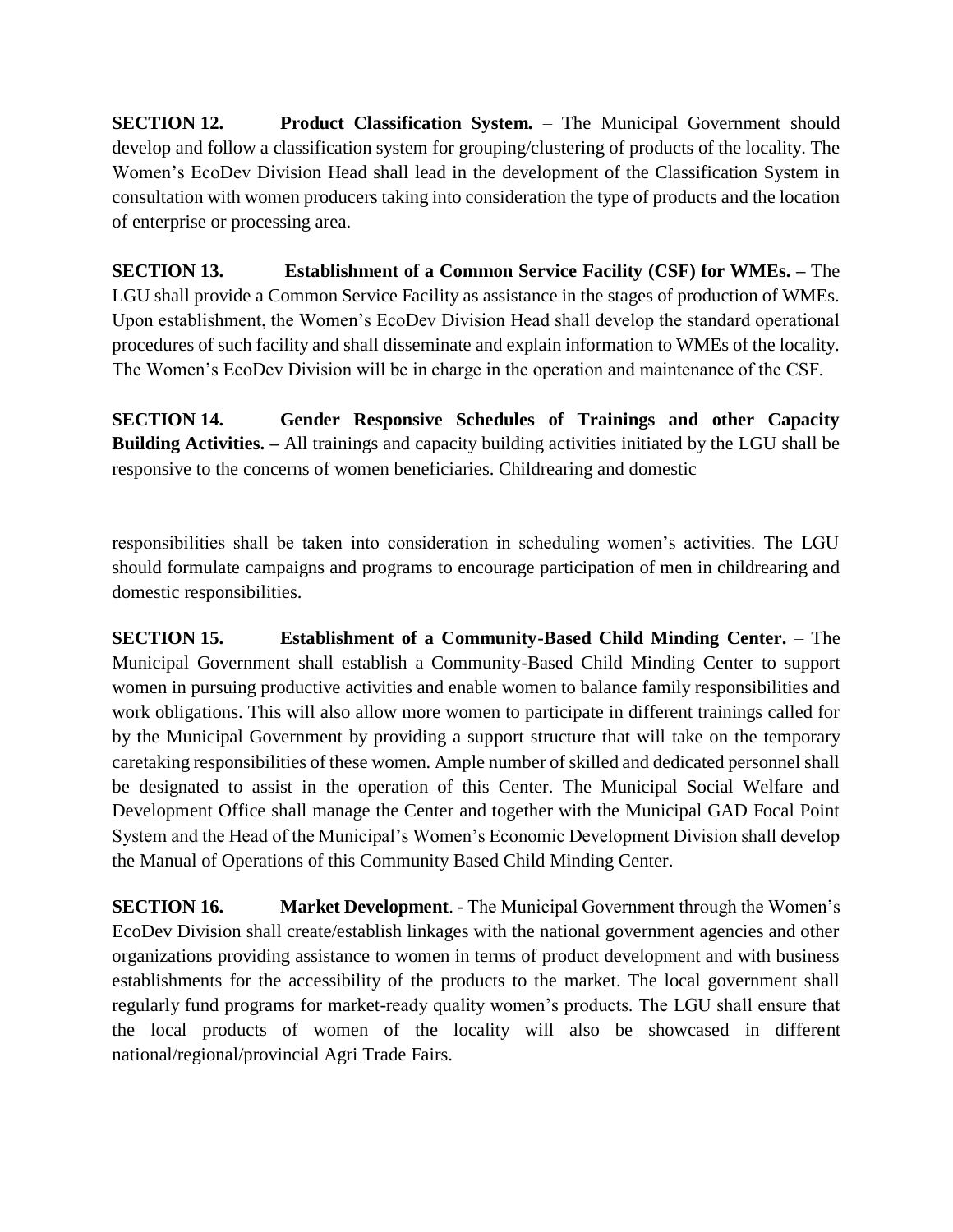**SECTION 12. Product Classification System.** – The Municipal Government should develop and follow a classification system for grouping/clustering of products of the locality. The Women's EcoDev Division Head shall lead in the development of the Classification System in consultation with women producers taking into consideration the type of products and the location of enterprise or processing area.

**SECTION 13. Establishment of a Common Service Facility (CSF) for WMEs. –** The LGU shall provide a Common Service Facility as assistance in the stages of production of WMEs. Upon establishment, the Women's EcoDev Division Head shall develop the standard operational procedures of such facility and shall disseminate and explain information to WMEs of the locality. The Women's EcoDev Division will be in charge in the operation and maintenance of the CSF.

**SECTION 14. Gender Responsive Schedules of Trainings and other Capacity Building Activities. –** All trainings and capacity building activities initiated by the LGU shall be responsive to the concerns of women beneficiaries. Childrearing and domestic responsibilities shall be taken into consideration in scheduling women's activities. The LGU should formulate campaigns and programs to encourage participation of men in childrearing and domestic responsibilities.

**SECTION 15. Establishment of a Community-Based Child Minding Center.** – The Municipal Government shall establish a Community-Based Child Minding Center to support women in pursuing productive activities and enable women to balance family responsibilities and work obligations. This will also allow more women to participate in different trainings called for by the Municipal Government by providing a support structure that will take on the temporary caretaking responsibilities of these women. Ample number of skilled and dedicated personnel shall be designated to assist in the operation of this Center. The Municipal Social Welfare and Development Office shall manage the Center and together with the Municipal GAD Focal Point System and the Head of the Municipal's Women's Economic Development Division shall develop the Manual of Operations of this Community Based Child Minding Center.

**SECTION 16. Market Development**. - The Municipal Government through the Women's EcoDev Division shall create/establish linkages with the national government agencies and other organizations providing assistance to women in terms of product development and with business establishments for the accessibility of the products to the market. The local government shall regularly fund programs for market-ready quality women's products. The LGU shall ensure that the local products of women of the locality will also be showcased in different national/regional/provincial Agri Trade Fairs.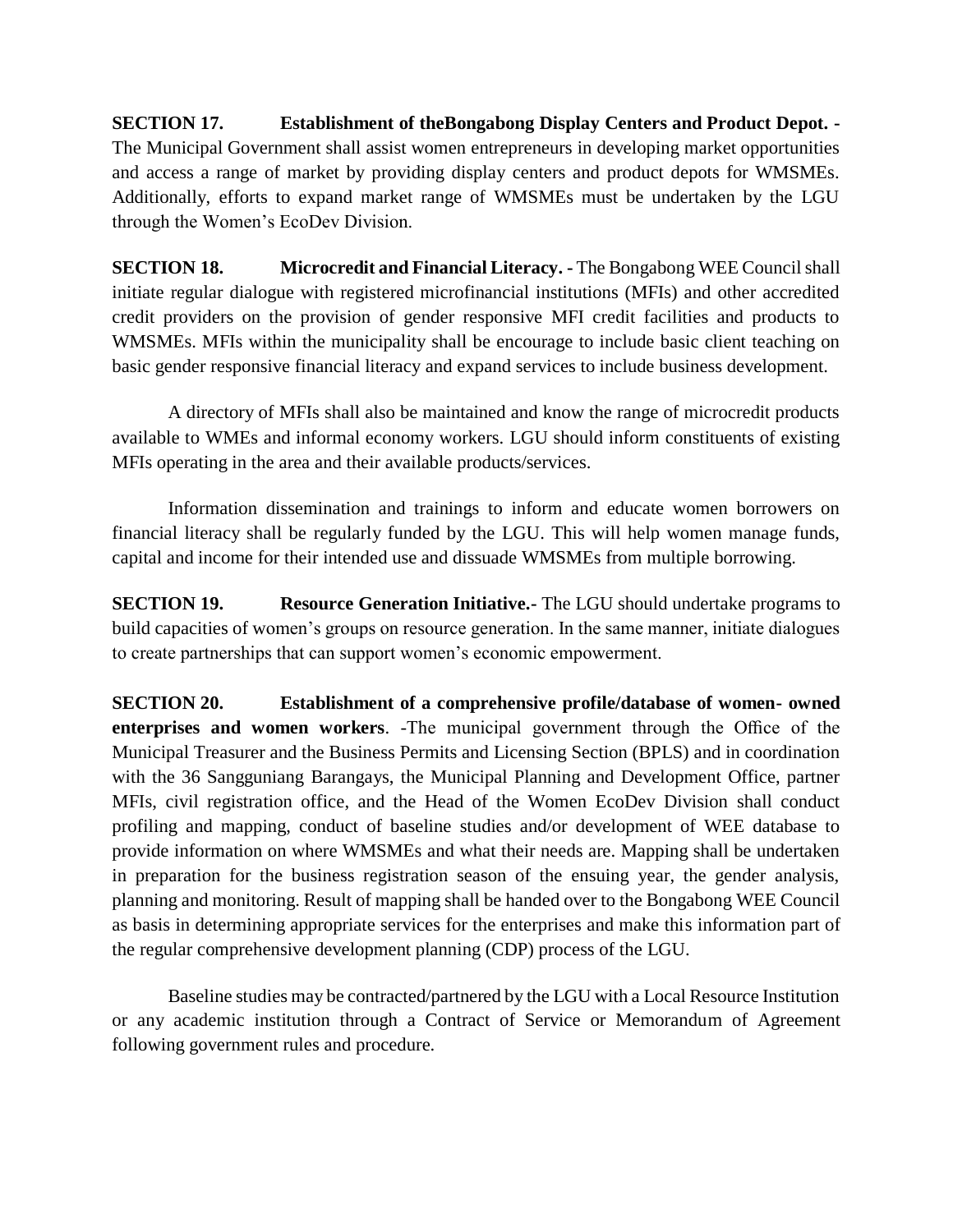**SECTION 17. Establishment of theBongabong Display Centers and Product Depot. -** The Municipal Government shall assist women entrepreneurs in developing market opportunities and access a range of market by providing display centers and product depots for WMSMEs. Additionally, efforts to expand market range of WMSMEs must be undertaken by the LGU through the Women's EcoDev Division.

**SECTION 18. Microcredit and Financial Literacy. -** The Bongabong WEE Council shall initiate regular dialogue with registered microfinancial institutions (MFIs) and other accredited credit providers on the provision of gender responsive MFI credit facilities and products to WMSMEs. MFIs within the municipality shall be encourage to include basic client teaching on basic gender responsive financial literacy and expand services to include business development.

A directory of MFIs shall also be maintained and know the range of microcredit products available to WMEs and informal economy workers. LGU should inform constituents of existing MFIs operating in the area and their available products/services.

Information dissemination and trainings to inform and educate women borrowers on financial literacy shall be regularly funded by the LGU. This will help women manage funds, capital and income for their intended use and dissuade WMSMEs from multiple borrowing.

**SECTION 19. Resource Generation Initiative.-** The LGU should undertake programs to build capacities of women's groups on resource generation. In the same manner, initiate dialogues to create partnerships that can support women's economic empowerment.

**SECTION 20. Establishment of a comprehensive profile/database of women- owned enterprises and women workers**. -The municipal government through the Office of the Municipal Treasurer and the Business Permits and Licensing Section (BPLS) and in coordination with the 36 Sangguniang Barangays, the Municipal Planning and Development Office, partner MFIs, civil registration office, and the Head of the Women EcoDev Division shall conduct profiling and mapping, conduct of baseline studies and/or development of WEE database to provide information on where WMSMEs and what their needs are. Mapping shall be undertaken in preparation for the business registration season of the ensuing year, the gender analysis, planning and monitoring. Result of mapping shall be handed over to the Bongabong WEE Council as basis in determining appropriate services for the enterprises and make this information part of the regular comprehensive development planning (CDP) process of the LGU.

Baseline studies may be contracted/partnered by the LGU with a Local Resource Institution or any academic institution through a Contract of Service or Memorandum of Agreement following government rules and procedure.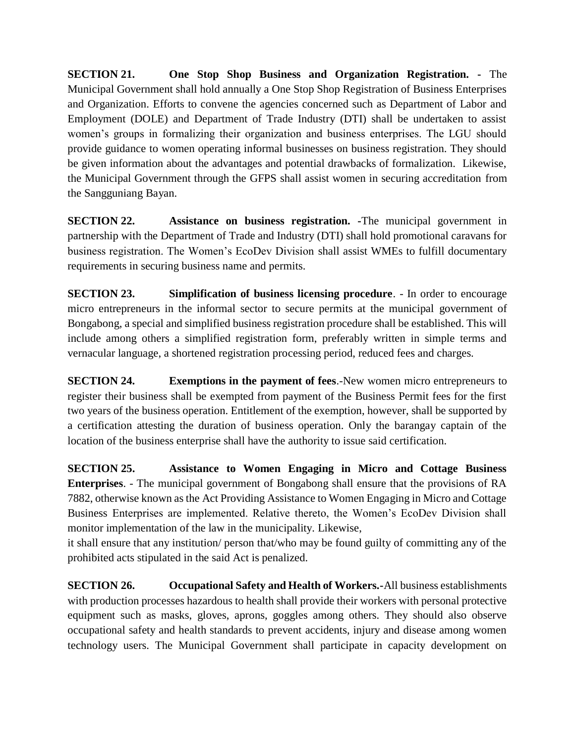**SECTION 21. One Stop Shop Business and Organization Registration. -** The Municipal Government shall hold annually a One Stop Shop Registration of Business Enterprises and Organization. Efforts to convene the agencies concerned such as Department of Labor and Employment (DOLE) and Department of Trade Industry (DTI) shall be undertaken to assist women's groups in formalizing their organization and business enterprises. The LGU should provide guidance to women operating informal businesses on business registration. They should be given information about the advantages and potential drawbacks of formalization. Likewise, the Municipal Government through the GFPS shall assist women in securing accreditation from the Sangguniang Bayan.

**SECTION 22. Assistance on business registration. -**The municipal government in partnership with the Department of Trade and Industry (DTI) shall hold promotional caravans for business registration. The Women's EcoDev Division shall assist WMEs to fulfill documentary requirements in securing business name and permits.

**SECTION 23. Simplification of business licensing procedure**. - In order to encourage micro entrepreneurs in the informal sector to secure permits at the municipal government of Bongabong, a special and simplified business registration procedure shall be established. This will include among others a simplified registration form, preferably written in simple terms and vernacular language, a shortened registration processing period, reduced fees and charges.

**SECTION 24. Exemptions in the payment of fees**.-New women micro entrepreneurs to register their business shall be exempted from payment of the Business Permit fees for the first two years of the business operation. Entitlement of the exemption, however, shall be supported by a certification attesting the duration of business operation. Only the barangay captain of the location of the business enterprise shall have the authority to issue said certification.

**SECTION 25. Assistance to Women Engaging in Micro and Cottage Business Enterprises**. - The municipal government of Bongabong shall ensure that the provisions of RA 7882, otherwise known as the Act Providing Assistance to Women Engaging in Micro and Cottage Business Enterprises are implemented. Relative thereto, the Women's EcoDev Division shall monitor implementation of the law in the municipality. Likewise,
it shall ensure that any institution/ person that/who may be found guilty of committing any of the prohibited acts stipulated in the said Act is penalized.

**SECTION 26. Occupational Safety and Health of Workers.-**All business establishments with production processes hazardous to health shall provide their workers with personal protective equipment such as masks, gloves, aprons, goggles among others. They should also observe occupational safety and health standards to prevent accidents, injury and disease among women technology users. The Municipal Government shall participate in capacity development on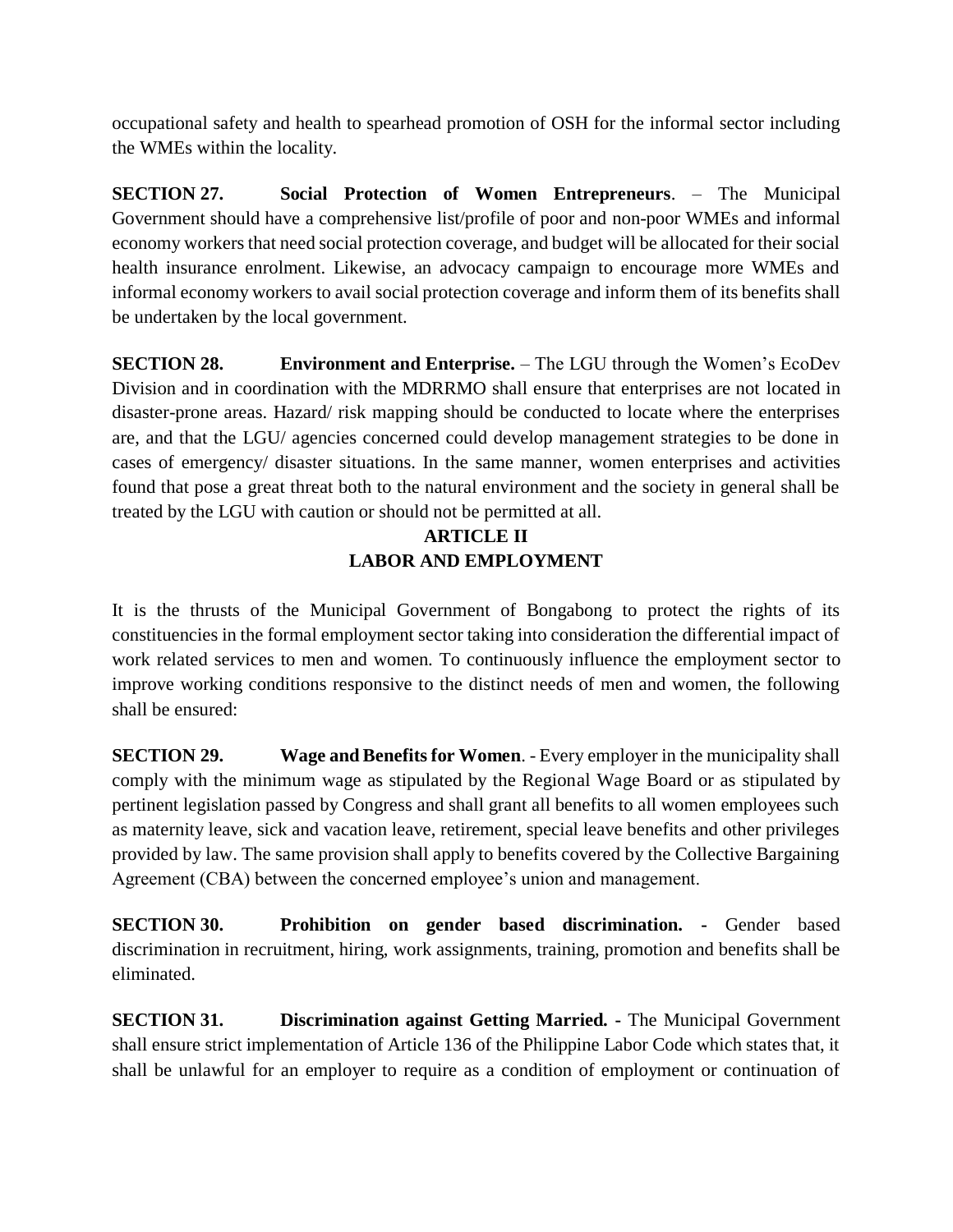occupational safety and health to spearhead promotion of OSH for the informal sector including the WMEs within the locality.

**SECTION 27. Social Protection of Women Entrepreneurs**. – The Municipal Government should have a comprehensive list/profile of poor and non-poor WMEs and informal economy workers that need social protection coverage, and budget will be allocated for their social health insurance enrolment. Likewise, an advocacy campaign to encourage more WMEs and informal economy workers to avail social protection coverage and inform them of its benefits shall be undertaken by the local government.

**SECTION 28. Environment and Enterprise.** – The LGU through the Women's EcoDev Division and in coordination with the MDRRMO shall ensure that enterprises are not located in disaster-prone areas. Hazard/ risk mapping should be conducted to locate where the enterprises are, and that the LGU/ agencies concerned could develop management strategies to be done in cases of emergency/ disaster situations. In the same manner, women enterprises and activities found that pose a great threat both to the natural environment and the society in general shall be treated by the LGU with caution or should not be permitted at all.

## ARTICLE II
## LABOR AND EMPLOYMENT

It is the thrusts of the Municipal Government of Bongabong to protect the rights of its constituencies in the formal employment sector taking into consideration the differential impact of work related services to men and women. To continuously influence the employment sector to improve working conditions responsive to the distinct needs of men and women, the following shall be ensured:

**SECTION 29. Wage and Benefits for Women**. - Every employer in the municipality shall comply with the minimum wage as stipulated by the Regional Wage Board or as stipulated by pertinent legislation passed by Congress and shall grant all benefits to all women employees such as maternity leave, sick and vacation leave, retirement, special leave benefits and other privileges provided by law. The same provision shall apply to benefits covered by the Collective Bargaining Agreement (CBA) between the concerned employee's union and management.

**SECTION 30. Prohibition on gender based discrimination. -** Gender based discrimination in recruitment, hiring, work assignments, training, promotion and benefits shall be eliminated.

**SECTION 31. Discrimination against Getting Married. -** The Municipal Government shall ensure strict implementation of Article 136 of the Philippine Labor Code which states that, it shall be unlawful for an employer to require as a condition of employment or continuation of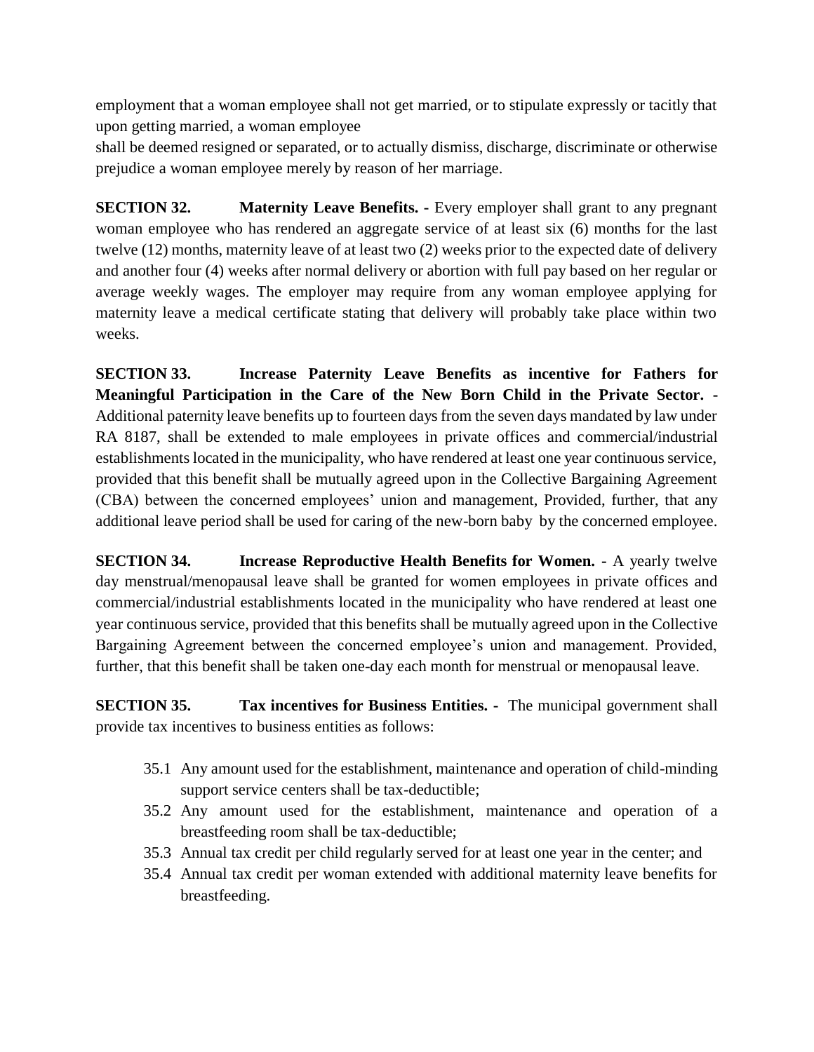employment that a woman employee shall not get married, or to stipulate expressly or tacitly that upon getting married, a woman employee

shall be deemed resigned or separated, or to actually dismiss, discharge, discriminate or otherwise prejudice a woman employee merely by reason of her marriage.

**SECTION 32. Maternity Leave Benefits. -** Every employer shall grant to any pregnant woman employee who has rendered an aggregate service of at least six (6) months for the last twelve (12) months, maternity leave of at least two (2) weeks prior to the expected date of delivery and another four (4) weeks after normal delivery or abortion with full pay based on her regular or average weekly wages. The employer may require from any woman employee applying for maternity leave a medical certificate stating that delivery will probably take place within two weeks.

**SECTION 33. Increase Paternity Leave Benefits as incentive for Fathers for Meaningful Participation in the Care of the New Born Child in the Private Sector. -** Additional paternity leave benefits up to fourteen days from the seven days mandated by law under RA 8187, shall be extended to male employees in private offices and commercial/industrial establishments located in the municipality, who have rendered at least one year continuous service, provided that this benefit shall be mutually agreed upon in the Collective Bargaining Agreement (CBA) between the concerned employees' union and management, Provided, further, that any additional leave period shall be used for caring of the new-born baby by the concerned employee.

**SECTION 34. Increase Reproductive Health Benefits for Women. -** A yearly twelve day menstrual/menopausal leave shall be granted for women employees in private offices and commercial/industrial establishments located in the municipality who have rendered at least one year continuous service, provided that this benefits shall be mutually agreed upon in the Collective Bargaining Agreement between the concerned employee's union and management. Provided, further, that this benefit shall be taken one-day each month for menstrual or menopausal leave.

**SECTION 35. Tax incentives for Business Entities. -** The municipal government shall provide tax incentives to business entities as follows:

35.1 Any amount used for the establishment, maintenance and operation of child-minding support service centers shall be tax-deductible;

35.2 Any amount used for the establishment, maintenance and operation of a breastfeeding room shall be tax-deductible;

35.3 Annual tax credit per child regularly served for at least one year in the center; and

35.4 Annual tax credit per woman extended with additional maternity leave benefits for breastfeeding.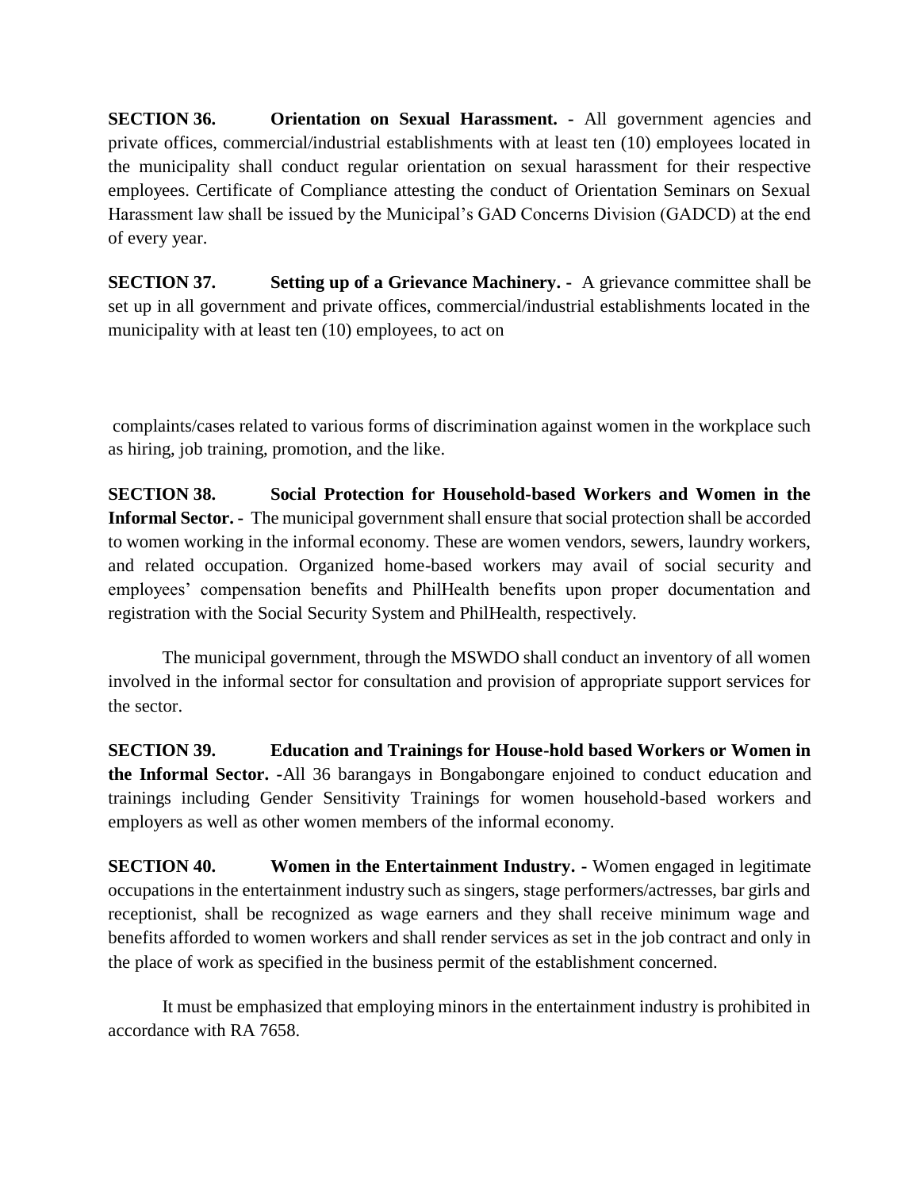**SECTION 36. Orientation on Sexual Harassment. -** All government agencies and private offices, commercial/industrial establishments with at least ten (10) employees located in the municipality shall conduct regular orientation on sexual harassment for their respective employees. Certificate of Compliance attesting the conduct of Orientation Seminars on Sexual Harassment law shall be issued by the Municipal's GAD Concerns Division (GADCD) at the end of every year.

**SECTION 37. Setting up of a Grievance Machinery. -** A grievance committee shall be set up in all government and private offices, commercial/industrial establishments located in the municipality with at least ten (10) employees, to act on complaints/cases related to various forms of discrimination against women in the workplace such as hiring, job training, promotion, and the like.

**SECTION 38. Social Protection for Household-based Workers and Women in the Informal Sector. -** The municipal government shall ensure that social protection shall be accorded to women working in the informal economy. These are women vendors, sewers, laundry workers, and related occupation. Organized home-based workers may avail of social security and employees' compensation benefits and PhilHealth benefits upon proper documentation and registration with the Social Security System and PhilHealth, respectively.

The municipal government, through the MSWDO shall conduct an inventory of all women involved in the informal sector for consultation and provision of appropriate support services for the sector.

**SECTION 39. Education and Trainings for House-hold based Workers or Women in the Informal Sector. -**All 36 barangays in Bongabongare enjoined to conduct education and trainings including Gender Sensitivity Trainings for women household-based workers and employers as well as other women members of the informal economy.

**SECTION 40. Women in the Entertainment Industry. -** Women engaged in legitimate occupations in the entertainment industry such as singers, stage performers/actresses, bar girls and receptionist, shall be recognized as wage earners and they shall receive minimum wage and benefits afforded to women workers and shall render services as set in the job contract and only in the place of work as specified in the business permit of the establishment concerned.

It must be emphasized that employing minors in the entertainment industry is prohibited in accordance with RA 7658.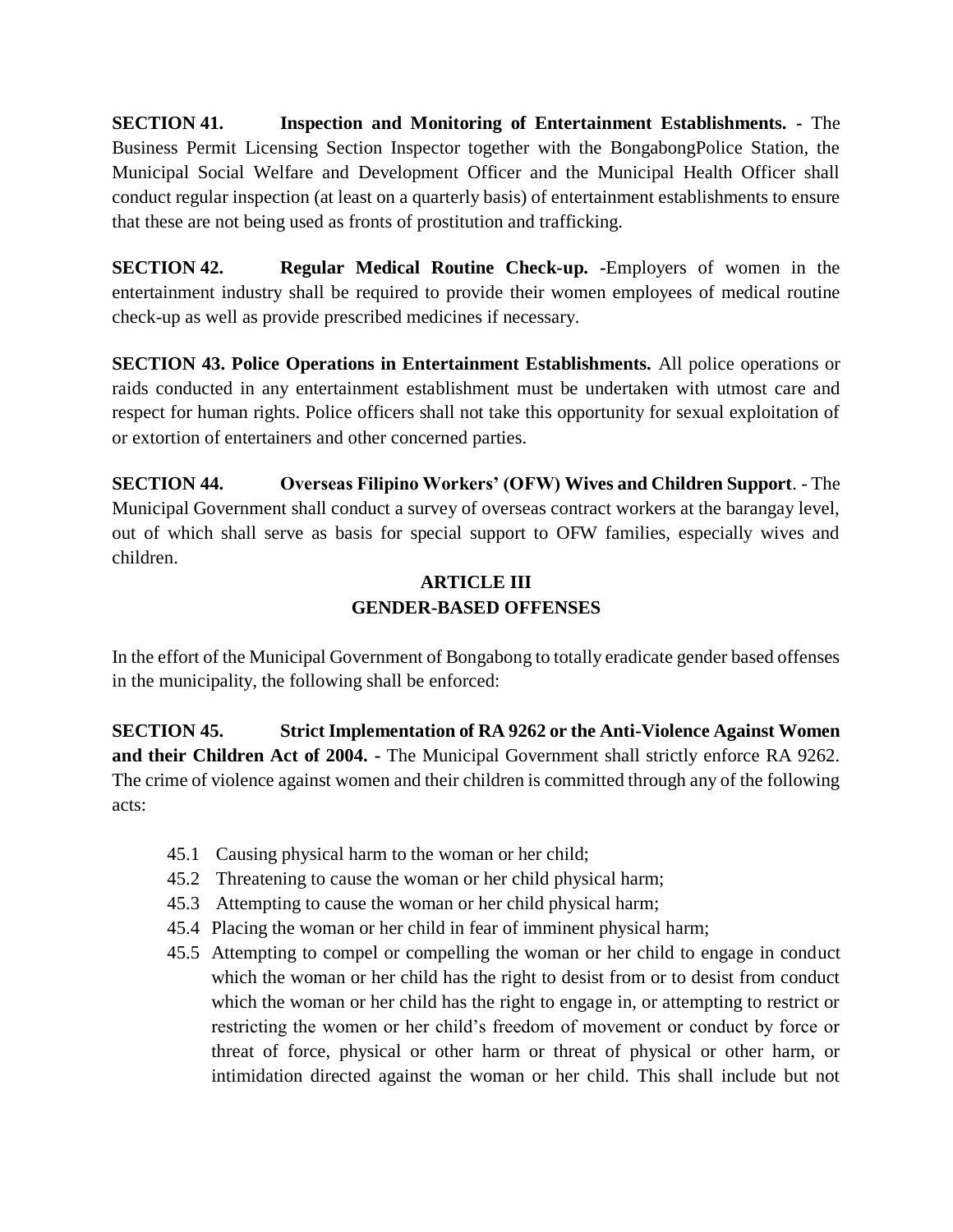**SECTION 41. Inspection and Monitoring of Entertainment Establishments. -** The Business Permit Licensing Section Inspector together with the BongabongPolice Station, the Municipal Social Welfare and Development Officer and the Municipal Health Officer shall conduct regular inspection (at least on a quarterly basis) of entertainment establishments to ensure that these are not being used as fronts of prostitution and trafficking.

**SECTION 42. Regular Medical Routine Check-up. -**Employers of women in the entertainment industry shall be required to provide their women employees of medical routine check-up as well as provide prescribed medicines if necessary.

**SECTION 43. Police Operations in Entertainment Establishments.** All police operations or raids conducted in any entertainment establishment must be undertaken with utmost care and respect for human rights. Police officers shall not take this opportunity for sexual exploitation of or extortion of entertainers and other concerned parties.

**SECTION 44. Overseas Filipino Workers' (OFW) Wives and Children Support**. - The Municipal Government shall conduct a survey of overseas contract workers at the barangay level, out of which shall serve as basis for special support to OFW families, especially wives and children.

## ARTICLE III
## GENDER-BASED OFFENSES

In the effort of the Municipal Government of Bongabong to totally eradicate gender based offenses in the municipality, the following shall be enforced:

**SECTION 45. Strict Implementation of RA 9262 or the Anti-Violence Against Women and their Children Act of 2004. -** The Municipal Government shall strictly enforce RA 9262. The crime of violence against women and their children is committed through any of the following acts:

- 45.1 Causing physical harm to the woman or her child;
- 45.2 Threatening to cause the woman or her child physical harm;
- 45.3 Attempting to cause the woman or her child physical harm;
- 45.4 Placing the woman or her child in fear of imminent physical harm;
- 45.5 Attempting to compel or compelling the woman or her child to engage in conduct which the woman or her child has the right to desist from or to desist from conduct which the woman or her child has the right to engage in, or attempting to restrict or restricting the women or her child's freedom of movement or conduct by force or threat of force, physical or other harm or threat of physical or other harm, or intimidation directed against the woman or her child. This shall include but not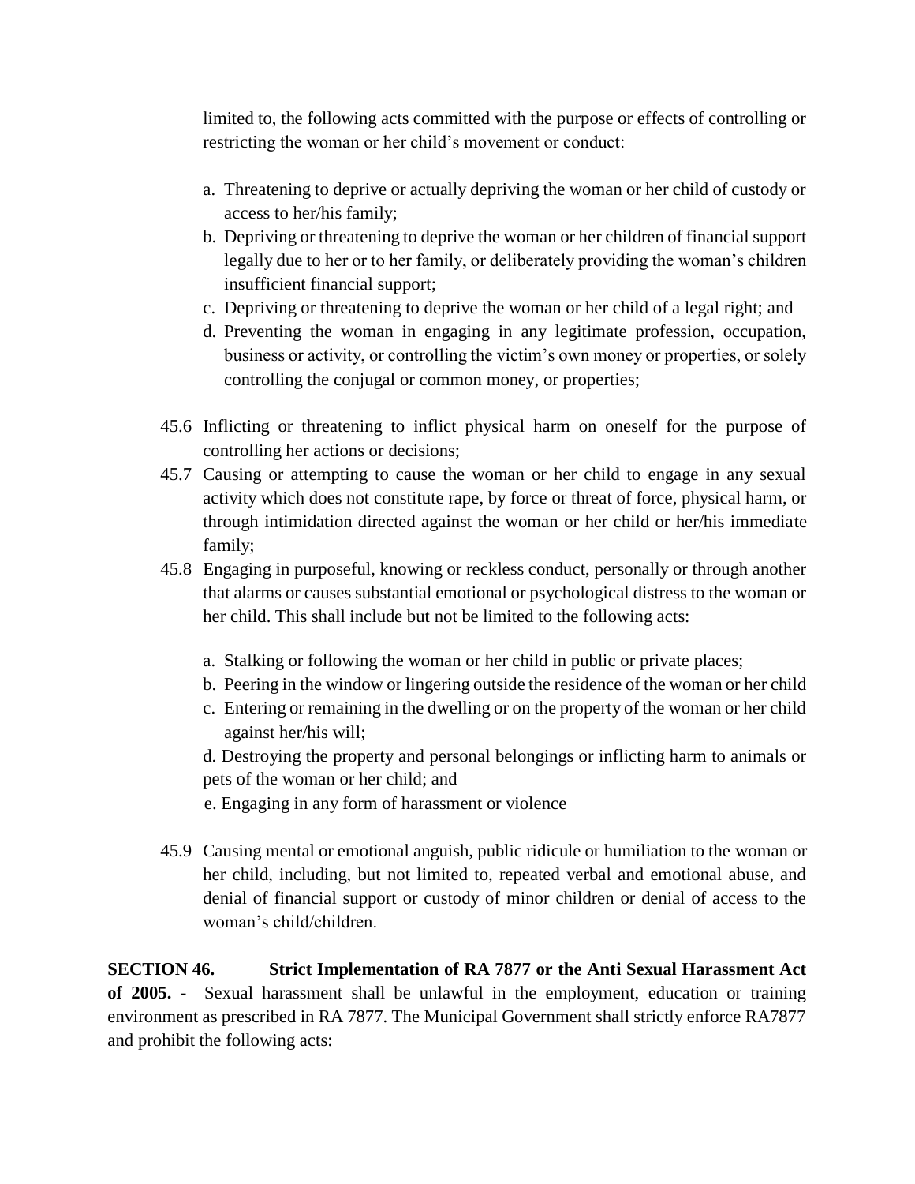limited to, the following acts committed with the purpose or effects of controlling or restricting the woman or her child's movement or conduct:

a. Threatening to deprive or actually depriving the woman or her child of custody or access to her/his family;
b. Depriving or threatening to deprive the woman or her children of financial support legally due to her or to her family, or deliberately providing the woman's children insufficient financial support;
c. Depriving or threatening to deprive the woman or her child of a legal right; and
d. Preventing the woman in engaging in any legitimate profession, occupation, business or activity, or controlling the victim's own money or properties, or solely controlling the conjugal or common money, or properties;

45.6 Inflicting or threatening to inflict physical harm on oneself for the purpose of controlling her actions or decisions;

45.7 Causing or attempting to cause the woman or her child to engage in any sexual activity which does not constitute rape, by force or threat of force, physical harm, or through intimidation directed against the woman or her child or her/his immediate family;

45.8 Engaging in purposeful, knowing or reckless conduct, personally or through another that alarms or causes substantial emotional or psychological distress to the woman or her child. This shall include but not be limited to the following acts:

a. Stalking or following the woman or her child in public or private places;
b. Peering in the window or lingering outside the residence of the woman or her child
c. Entering or remaining in the dwelling or on the property of the woman or her child against her/his will;
d. Destroying the property and personal belongings or inflicting harm to animals or pets of the woman or her child; and
e. Engaging in any form of harassment or violence

45.9 Causing mental or emotional anguish, public ridicule or humiliation to the woman or her child, including, but not limited to, repeated verbal and emotional abuse, and denial of financial support or custody of minor children or denial of access to the woman's child/children.

**SECTION 46. Strict Implementation of RA 7877 or the Anti Sexual Harassment Act of 2005. -** Sexual harassment shall be unlawful in the employment, education or training environment as prescribed in RA 7877. The Municipal Government shall strictly enforce RA7877 and prohibit the following acts: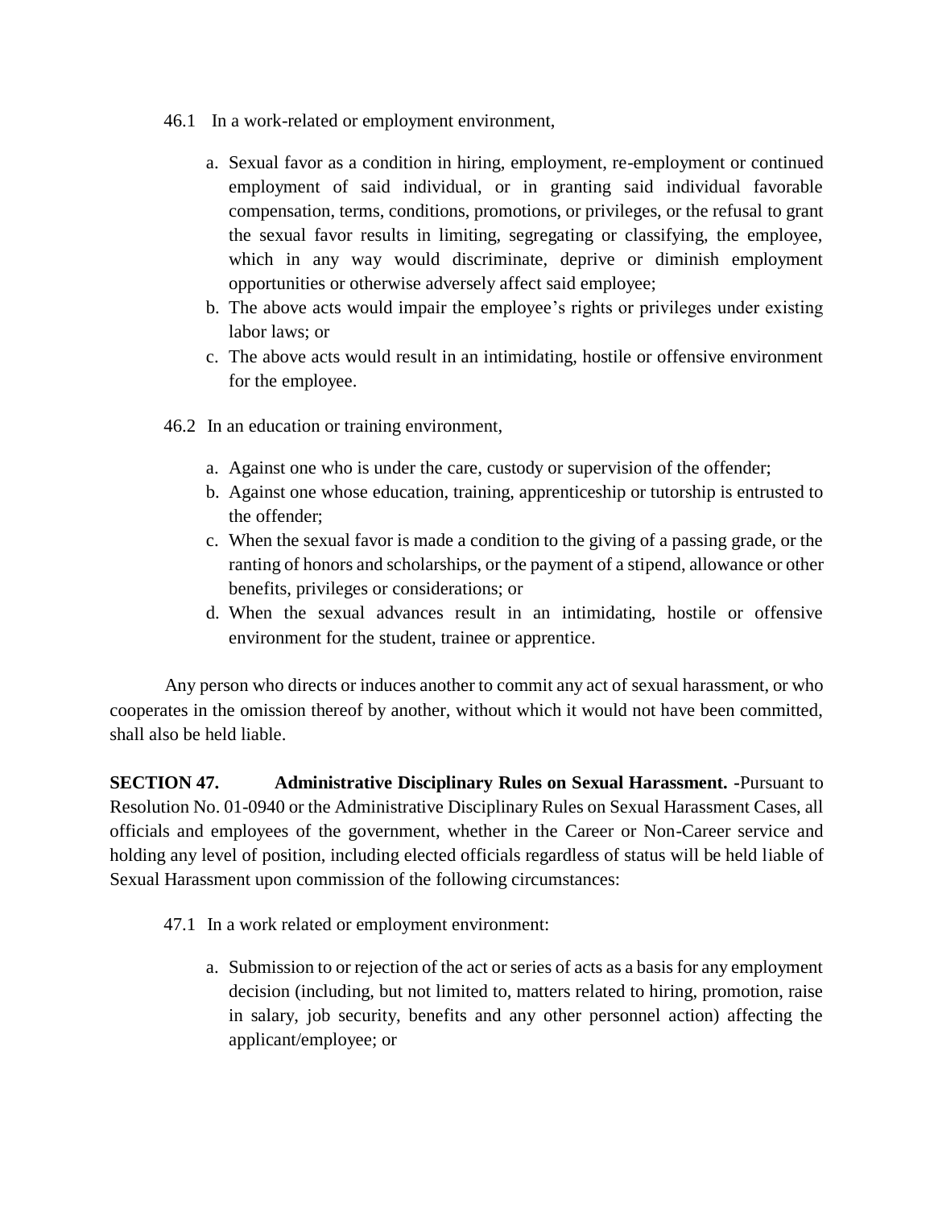46.1 In a work-related or employment environment,

a. Sexual favor as a condition in hiring, employment, re-employment or continued employment of said individual, or in granting said individual favorable compensation, terms, conditions, promotions, or privileges, or the refusal to grant the sexual favor results in limiting, segregating or classifying, the employee, which in any way would discriminate, deprive or diminish employment opportunities or otherwise adversely affect said employee;
b. The above acts would impair the employee's rights or privileges under existing labor laws; or
c. The above acts would result in an intimidating, hostile or offensive environment for the employee.

46.2 In an education or training environment,

a. Against one who is under the care, custody or supervision of the offender;
b. Against one whose education, training, apprenticeship or tutorship is entrusted to the offender;
c. When the sexual favor is made a condition to the giving of a passing grade, or the ranting of honors and scholarships, or the payment of a stipend, allowance or other benefits, privileges or considerations; or
d. When the sexual advances result in an intimidating, hostile or offensive environment for the student, trainee or apprentice.

Any person who directs or induces another to commit any act of sexual harassment, or who cooperates in the omission thereof by another, without which it would not have been committed, shall also be held liable.

**SECTION 47. Administrative Disciplinary Rules on Sexual Harassment. -**Pursuant to Resolution No. 01-0940 or the Administrative Disciplinary Rules on Sexual Harassment Cases, all officials and employees of the government, whether in the Career or Non-Career service and holding any level of position, including elected officials regardless of status will be held liable of Sexual Harassment upon commission of the following circumstances:

47.1 In a work related or employment environment:

a. Submission to or rejection of the act or series of acts as a basis for any employment decision (including, but not limited to, matters related to hiring, promotion, raise in salary, job security, benefits and any other personnel action) affecting the applicant/employee; or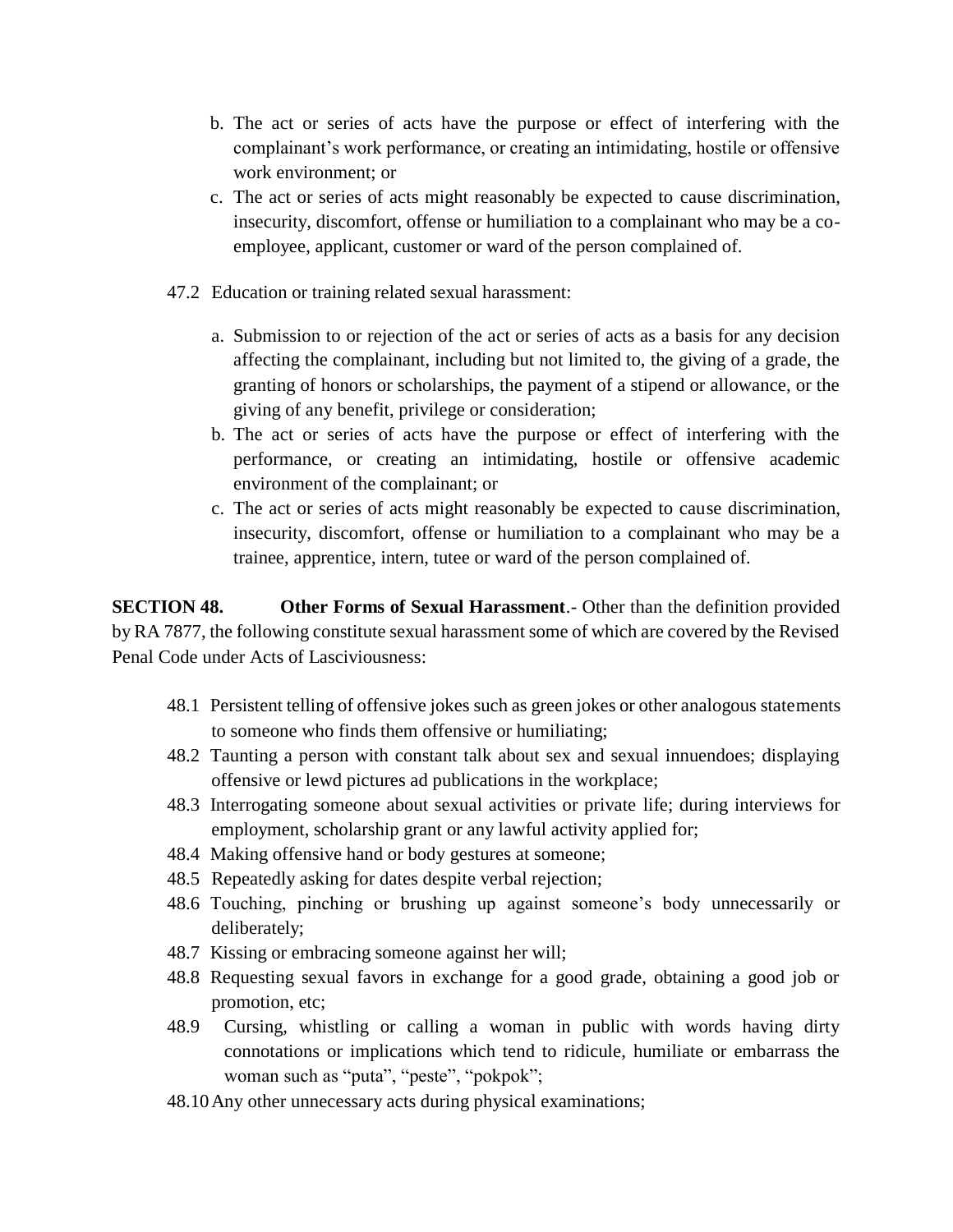b. The act or series of acts have the purpose or effect of interfering with the complainant's work performance, or creating an intimidating, hostile or offensive work environment; or

c. The act or series of acts might reasonably be expected to cause discrimination, insecurity, discomfort, offense or humiliation to a complainant who may be a co-employee, applicant, customer or ward of the person complained of.

47.2 Education or training related sexual harassment:

a. Submission to or rejection of the act or series of acts as a basis for any decision affecting the complainant, including but not limited to, the giving of a grade, the granting of honors or scholarships, the payment of a stipend or allowance, or the giving of any benefit, privilege or consideration;

b. The act or series of acts have the purpose or effect of interfering with the performance, or creating an intimidating, hostile or offensive academic environment of the complainant; or

c. The act or series of acts might reasonably be expected to cause discrimination, insecurity, discomfort, offense or humiliation to a complainant who may be a trainee, apprentice, intern, tutee or ward of the person complained of.

**SECTION 48. Other Forms of Sexual Harassment**.- Other than the definition provided by RA 7877, the following constitute sexual harassment some of which are covered by the Revised Penal Code under Acts of Lasciviousness:

48.1 Persistent telling of offensive jokes such as green jokes or other analogous statements to someone who finds them offensive or humiliating;

48.2 Taunting a person with constant talk about sex and sexual innuendoes; displaying offensive or lewd pictures ad publications in the workplace;

48.3 Interrogating someone about sexual activities or private life; during interviews for employment, scholarship grant or any lawful activity applied for;

48.4 Making offensive hand or body gestures at someone;

48.5 Repeatedly asking for dates despite verbal rejection;

48.6 Touching, pinching or brushing up against someone's body unnecessarily or deliberately;

48.7 Kissing or embracing someone against her will;

48.8 Requesting sexual favors in exchange for a good grade, obtaining a good job or promotion, etc;

48.9 Cursing, whistling or calling a woman in public with words having dirty connotations or implications which tend to ridicule, humiliate or embarrass the woman such as "puta", "peste", "pokpok";

48.10 Any other unnecessary acts during physical examinations;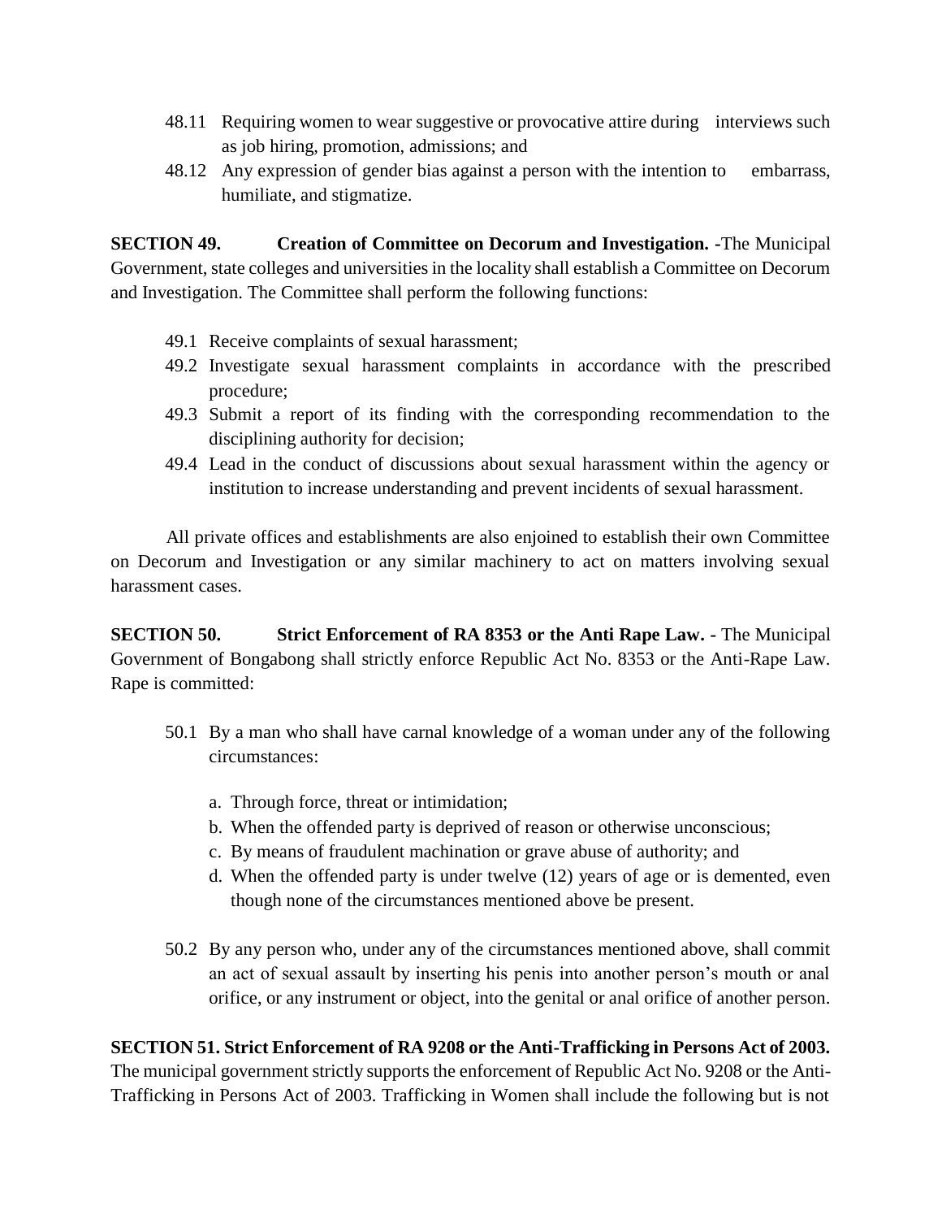48.11 Requiring women to wear suggestive or provocative attire during interviews such as job hiring, promotion, admissions; and

48.12 Any expression of gender bias against a person with the intention to embarrass, humiliate, and stigmatize.

**SECTION 49. Creation of Committee on Decorum and Investigation.** -The Municipal Government, state colleges and universities in the locality shall establish a Committee on Decorum and Investigation. The Committee shall perform the following functions:

49.1 Receive complaints of sexual harassment;

49.2 Investigate sexual harassment complaints in accordance with the prescribed procedure;

49.3 Submit a report of its finding with the corresponding recommendation to the disciplining authority for decision;

49.4 Lead in the conduct of discussions about sexual harassment within the agency or institution to increase understanding and prevent incidents of sexual harassment.

All private offices and establishments are also enjoined to establish their own Committee on Decorum and Investigation or any similar machinery to act on matters involving sexual harassment cases.

**SECTION 50. Strict Enforcement of RA 8353 or the Anti Rape Law.** - The Municipal Government of Bongabong shall strictly enforce Republic Act No. 8353 or the Anti-Rape Law. Rape is committed:

50.1 By a man who shall have carnal knowledge of a woman under any of the following circumstances:

a. Through force, threat or intimidation;
b. When the offended party is deprived of reason or otherwise unconscious;
c. By means of fraudulent machination or grave abuse of authority; and
d. When the offended party is under twelve (12) years of age or is demented, even though none of the circumstances mentioned above be present.

50.2 By any person who, under any of the circumstances mentioned above, shall commit an act of sexual assault by inserting his penis into another person's mouth or anal orifice, or any instrument or object, into the genital or anal orifice of another person.

**SECTION 51. Strict Enforcement of RA 9208 or the Anti-Trafficking in Persons Act of 2003.** The municipal government strictly supports the enforcement of Republic Act No. 9208 or the Anti-Trafficking in Persons Act of 2003. Trafficking in Women shall include the following but is not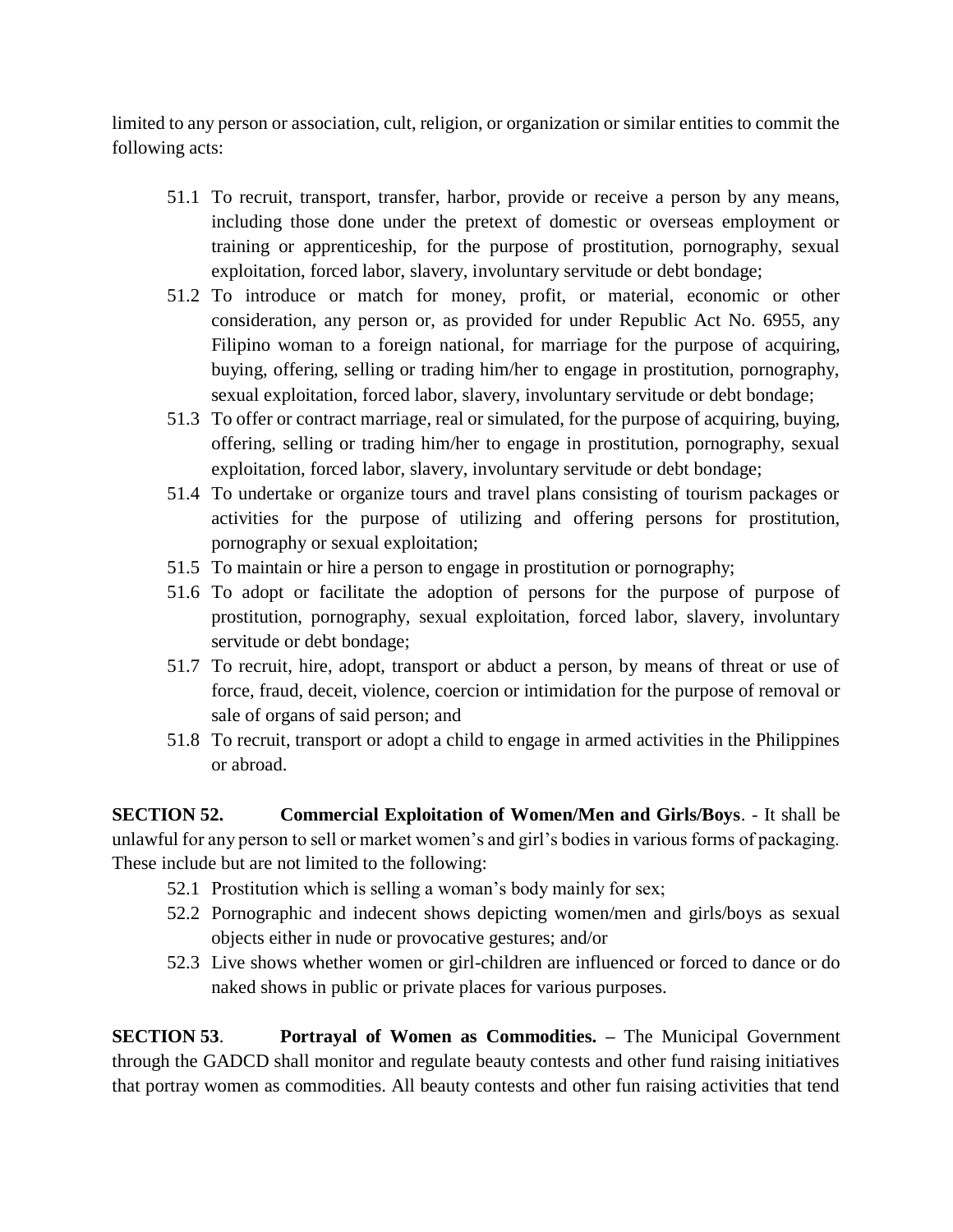limited to any person or association, cult, religion, or organization or similar entities to commit the following acts:

- 51.1 To recruit, transport, transfer, harbor, provide or receive a person by any means, including those done under the pretext of domestic or overseas employment or training or apprenticeship, for the purpose of prostitution, pornography, sexual exploitation, forced labor, slavery, involuntary servitude or debt bondage;
- 51.2 To introduce or match for money, profit, or material, economic or other consideration, any person or, as provided for under Republic Act No. 6955, any Filipino woman to a foreign national, for marriage for the purpose of acquiring, buying, offering, selling or trading him/her to engage in prostitution, pornography, sexual exploitation, forced labor, slavery, involuntary servitude or debt bondage;
- 51.3 To offer or contract marriage, real or simulated, for the purpose of acquiring, buying, offering, selling or trading him/her to engage in prostitution, pornography, sexual exploitation, forced labor, slavery, involuntary servitude or debt bondage;
- 51.4 To undertake or organize tours and travel plans consisting of tourism packages or activities for the purpose of utilizing and offering persons for prostitution, pornography or sexual exploitation;
- 51.5 To maintain or hire a person to engage in prostitution or pornography;
- 51.6 To adopt or facilitate the adoption of persons for the purpose of purpose of prostitution, pornography, sexual exploitation, forced labor, slavery, involuntary servitude or debt bondage;
- 51.7 To recruit, hire, adopt, transport or abduct a person, by means of threat or use of force, fraud, deceit, violence, coercion or intimidation for the purpose of removal or sale of organs of said person; and
- 51.8 To recruit, transport or adopt a child to engage in armed activities in the Philippines or abroad.

**SECTION 52. Commercial Exploitation of Women/Men and Girls/Boys**. - It shall be unlawful for any person to sell or market women's and girl's bodies in various forms of packaging. These include but are not limited to the following:

- 52.1 Prostitution which is selling a woman's body mainly for sex;
- 52.2 Pornographic and indecent shows depicting women/men and girls/boys as sexual objects either in nude or provocative gestures; and/or
- 52.3 Live shows whether women or girl-children are influenced or forced to dance or do naked shows in public or private places for various purposes.

**SECTION 53**. **Portrayal of Women as Commodities. –** The Municipal Government through the GADCD shall monitor and regulate beauty contests and other fund raising initiatives that portray women as commodities. All beauty contests and other fun raising activities that tend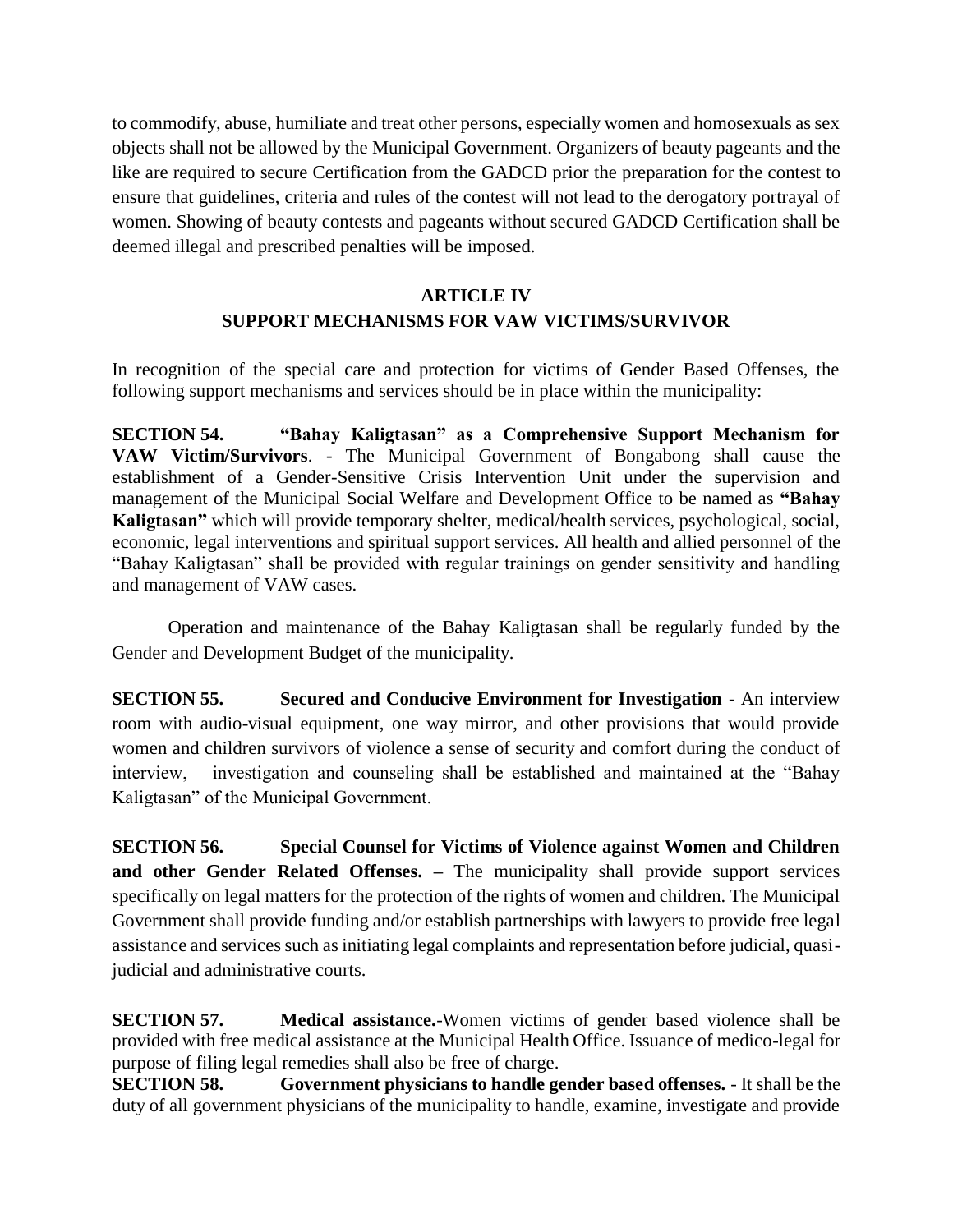to commodify, abuse, humiliate and treat other persons, especially women and homosexuals as sex objects shall not be allowed by the Municipal Government. Organizers of beauty pageants and the like are required to secure Certification from the GADCD prior the preparation for the contest to ensure that guidelines, criteria and rules of the contest will not lead to the derogatory portrayal of women. Showing of beauty contests and pageants without secured GADCD Certification shall be deemed illegal and prescribed penalties will be imposed.

## ARTICLE IV
## SUPPORT MECHANISMS FOR VAW VICTIMS/SURVIVOR

In recognition of the special care and protection for victims of Gender Based Offenses, the following support mechanisms and services should be in place within the municipality:

**SECTION 54. "Bahay Kaligtasan" as a Comprehensive Support Mechanism for VAW Victim/Survivors**. - The Municipal Government of Bongabong shall cause the establishment of a Gender-Sensitive Crisis Intervention Unit under the supervision and management of the Municipal Social Welfare and Development Office to be named as **"Bahay Kaligtasan"** which will provide temporary shelter, medical/health services, psychological, social, economic, legal interventions and spiritual support services. All health and allied personnel of the "Bahay Kaligtasan" shall be provided with regular trainings on gender sensitivity and handling and management of VAW cases.

Operation and maintenance of the Bahay Kaligtasan shall be regularly funded by the Gender and Development Budget of the municipality.

**SECTION 55. Secured and Conducive Environment for Investigation** - An interview room with audio-visual equipment, one way mirror, and other provisions that would provide women and children survivors of violence a sense of security and comfort during the conduct of interview, investigation and counseling shall be established and maintained at the "Bahay Kaligtasan" of the Municipal Government.

**SECTION 56. Special Counsel for Victims of Violence against Women and Children and other Gender Related Offenses. –** The municipality shall provide support services specifically on legal matters for the protection of the rights of women and children. The Municipal Government shall provide funding and/or establish partnerships with lawyers to provide free legal assistance and services such as initiating legal complaints and representation before judicial, quasi-judicial and administrative courts.

**SECTION 57. Medical assistance.**-Women victims of gender based violence shall be provided with free medical assistance at the Municipal Health Office. Issuance of medico-legal for purpose of filing legal remedies shall also be free of charge.

**SECTION 58. Government physicians to handle gender based offenses.** - It shall be the duty of all government physicians of the municipality to handle, examine, investigate and provide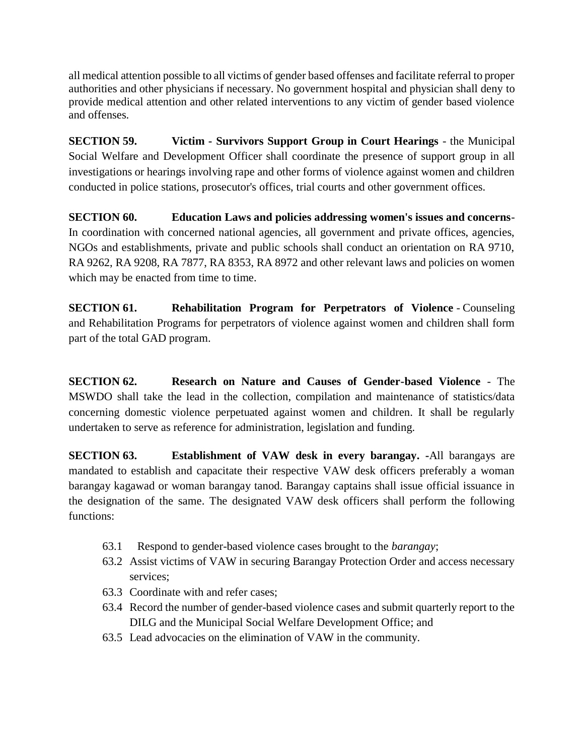all medical attention possible to all victims of gender based offenses and facilitate referral to proper authorities and other physicians if necessary. No government hospital and physician shall deny to provide medical attention and other related interventions to any victim of gender based violence and offenses.

**SECTION 59. Victim - Survivors Support Group in Court Hearings** - the Municipal Social Welfare and Development Officer shall coordinate the presence of support group in all investigations or hearings involving rape and other forms of violence against women and children conducted in police stations, prosecutor's offices, trial courts and other government offices.

**SECTION 60. Education Laws and policies addressing women's issues and concerns**- In coordination with concerned national agencies, all government and private offices, agencies, NGOs and establishments, private and public schools shall conduct an orientation on RA 9710, RA 9262, RA 9208, RA 7877, RA 8353, RA 8972 and other relevant laws and policies on women which may be enacted from time to time.

**SECTION 61. Rehabilitation Program for Perpetrators of Violence** - Counseling and Rehabilitation Programs for perpetrators of violence against women and children shall form part of the total GAD program.

**SECTION 62. Research on Nature and Causes of Gender-based Violence** - The MSWDO shall take the lead in the collection, compilation and maintenance of statistics/data concerning domestic violence perpetuated against women and children. It shall be regularly undertaken to serve as reference for administration, legislation and funding.

**SECTION 63. Establishment of VAW desk in every barangay. -**All barangays are mandated to establish and capacitate their respective VAW desk officers preferably a woman barangay kagawad or woman barangay tanod. Barangay captains shall issue official issuance in the designation of the same. The designated VAW desk officers shall perform the following functions:

63.1 Respond to gender-based violence cases brought to the *barangay*;

63.2 Assist victims of VAW in securing Barangay Protection Order and access necessary services;

63.3 Coordinate with and refer cases;

63.4 Record the number of gender-based violence cases and submit quarterly report to the DILG and the Municipal Social Welfare Development Office; and

63.5 Lead advocacies on the elimination of VAW in the community.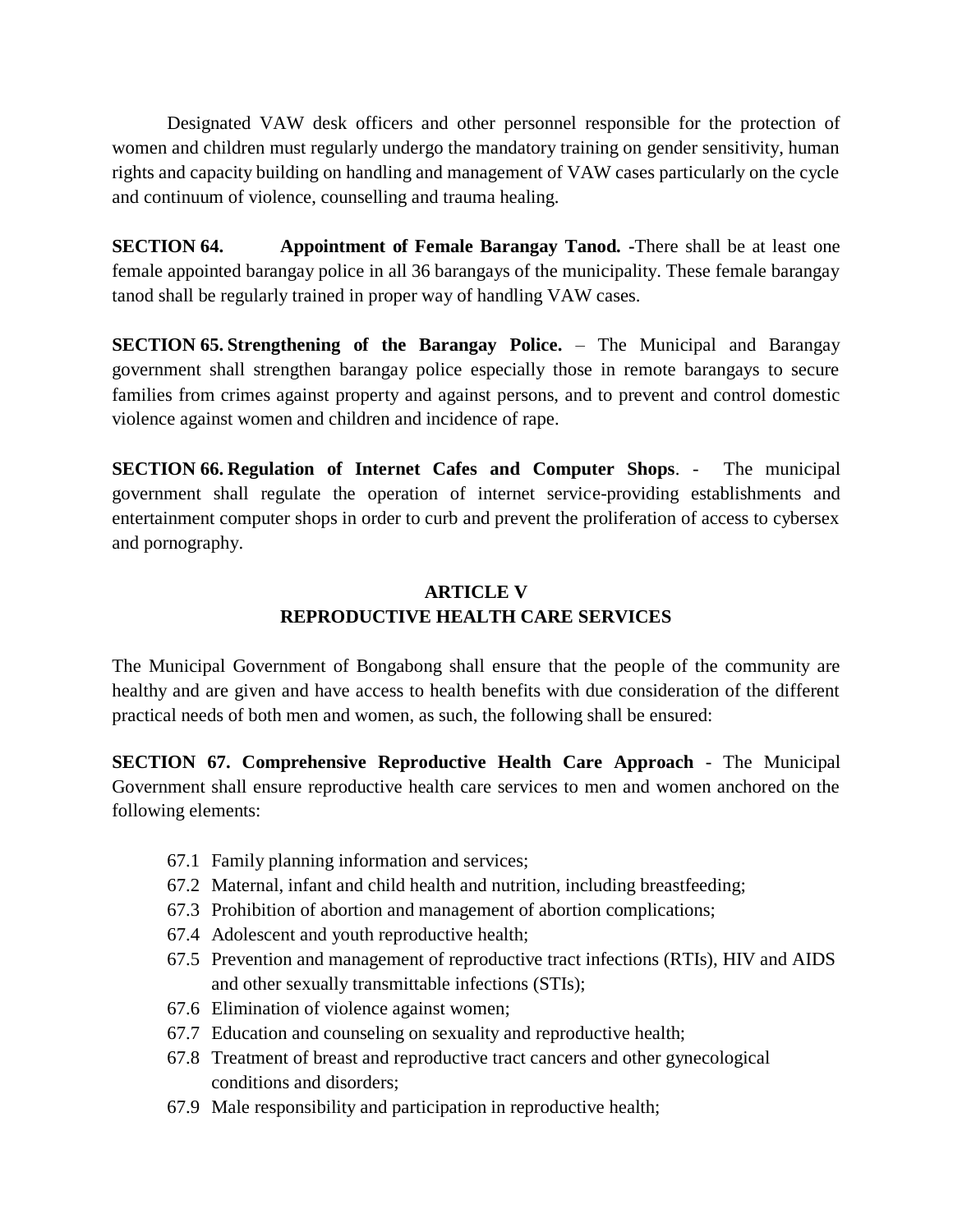Designated VAW desk officers and other personnel responsible for the protection of women and children must regularly undergo the mandatory training on gender sensitivity, human rights and capacity building on handling and management of VAW cases particularly on the cycle and continuum of violence, counselling and trauma healing.

**SECTION 64. Appointment of Female Barangay Tanod.** -There shall be at least one female appointed barangay police in all 36 barangays of the municipality. These female barangay tanod shall be regularly trained in proper way of handling VAW cases.

**SECTION 65. Strengthening of the Barangay Police.** – The Municipal and Barangay government shall strengthen barangay police especially those in remote barangays to secure families from crimes against property and against persons, and to prevent and control domestic violence against women and children and incidence of rape.

**SECTION 66. Regulation of Internet Cafes and Computer Shops**. - The municipal government shall regulate the operation of internet service-providing establishments and entertainment computer shops in order to curb and prevent the proliferation of access to cybersex and pornography.

## ARTICLE V
## REPRODUCTIVE HEALTH CARE SERVICES

The Municipal Government of Bongabong shall ensure that the people of the community are healthy and are given and have access to health benefits with due consideration of the different practical needs of both men and women, as such, the following shall be ensured:

**SECTION 67. Comprehensive Reproductive Health Care Approach** - The Municipal Government shall ensure reproductive health care services to men and women anchored on the following elements:

- 67.1 Family planning information and services;
- 67.2 Maternal, infant and child health and nutrition, including breastfeeding;
- 67.3 Prohibition of abortion and management of abortion complications;
- 67.4 Adolescent and youth reproductive health;
- 67.5 Prevention and management of reproductive tract infections (RTIs), HIV and AIDS and other sexually transmittable infections (STIs);
- 67.6 Elimination of violence against women;
- 67.7 Education and counseling on sexuality and reproductive health;
- 67.8 Treatment of breast and reproductive tract cancers and other gynecological conditions and disorders;
- 67.9 Male responsibility and participation in reproductive health;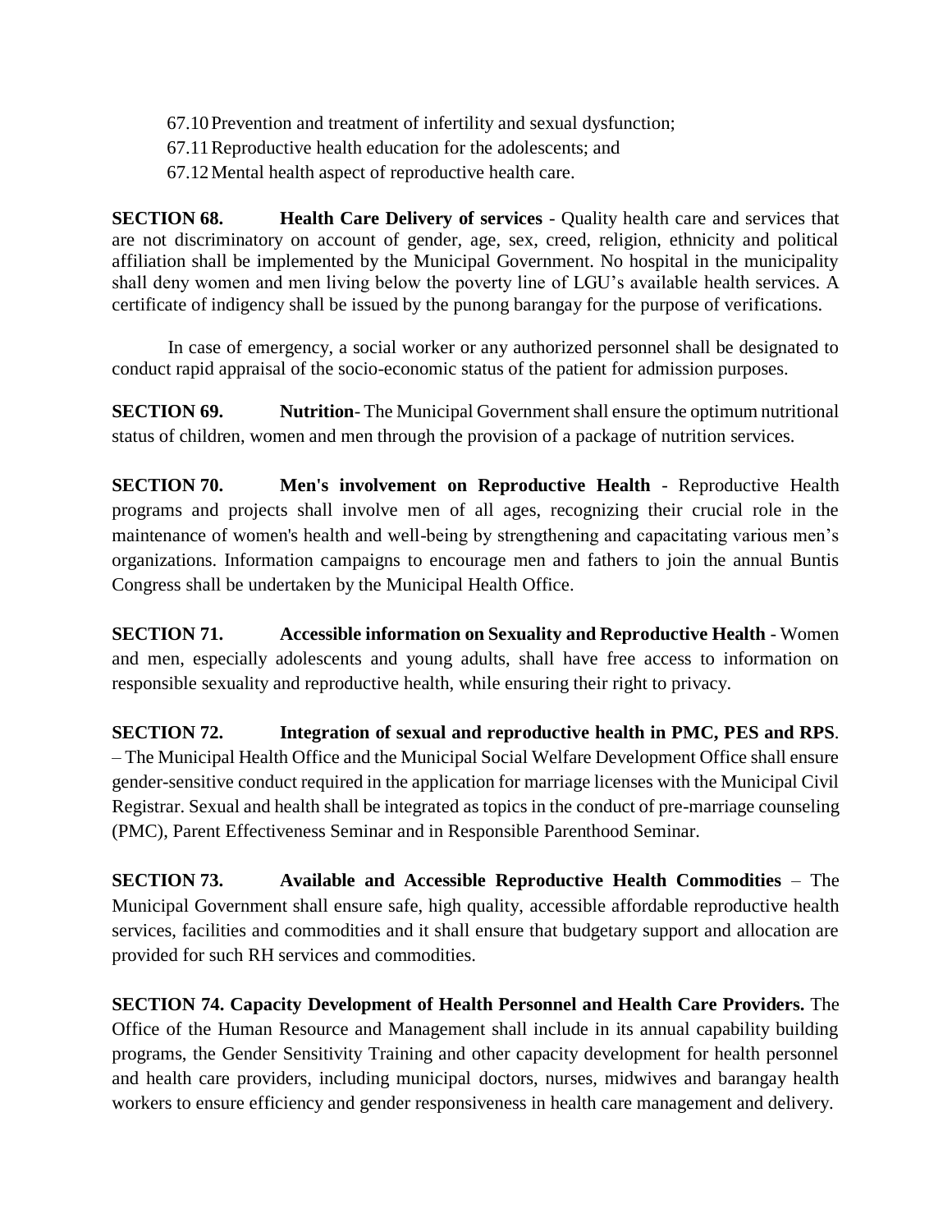67.10 Prevention and treatment of infertility and sexual dysfunction;
67.11 Reproductive health education for the adolescents; and
67.12 Mental health aspect of reproductive health care.

**SECTION 68. Health Care Delivery of services** - Quality health care and services that are not discriminatory on account of gender, age, sex, creed, religion, ethnicity and political affiliation shall be implemented by the Municipal Government. No hospital in the municipality shall deny women and men living below the poverty line of LGU's available health services. A certificate of indigency shall be issued by the punong barangay for the purpose of verifications.

In case of emergency, a social worker or any authorized personnel shall be designated to conduct rapid appraisal of the socio-economic status of the patient for admission purposes.

**SECTION 69. Nutrition**- The Municipal Government shall ensure the optimum nutritional status of children, women and men through the provision of a package of nutrition services.

**SECTION 70. Men's involvement on Reproductive Health** - Reproductive Health programs and projects shall involve men of all ages, recognizing their crucial role in the maintenance of women's health and well-being by strengthening and capacitating various men's organizations. Information campaigns to encourage men and fathers to join the annual Buntis Congress shall be undertaken by the Municipal Health Office.

**SECTION 71. Accessible information on Sexuality and Reproductive Health** - Women and men, especially adolescents and young adults, shall have free access to information on responsible sexuality and reproductive health, while ensuring their right to privacy.

**SECTION 72. Integration of sexual and reproductive health in PMC, PES and RPS**. – The Municipal Health Office and the Municipal Social Welfare Development Office shall ensure gender-sensitive conduct required in the application for marriage licenses with the Municipal Civil Registrar. Sexual and health shall be integrated as topics in the conduct of pre-marriage counseling (PMC), Parent Effectiveness Seminar and in Responsible Parenthood Seminar.

**SECTION 73. Available and Accessible Reproductive Health Commodities** – The Municipal Government shall ensure safe, high quality, accessible affordable reproductive health services, facilities and commodities and it shall ensure that budgetary support and allocation are provided for such RH services and commodities.

**SECTION 74. Capacity Development of Health Personnel and Health Care Providers.** The Office of the Human Resource and Management shall include in its annual capability building programs, the Gender Sensitivity Training and other capacity development for health personnel and health care providers, including municipal doctors, nurses, midwives and barangay health workers to ensure efficiency and gender responsiveness in health care management and delivery.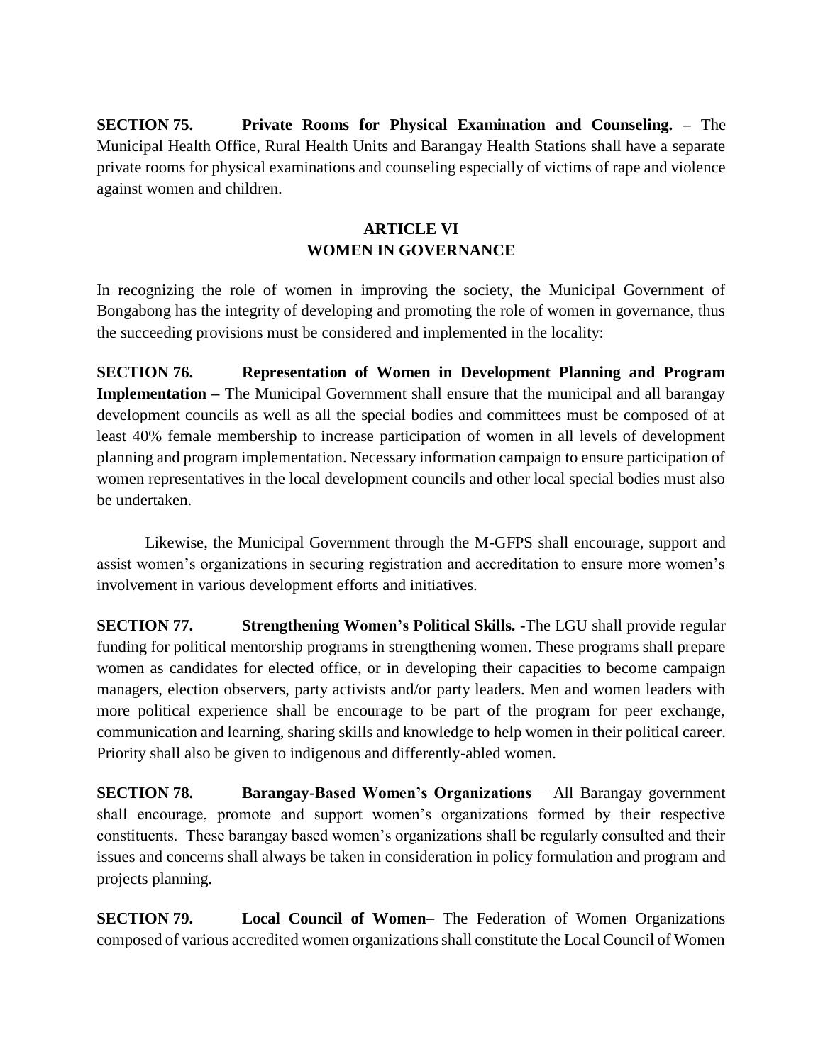**SECTION 75. Private Rooms for Physical Examination and Counseling. –** The Municipal Health Office, Rural Health Units and Barangay Health Stations shall have a separate private rooms for physical examinations and counseling especially of victims of rape and violence against women and children.

## ARTICLE VI
## WOMEN IN GOVERNANCE

In recognizing the role of women in improving the society, the Municipal Government of Bongabong has the integrity of developing and promoting the role of women in governance, thus the succeeding provisions must be considered and implemented in the locality:

**SECTION 76. Representation of Women in Development Planning and Program Implementation –** The Municipal Government shall ensure that the municipal and all barangay development councils as well as all the special bodies and committees must be composed of at least 40% female membership to increase participation of women in all levels of development planning and program implementation. Necessary information campaign to ensure participation of women representatives in the local development councils and other local special bodies must also be undertaken.

Likewise, the Municipal Government through the M-GFPS shall encourage, support and assist women's organizations in securing registration and accreditation to ensure more women's involvement in various development efforts and initiatives.

**SECTION 77. Strengthening Women's Political Skills. -**The LGU shall provide regular funding for political mentorship programs in strengthening women. These programs shall prepare women as candidates for elected office, or in developing their capacities to become campaign managers, election observers, party activists and/or party leaders. Men and women leaders with more political experience shall be encourage to be part of the program for peer exchange, communication and learning, sharing skills and knowledge to help women in their political career. Priority shall also be given to indigenous and differently-abled women.

**SECTION 78. Barangay-Based Women's Organizations** – All Barangay government shall encourage, promote and support women's organizations formed by their respective constituents. These barangay based women's organizations shall be regularly consulted and their issues and concerns shall always be taken in consideration in policy formulation and program and projects planning.

**SECTION 79. Local Council of Women**– The Federation of Women Organizations composed of various accredited women organizations shall constitute the Local Council of Women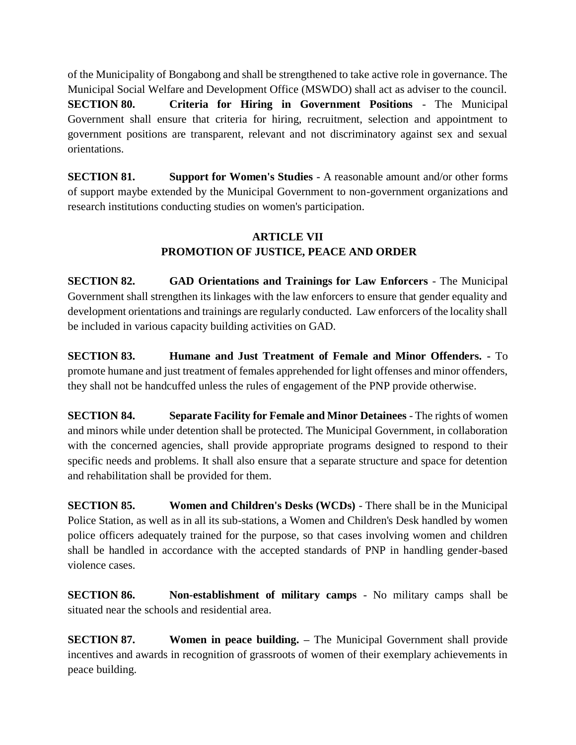of the Municipality of Bongabong and shall be strengthened to take active role in governance. The Municipal Social Welfare and Development Office (MSWDO) shall act as adviser to the council.

**SECTION 80. Criteria for Hiring in Government Positions** - The Municipal Government shall ensure that criteria for hiring, recruitment, selection and appointment to government positions are transparent, relevant and not discriminatory against sex and sexual orientations.

**SECTION 81. Support for Women's Studies** - A reasonable amount and/or other forms of support maybe extended by the Municipal Government to non-government organizations and research institutions conducting studies on women's participation.

## ARTICLE VII
## PROMOTION OF JUSTICE, PEACE AND ORDER

**SECTION 82. GAD Orientations and Trainings for Law Enforcers** - The Municipal Government shall strengthen its linkages with the law enforcers to ensure that gender equality and development orientations and trainings are regularly conducted. Law enforcers of the locality shall be included in various capacity building activities on GAD.

**SECTION 83. Humane and Just Treatment of Female and Minor Offenders. -** To promote humane and just treatment of females apprehended for light offenses and minor offenders, they shall not be handcuffed unless the rules of engagement of the PNP provide otherwise.

**SECTION 84. Separate Facility for Female and Minor Detainees** - The rights of women and minors while under detention shall be protected. The Municipal Government, in collaboration with the concerned agencies, shall provide appropriate programs designed to respond to their specific needs and problems. It shall also ensure that a separate structure and space for detention and rehabilitation shall be provided for them.

**SECTION 85. Women and Children's Desks (WCDs)** - There shall be in the Municipal Police Station, as well as in all its sub-stations, a Women and Children's Desk handled by women police officers adequately trained for the purpose, so that cases involving women and children shall be handled in accordance with the accepted standards of PNP in handling gender-based violence cases.

**SECTION 86. Non-establishment of military camps** - No military camps shall be situated near the schools and residential area.

**SECTION 87. Women in peace building. –** The Municipal Government shall provide incentives and awards in recognition of grassroots of women of their exemplary achievements in peace building.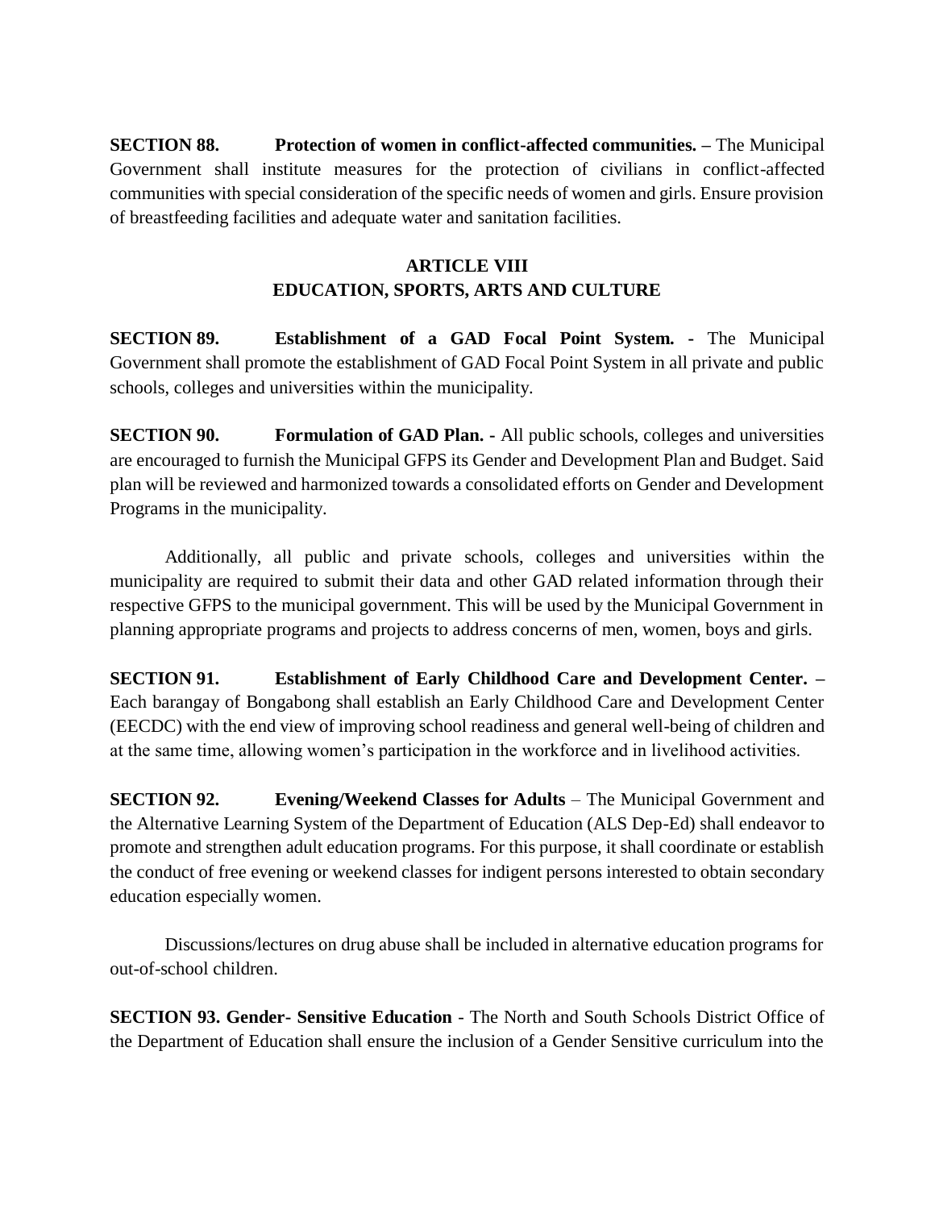**SECTION 88. Protection of women in conflict-affected communities. –** The Municipal Government shall institute measures for the protection of civilians in conflict-affected communities with special consideration of the specific needs of women and girls. Ensure provision of breastfeeding facilities and adequate water and sanitation facilities.

## ARTICLE VIII
## EDUCATION, SPORTS, ARTS AND CULTURE

**SECTION 89. Establishment of a GAD Focal Point System. -** The Municipal Government shall promote the establishment of GAD Focal Point System in all private and public schools, colleges and universities within the municipality.

**SECTION 90. Formulation of GAD Plan. -** All public schools, colleges and universities are encouraged to furnish the Municipal GFPS its Gender and Development Plan and Budget. Said plan will be reviewed and harmonized towards a consolidated efforts on Gender and Development Programs in the municipality.

Additionally, all public and private schools, colleges and universities within the municipality are required to submit their data and other GAD related information through their respective GFPS to the municipal government. This will be used by the Municipal Government in planning appropriate programs and projects to address concerns of men, women, boys and girls.

**SECTION 91. Establishment of Early Childhood Care and Development Center. –** Each barangay of Bongabong shall establish an Early Childhood Care and Development Center (EECDC) with the end view of improving school readiness and general well-being of children and at the same time, allowing women's participation in the workforce and in livelihood activities.

**SECTION 92. Evening/Weekend Classes for Adults** – The Municipal Government and the Alternative Learning System of the Department of Education (ALS Dep-Ed) shall endeavor to promote and strengthen adult education programs. For this purpose, it shall coordinate or establish the conduct of free evening or weekend classes for indigent persons interested to obtain secondary education especially women.

Discussions/lectures on drug abuse shall be included in alternative education programs for out-of-school children.

**SECTION 93. Gender- Sensitive Education** - The North and South Schools District Office of the Department of Education shall ensure the inclusion of a Gender Sensitive curriculum into the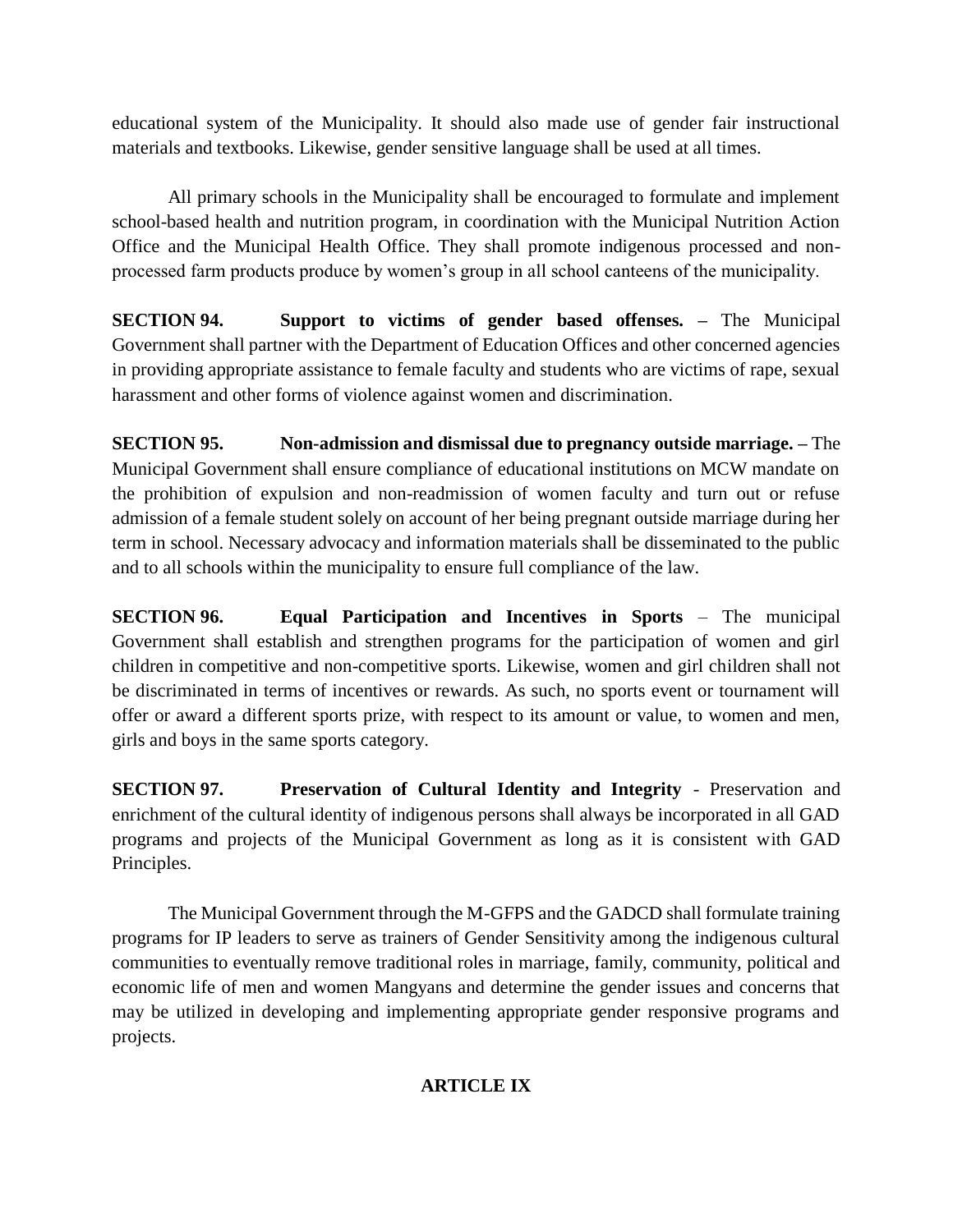educational system of the Municipality. It should also made use of gender fair instructional materials and textbooks. Likewise, gender sensitive language shall be used at all times.

All primary schools in the Municipality shall be encouraged to formulate and implement school-based health and nutrition program, in coordination with the Municipal Nutrition Action Office and the Municipal Health Office. They shall promote indigenous processed and non-processed farm products produce by women's group in all school canteens of the municipality.

**SECTION 94. Support to victims of gender based offenses. –** The Municipal Government shall partner with the Department of Education Offices and other concerned agencies in providing appropriate assistance to female faculty and students who are victims of rape, sexual harassment and other forms of violence against women and discrimination.

**SECTION 95. Non-admission and dismissal due to pregnancy outside marriage. –** The Municipal Government shall ensure compliance of educational institutions on MCW mandate on the prohibition of expulsion and non-readmission of women faculty and turn out or refuse admission of a female student solely on account of her being pregnant outside marriage during her term in school. Necessary advocacy and information materials shall be disseminated to the public and to all schools within the municipality to ensure full compliance of the law.

**SECTION 96. Equal Participation and Incentives in Sports** – The municipal Government shall establish and strengthen programs for the participation of women and girl children in competitive and non-competitive sports. Likewise, women and girl children shall not be discriminated in terms of incentives or rewards. As such, no sports event or tournament will offer or award a different sports prize, with respect to its amount or value, to women and men, girls and boys in the same sports category.

**SECTION 97. Preservation of Cultural Identity and Integrity** - Preservation and enrichment of the cultural identity of indigenous persons shall always be incorporated in all GAD programs and projects of the Municipal Government as long as it is consistent with GAD Principles.

The Municipal Government through the M-GFPS and the GADCD shall formulate training programs for IP leaders to serve as trainers of Gender Sensitivity among the indigenous cultural communities to eventually remove traditional roles in marriage, family, community, political and economic life of men and women Mangyans and determine the gender issues and concerns that may be utilized in developing and implementing appropriate gender responsive programs and projects.

## ARTICLE IX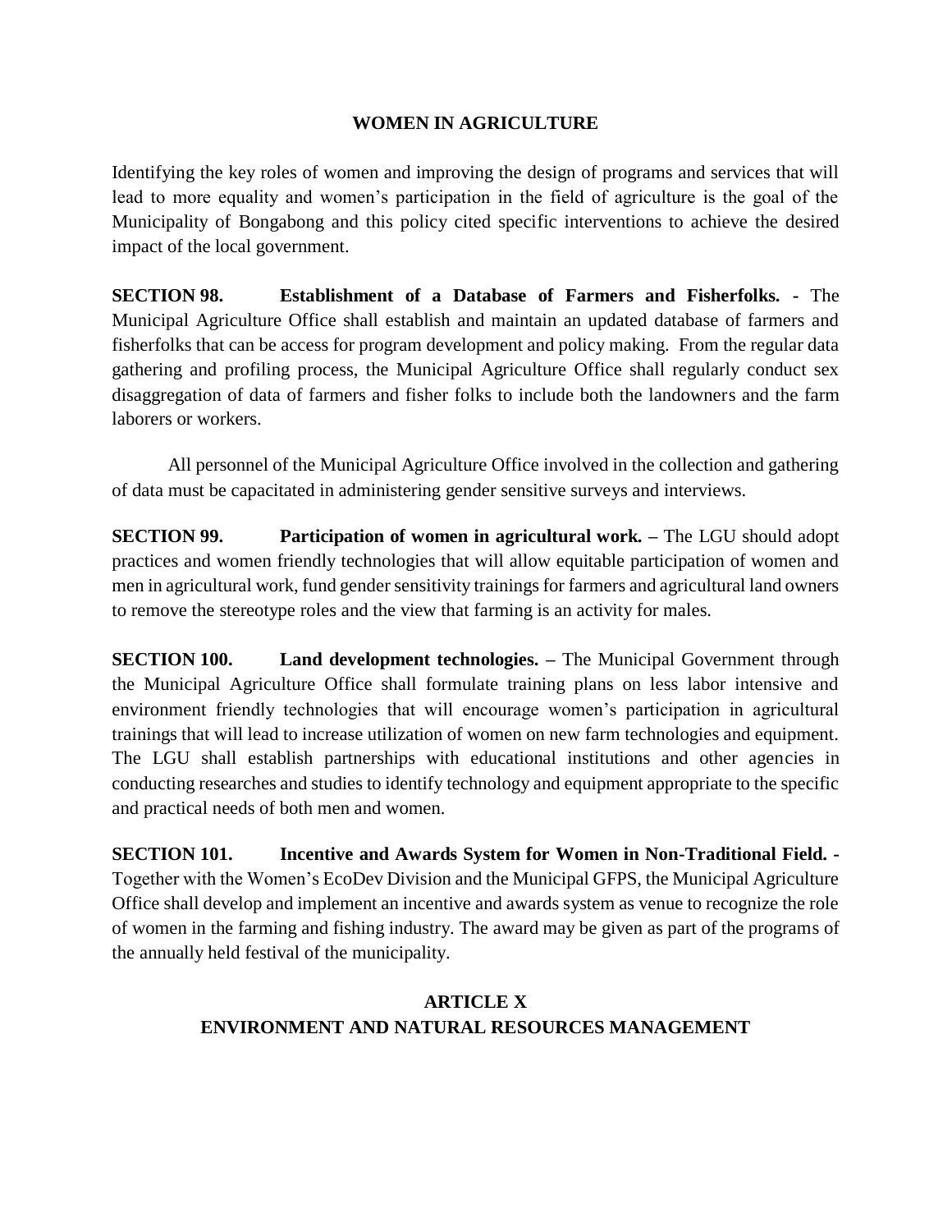## WOMEN IN AGRICULTURE

Identifying the key roles of women and improving the design of programs and services that will lead to more equality and women's participation in the field of agriculture is the goal of the Municipality of Bongabong and this policy cited specific interventions to achieve the desired impact of the local government.

**SECTION 98. Establishment of a Database of Farmers and Fisherfolks. -** The Municipal Agriculture Office shall establish and maintain an updated database of farmers and fisherfolks that can be access for program development and policy making. From the regular data gathering and profiling process, the Municipal Agriculture Office shall regularly conduct sex disaggregation of data of farmers and fisher folks to include both the landowners and the farm laborers or workers.

All personnel of the Municipal Agriculture Office involved in the collection and gathering of data must be capacitated in administering gender sensitive surveys and interviews.

**SECTION 99. Participation of women in agricultural work. –** The LGU should adopt practices and women friendly technologies that will allow equitable participation of women and men in agricultural work, fund gender sensitivity trainings for farmers and agricultural land owners to remove the stereotype roles and the view that farming is an activity for males.

**SECTION 100. Land development technologies. –** The Municipal Government through the Municipal Agriculture Office shall formulate training plans on less labor intensive and environment friendly technologies that will encourage women's participation in agricultural trainings that will lead to increase utilization of women on new farm technologies and equipment. The LGU shall establish partnerships with educational institutions and other agencies in conducting researches and studies to identify technology and equipment appropriate to the specific and practical needs of both men and women.

**SECTION 101. Incentive and Awards System for Women in Non-Traditional Field. -** Together with the Women's EcoDev Division and the Municipal GFPS, the Municipal Agriculture Office shall develop and implement an incentive and awards system as venue to recognize the role of women in the farming and fishing industry. The award may be given as part of the programs of the annually held festival of the municipality.

## ARTICLE X
## ENVIRONMENT AND NATURAL RESOURCES MANAGEMENT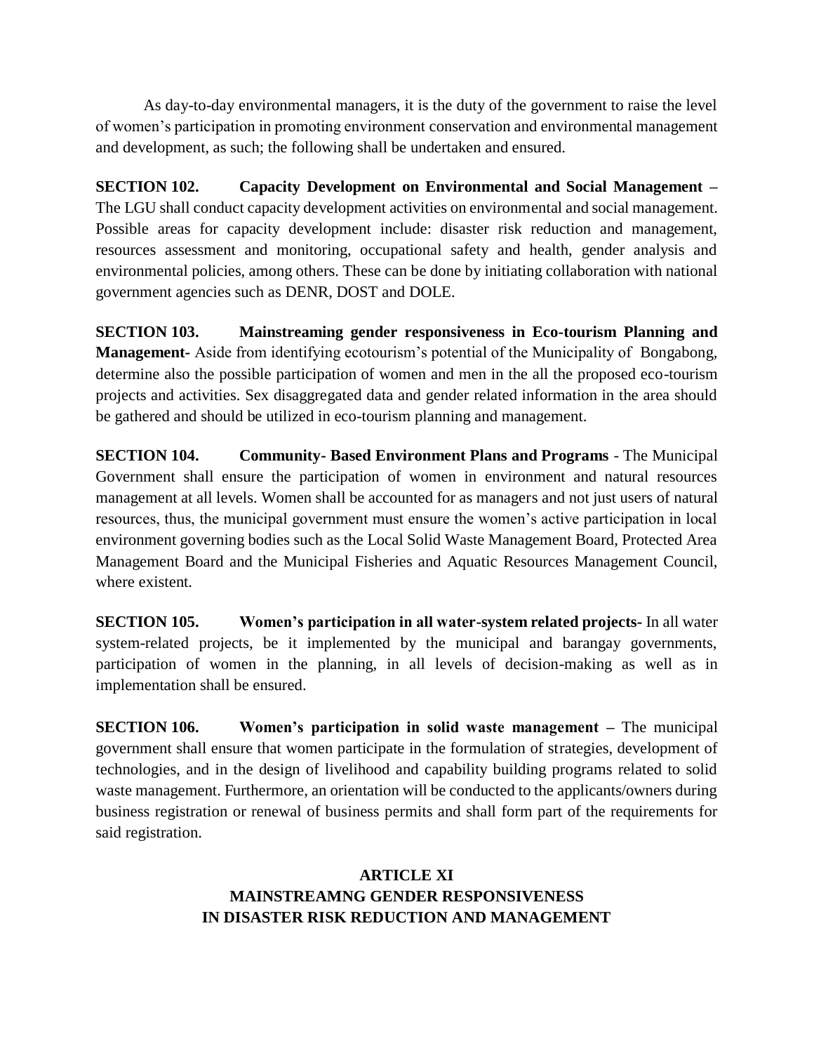As day-to-day environmental managers, it is the duty of the government to raise the level of women's participation in promoting environment conservation and environmental management and development, as such; the following shall be undertaken and ensured.

**SECTION 102. Capacity Development on Environmental and Social Management –** The LGU shall conduct capacity development activities on environmental and social management. Possible areas for capacity development include: disaster risk reduction and management, resources assessment and monitoring, occupational safety and health, gender analysis and environmental policies, among others. These can be done by initiating collaboration with national government agencies such as DENR, DOST and DOLE.

**SECTION 103. Mainstreaming gender responsiveness in Eco-tourism Planning and Management-** Aside from identifying ecotourism's potential of the Municipality of Bongabong, determine also the possible participation of women and men in the all the proposed eco-tourism projects and activities. Sex disaggregated data and gender related information in the area should be gathered and should be utilized in eco-tourism planning and management.

**SECTION 104. Community- Based Environment Plans and Programs** - The Municipal Government shall ensure the participation of women in environment and natural resources management at all levels. Women shall be accounted for as managers and not just users of natural resources, thus, the municipal government must ensure the women's active participation in local environment governing bodies such as the Local Solid Waste Management Board, Protected Area Management Board and the Municipal Fisheries and Aquatic Resources Management Council, where existent.

**SECTION 105. Women's participation in all water-system related projects-** In all water system-related projects, be it implemented by the municipal and barangay governments, participation of women in the planning, in all levels of decision-making as well as in implementation shall be ensured.

**SECTION 106. Women's participation in solid waste management –** The municipal government shall ensure that women participate in the formulation of strategies, development of technologies, and in the design of livelihood and capability building programs related to solid waste management. Furthermore, an orientation will be conducted to the applicants/owners during business registration or renewal of business permits and shall form part of the requirements for said registration.

## ARTICLE XI
## MAINSTREAMNG GENDER RESPONSIVENESS IN DISASTER RISK REDUCTION AND MANAGEMENT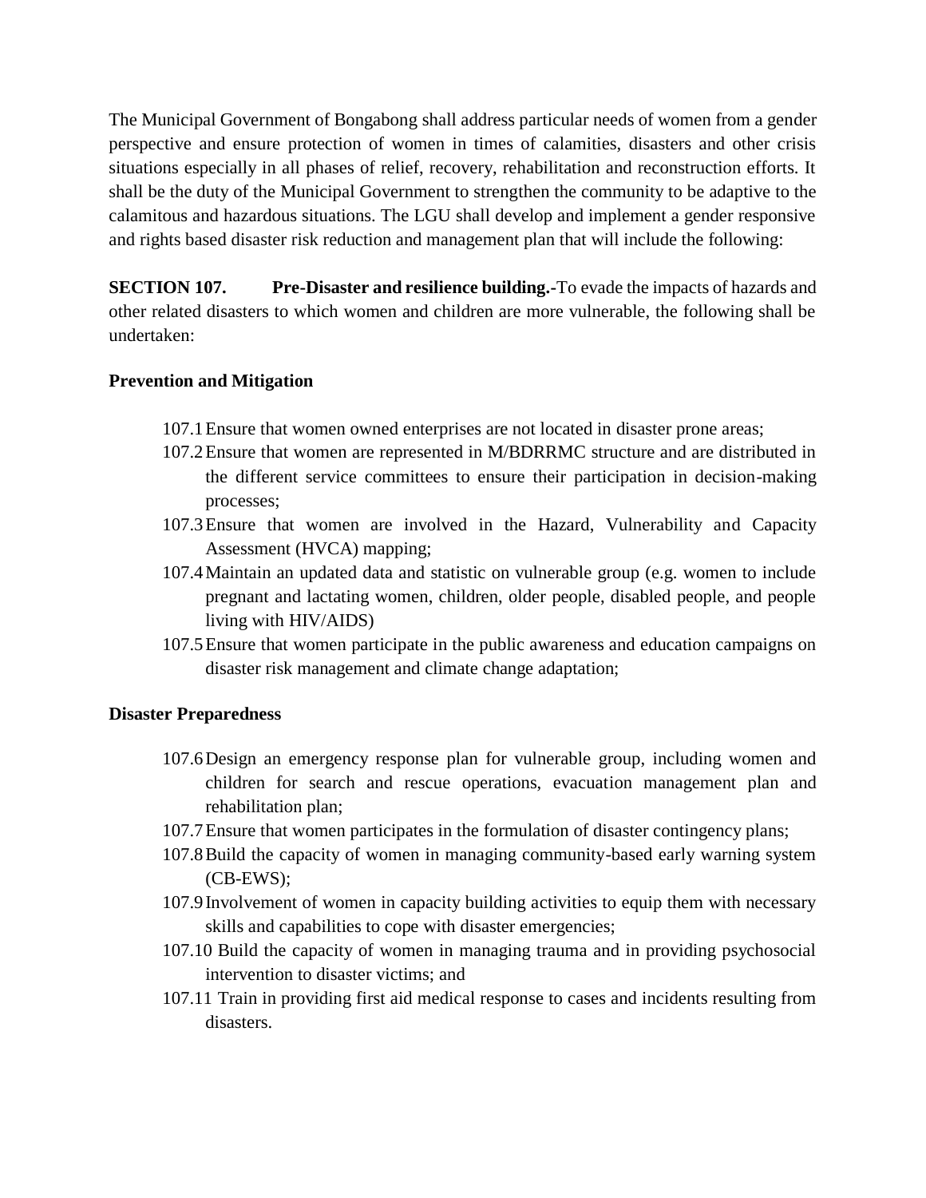The Municipal Government of Bongabong shall address particular needs of women from a gender perspective and ensure protection of women in times of calamities, disasters and other crisis situations especially in all phases of relief, recovery, rehabilitation and reconstruction efforts. It shall be the duty of the Municipal Government to strengthen the community to be adaptive to the calamitous and hazardous situations. The LGU shall develop and implement a gender responsive and rights based disaster risk reduction and management plan that will include the following:

**SECTION 107. Pre-Disaster and resilience building.-**To evade the impacts of hazards and other related disasters to which women and children are more vulnerable, the following shall be undertaken:

**Prevention and Mitigation**

107.1 Ensure that women owned enterprises are not located in disaster prone areas;

107.2 Ensure that women are represented in M/BDRRMC structure and are distributed in the different service committees to ensure their participation in decision-making processes;

107.3 Ensure that women are involved in the Hazard, Vulnerability and Capacity Assessment (HVCA) mapping;

107.4 Maintain an updated data and statistic on vulnerable group (e.g. women to include pregnant and lactating women, children, older people, disabled people, and people living with HIV/AIDS)

107.5 Ensure that women participate in the public awareness and education campaigns on disaster risk management and climate change adaptation;

**Disaster Preparedness**

107.6 Design an emergency response plan for vulnerable group, including women and children for search and rescue operations, evacuation management plan and rehabilitation plan;

107.7 Ensure that women participates in the formulation of disaster contingency plans;

107.8 Build the capacity of women in managing community-based early warning system (CB-EWS);

107.9 Involvement of women in capacity building activities to equip them with necessary skills and capabilities to cope with disaster emergencies;

107.10 Build the capacity of women in managing trauma and in providing psychosocial intervention to disaster victims; and

107.11 Train in providing first aid medical response to cases and incidents resulting from disasters.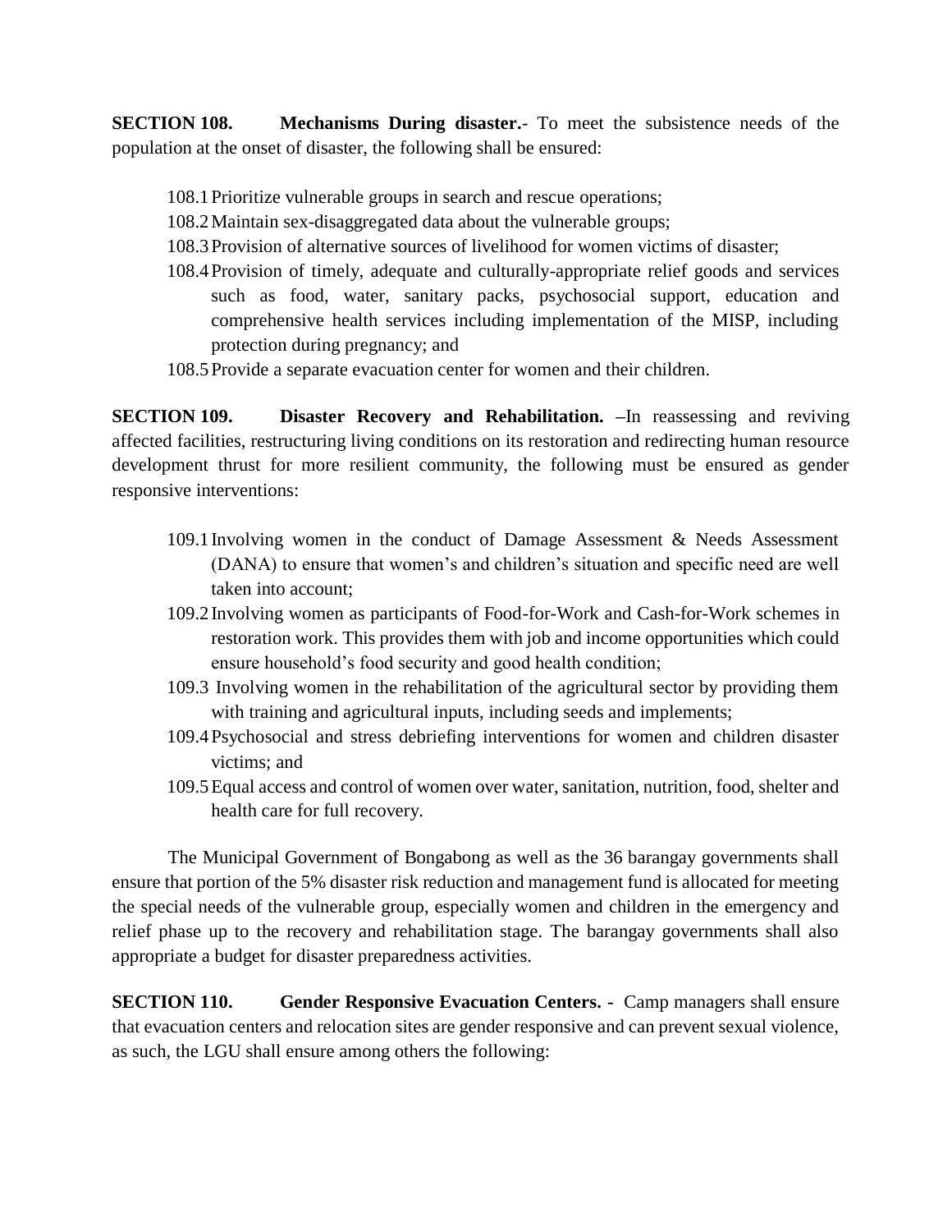**SECTION 108. Mechanisms During disaster.-** To meet the subsistence needs of the population at the onset of disaster, the following shall be ensured:

108.1 Prioritize vulnerable groups in search and rescue operations;

108.2 Maintain sex-disaggregated data about the vulnerable groups;

108.3 Provision of alternative sources of livelihood for women victims of disaster;

108.4 Provision of timely, adequate and culturally-appropriate relief goods and services such as food, water, sanitary packs, psychosocial support, education and comprehensive health services including implementation of the MISP, including protection during pregnancy; and

108.5 Provide a separate evacuation center for women and their children.

**SECTION 109. Disaster Recovery and Rehabilitation. –**In reassessing and reviving affected facilities, restructuring living conditions on its restoration and redirecting human resource development thrust for more resilient community, the following must be ensured as gender responsive interventions:

109.1 Involving women in the conduct of Damage Assessment & Needs Assessment (DANA) to ensure that women's and children's situation and specific need are well taken into account;

109.2 Involving women as participants of Food-for-Work and Cash-for-Work schemes in restoration work. This provides them with job and income opportunities which could ensure household's food security and good health condition;

109.3 Involving women in the rehabilitation of the agricultural sector by providing them with training and agricultural inputs, including seeds and implements;

109.4 Psychosocial and stress debriefing interventions for women and children disaster victims; and

109.5 Equal access and control of women over water, sanitation, nutrition, food, shelter and health care for full recovery.

The Municipal Government of Bongabong as well as the 36 barangay governments shall ensure that portion of the 5% disaster risk reduction and management fund is allocated for meeting the special needs of the vulnerable group, especially women and children in the emergency and relief phase up to the recovery and rehabilitation stage. The barangay governments shall also appropriate a budget for disaster preparedness activities.

**SECTION 110. Gender Responsive Evacuation Centers. -** Camp managers shall ensure that evacuation centers and relocation sites are gender responsive and can prevent sexual violence, as such, the LGU shall ensure among others the following: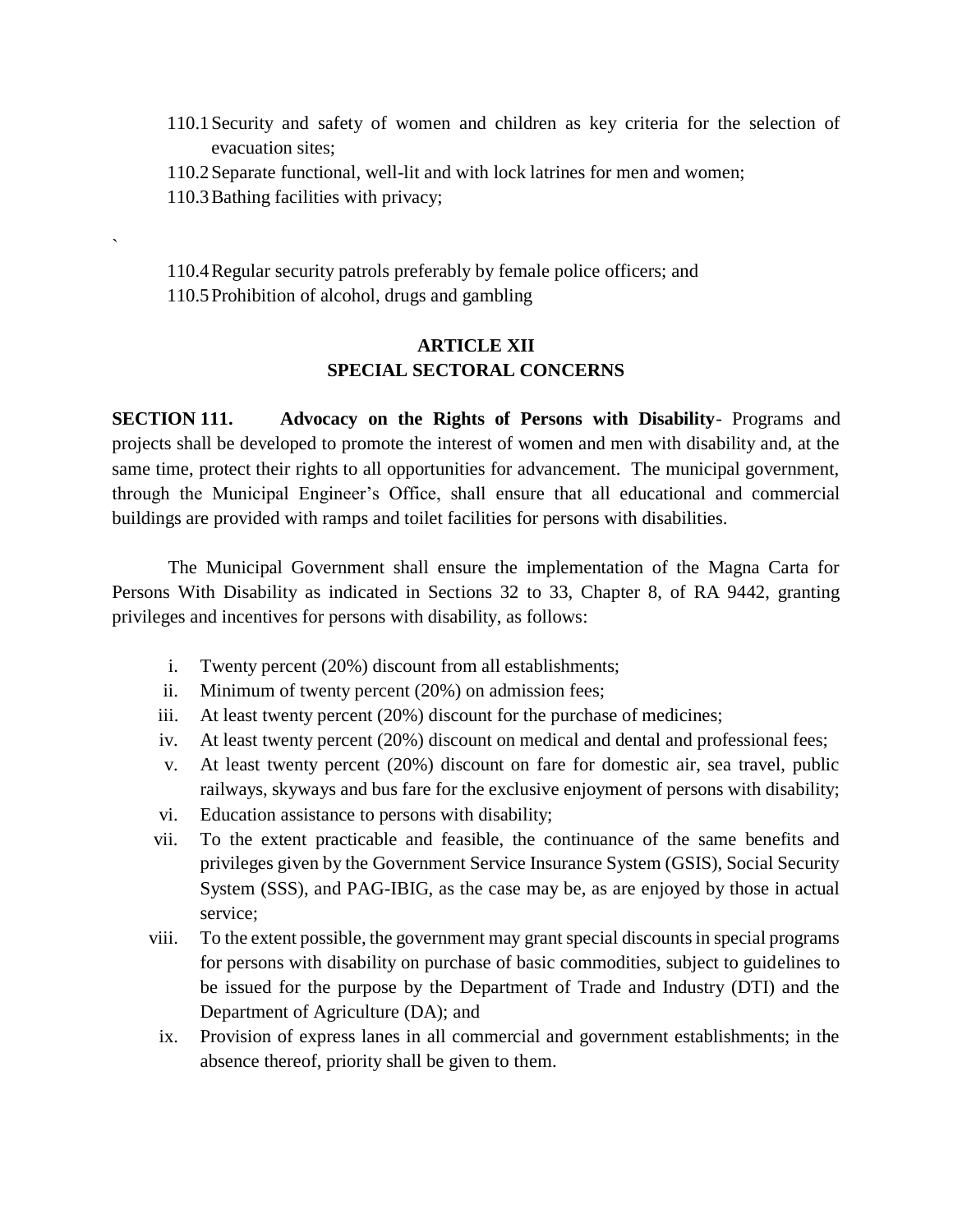110.1 Security and safety of women and children as key criteria for the selection of evacuation sites;

110.2 Separate functional, well-lit and with lock latrines for men and women;

110.3 Bathing facilities with privacy;

`

110.4 Regular security patrols preferably by female police officers; and

110.5 Prohibition of alcohol, drugs and gambling

## ARTICLE XII
## SPECIAL SECTORAL CONCERNS

**SECTION 111. Advocacy on the Rights of Persons with Disability**- Programs and projects shall be developed to promote the interest of women and men with disability and, at the same time, protect their rights to all opportunities for advancement. The municipal government, through the Municipal Engineer's Office, shall ensure that all educational and commercial buildings are provided with ramps and toilet facilities for persons with disabilities.

The Municipal Government shall ensure the implementation of the Magna Carta for Persons With Disability as indicated in Sections 32 to 33, Chapter 8, of RA 9442, granting privileges and incentives for persons with disability, as follows:

i. Twenty percent (20%) discount from all establishments;

ii. Minimum of twenty percent (20%) on admission fees;

iii. At least twenty percent (20%) discount for the purchase of medicines;

iv. At least twenty percent (20%) discount on medical and dental and professional fees;

v. At least twenty percent (20%) discount on fare for domestic air, sea travel, public railways, skyways and bus fare for the exclusive enjoyment of persons with disability;

vi. Education assistance to persons with disability;

vii. To the extent practicable and feasible, the continuance of the same benefits and privileges given by the Government Service Insurance System (GSIS), Social Security System (SSS), and PAG-IBIG, as the case may be, as are enjoyed by those in actual service;

viii. To the extent possible, the government may grant special discounts in special programs for persons with disability on purchase of basic commodities, subject to guidelines to be issued for the purpose by the Department of Trade and Industry (DTI) and the Department of Agriculture (DA); and

ix. Provision of express lanes in all commercial and government establishments; in the absence thereof, priority shall be given to them.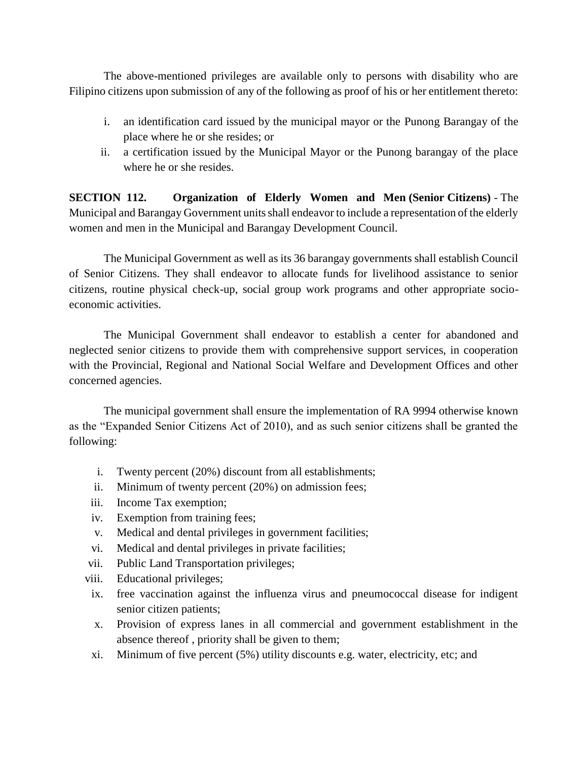The above-mentioned privileges are available only to persons with disability who are Filipino citizens upon submission of any of the following as proof of his or her entitlement thereto:

i. an identification card issued by the municipal mayor or the Punong Barangay of the place where he or she resides; or
ii. a certification issued by the Municipal Mayor or the Punong barangay of the place where he or she resides.

**SECTION 112. Organization of Elderly Women and Men (Senior Citizens)** - The Municipal and Barangay Government units shall endeavor to include a representation of the elderly women and men in the Municipal and Barangay Development Council.

The Municipal Government as well as its 36 barangay governments shall establish Council of Senior Citizens. They shall endeavor to allocate funds for livelihood assistance to senior citizens, routine physical check-up, social group work programs and other appropriate socio-economic activities.

The Municipal Government shall endeavor to establish a center for abandoned and neglected senior citizens to provide them with comprehensive support services, in cooperation with the Provincial, Regional and National Social Welfare and Development Offices and other concerned agencies.

The municipal government shall ensure the implementation of RA 9994 otherwise known as the "Expanded Senior Citizens Act of 2010), and as such senior citizens shall be granted the following:

i. Twenty percent (20%) discount from all establishments;
ii. Minimum of twenty percent (20%) on admission fees;
iii. Income Tax exemption;
iv. Exemption from training fees;
v. Medical and dental privileges in government facilities;
vi. Medical and dental privileges in private facilities;
vii. Public Land Transportation privileges;
viii. Educational privileges;
ix. free vaccination against the influenza virus and pneumococcal disease for indigent senior citizen patients;
x. Provision of express lanes in all commercial and government establishment in the absence thereof , priority shall be given to them;
xi. Minimum of five percent (5%) utility discounts e.g. water, electricity, etc; and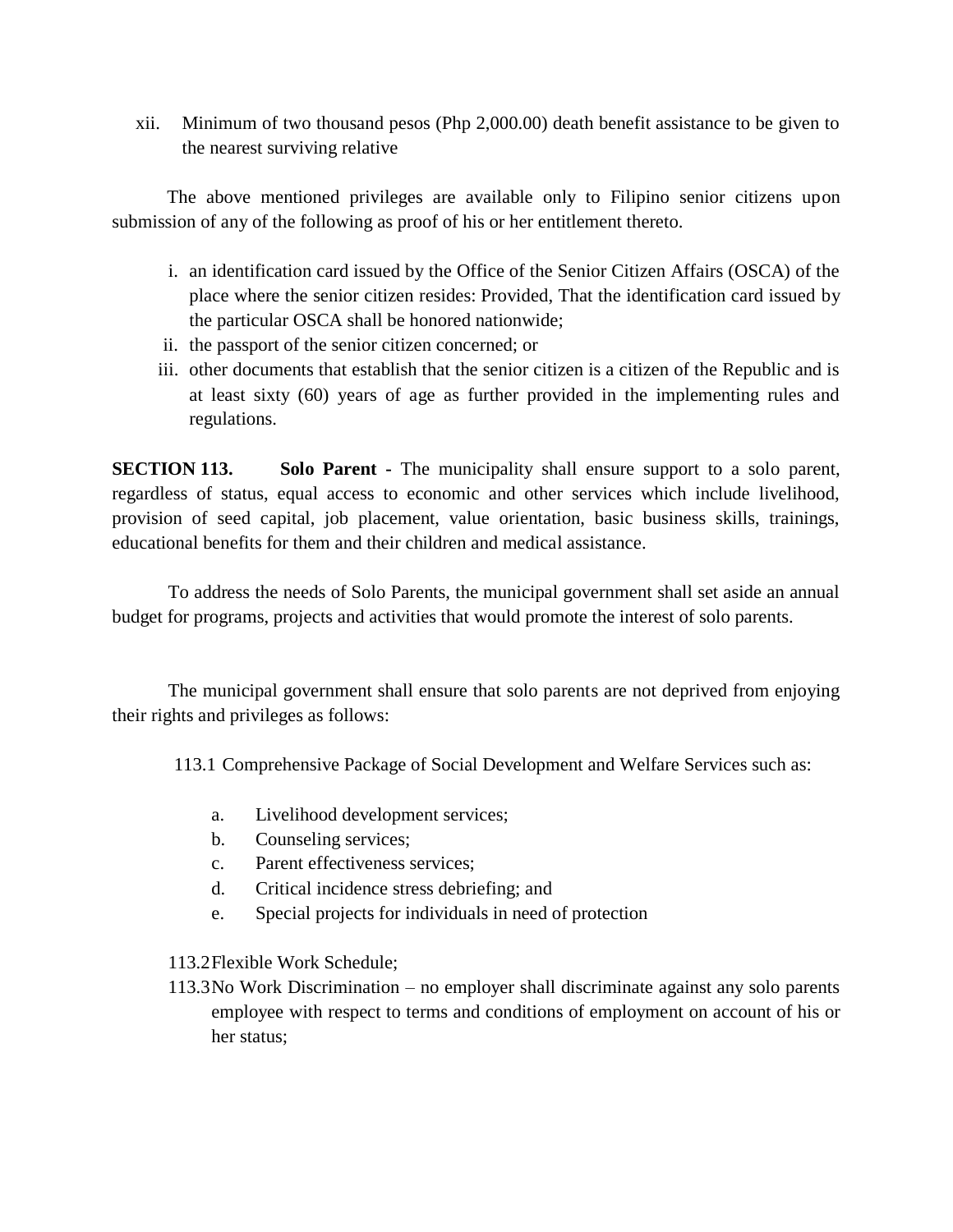xii. Minimum of two thousand pesos (Php 2,000.00) death benefit assistance to be given to the nearest surviving relative

The above mentioned privileges are available only to Filipino senior citizens upon submission of any of the following as proof of his or her entitlement thereto.

i. an identification card issued by the Office of the Senior Citizen Affairs (OSCA) of the place where the senior citizen resides: Provided, That the identification card issued by the particular OSCA shall be honored nationwide;
ii. the passport of the senior citizen concerned; or
iii. other documents that establish that the senior citizen is a citizen of the Republic and is at least sixty (60) years of age as further provided in the implementing rules and regulations.

**SECTION 113. Solo Parent -** The municipality shall ensure support to a solo parent, regardless of status, equal access to economic and other services which include livelihood, provision of seed capital, job placement, value orientation, basic business skills, trainings, educational benefits for them and their children and medical assistance.

To address the needs of Solo Parents, the municipal government shall set aside an annual budget for programs, projects and activities that would promote the interest of solo parents.

The municipal government shall ensure that solo parents are not deprived from enjoying their rights and privileges as follows:

113.1 Comprehensive Package of Social Development and Welfare Services such as:

a. Livelihood development services;
b. Counseling services;
c. Parent effectiveness services;
d. Critical incidence stress debriefing; and
e. Special projects for individuals in need of protection

113.2 Flexible Work Schedule;

113.3 No Work Discrimination – no employer shall discriminate against any solo parents employee with respect to terms and conditions of employment on account of his or her status;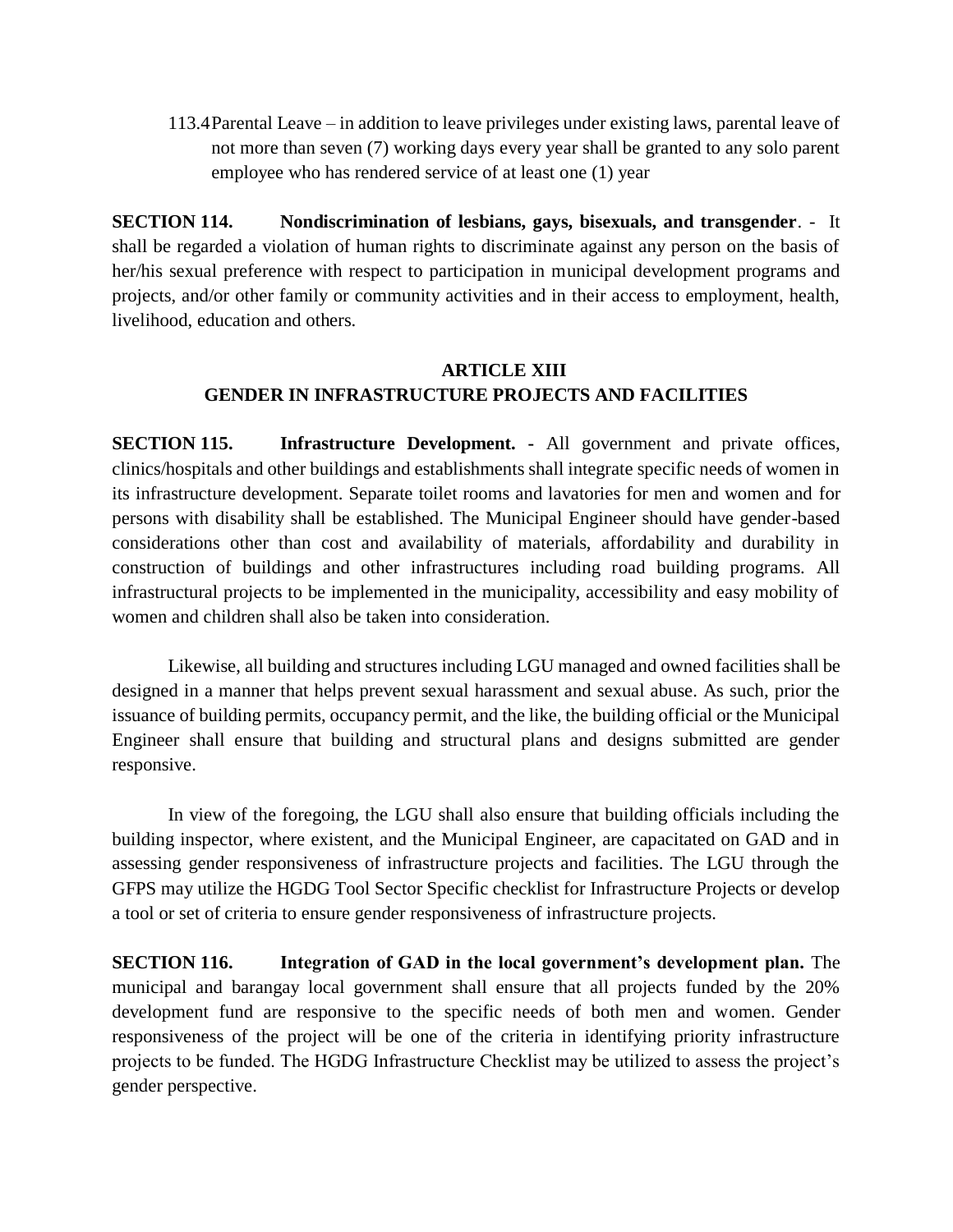113.4 Parental Leave – in addition to leave privileges under existing laws, parental leave of not more than seven (7) working days every year shall be granted to any solo parent employee who has rendered service of at least one (1) year

**SECTION 114. Nondiscrimination of lesbians, gays, bisexuals, and transgender**. - It shall be regarded a violation of human rights to discriminate against any person on the basis of her/his sexual preference with respect to participation in municipal development programs and projects, and/or other family or community activities and in their access to employment, health, livelihood, education and others.

## ARTICLE XIII
## GENDER IN INFRASTRUCTURE PROJECTS AND FACILITIES

**SECTION 115. Infrastructure Development. -** All government and private offices, clinics/hospitals and other buildings and establishments shall integrate specific needs of women in its infrastructure development. Separate toilet rooms and lavatories for men and women and for persons with disability shall be established. The Municipal Engineer should have gender-based considerations other than cost and availability of materials, affordability and durability in construction of buildings and other infrastructures including road building programs. All infrastructural projects to be implemented in the municipality, accessibility and easy mobility of women and children shall also be taken into consideration.

Likewise, all building and structures including LGU managed and owned facilities shall be designed in a manner that helps prevent sexual harassment and sexual abuse. As such, prior the issuance of building permits, occupancy permit, and the like, the building official or the Municipal Engineer shall ensure that building and structural plans and designs submitted are gender responsive.

In view of the foregoing, the LGU shall also ensure that building officials including the building inspector, where existent, and the Municipal Engineer, are capacitated on GAD and in assessing gender responsiveness of infrastructure projects and facilities. The LGU through the GFPS may utilize the HGDG Tool Sector Specific checklist for Infrastructure Projects or develop a tool or set of criteria to ensure gender responsiveness of infrastructure projects.

**SECTION 116. Integration of GAD in the local government's development plan.** The municipal and barangay local government shall ensure that all projects funded by the 20% development fund are responsive to the specific needs of both men and women. Gender responsiveness of the project will be one of the criteria in identifying priority infrastructure projects to be funded. The HGDG Infrastructure Checklist may be utilized to assess the project's gender perspective.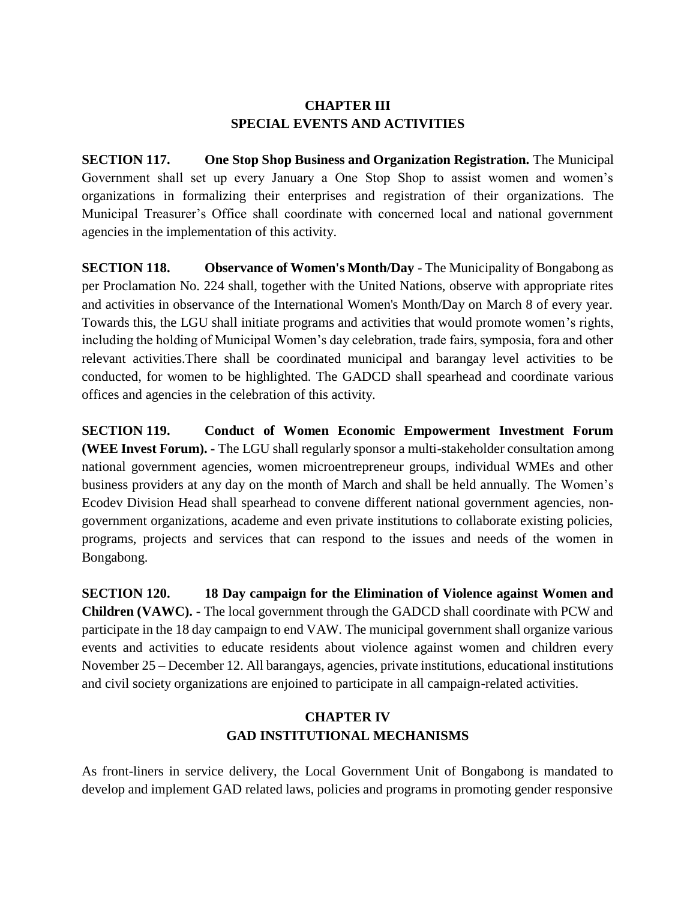## CHAPTER III
## SPECIAL EVENTS AND ACTIVITIES

**SECTION 117. One Stop Shop Business and Organization Registration.** The Municipal Government shall set up every January a One Stop Shop to assist women and women's organizations in formalizing their enterprises and registration of their organizations. The Municipal Treasurer's Office shall coordinate with concerned local and national government agencies in the implementation of this activity.

**SECTION 118. Observance of Women's Month/Day** - The Municipality of Bongabong as per Proclamation No. 224 shall, together with the United Nations, observe with appropriate rites and activities in observance of the International Women's Month/Day on March 8 of every year. Towards this, the LGU shall initiate programs and activities that would promote women's rights, including the holding of Municipal Women's day celebration, trade fairs, symposia, fora and other relevant activities.There shall be coordinated municipal and barangay level activities to be conducted, for women to be highlighted. The GADCD shall spearhead and coordinate various offices and agencies in the celebration of this activity.

**SECTION 119. Conduct of Women Economic Empowerment Investment Forum (WEE Invest Forum). -** The LGU shall regularly sponsor a multi-stakeholder consultation among national government agencies, women microentrepreneur groups, individual WMEs and other business providers at any day on the month of March and shall be held annually. The Women's Ecodev Division Head shall spearhead to convene different national government agencies, non-government organizations, academe and even private institutions to collaborate existing policies, programs, projects and services that can respond to the issues and needs of the women in Bongabong.

**SECTION 120. 18 Day campaign for the Elimination of Violence against Women and Children (VAWC). -** The local government through the GADCD shall coordinate with PCW and participate in the 18 day campaign to end VAW. The municipal government shall organize various events and activities to educate residents about violence against women and children every November 25 – December 12. All barangays, agencies, private institutions, educational institutions and civil society organizations are enjoined to participate in all campaign-related activities.

## CHAPTER IV
## GAD INSTITUTIONAL MECHANISMS

As front-liners in service delivery, the Local Government Unit of Bongabong is mandated to develop and implement GAD related laws, policies and programs in promoting gender responsive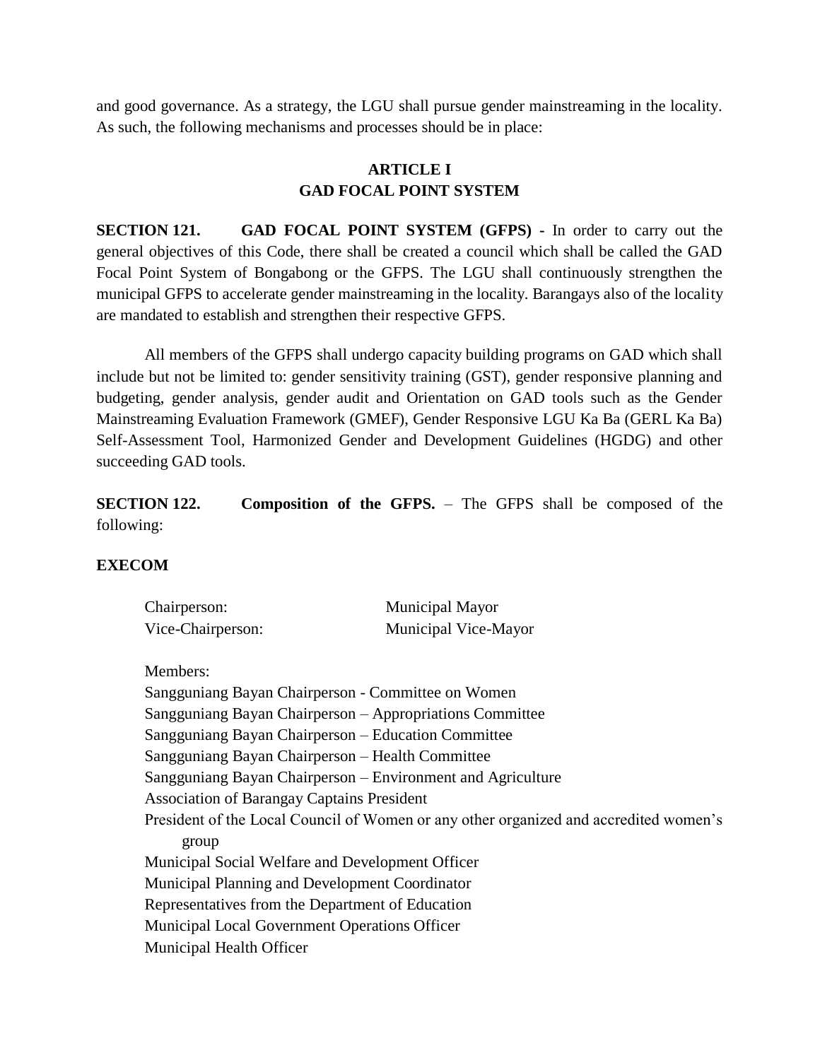and good governance. As a strategy, the LGU shall pursue gender mainstreaming in the locality. As such, the following mechanisms and processes should be in place:

## ARTICLE I
## GAD FOCAL POINT SYSTEM

**SECTION 121. GAD FOCAL POINT SYSTEM (GFPS) -** In order to carry out the general objectives of this Code, there shall be created a council which shall be called the GAD Focal Point System of Bongabong or the GFPS. The LGU shall continuously strengthen the municipal GFPS to accelerate gender mainstreaming in the locality. Barangays also of the locality are mandated to establish and strengthen their respective GFPS.

All members of the GFPS shall undergo capacity building programs on GAD which shall include but not be limited to: gender sensitivity training (GST), gender responsive planning and budgeting, gender analysis, gender audit and Orientation on GAD tools such as the Gender Mainstreaming Evaluation Framework (GMEF), Gender Responsive LGU Ka Ba (GERL Ka Ba) Self-Assessment Tool, Harmonized Gender and Development Guidelines (HGDG) and other succeeding GAD tools.

**SECTION 122. Composition of the GFPS.** – The GFPS shall be composed of the following:

**EXECOM**

Chairperson: Municipal Mayor
Vice-Chairperson: Municipal Vice-Mayor

Members:
Sangguniang Bayan Chairperson - Committee on Women
Sangguniang Bayan Chairperson – Appropriations Committee
Sangguniang Bayan Chairperson – Education Committee
Sangguniang Bayan Chairperson – Health Committee
Sangguniang Bayan Chairperson – Environment and Agriculture
Association of Barangay Captains President
President of the Local Council of Women or any other organized and accredited women's group
Municipal Social Welfare and Development Officer
Municipal Planning and Development Coordinator
Representatives from the Department of Education
Municipal Local Government Operations Officer
Municipal Health Officer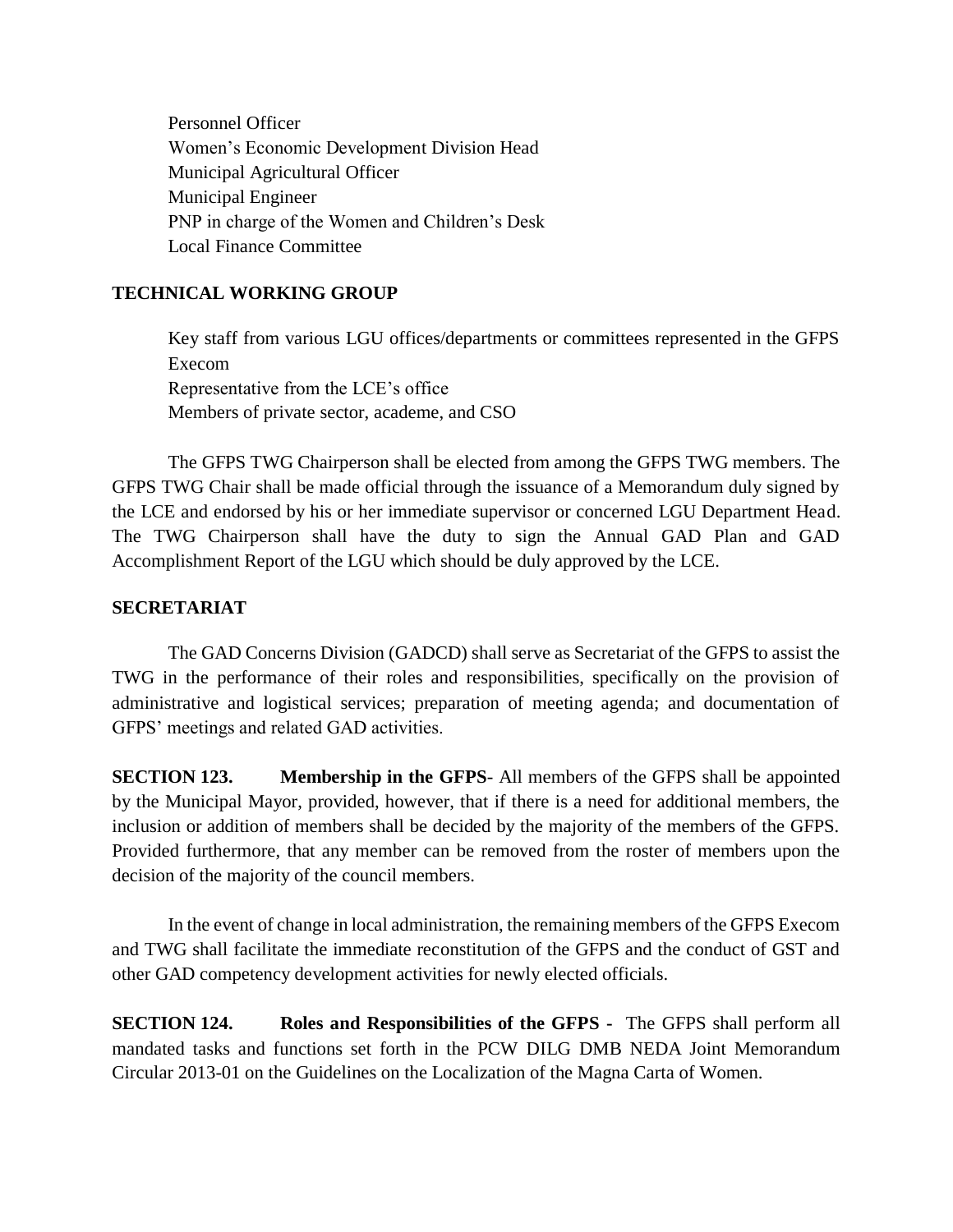Personnel Officer
Women's Economic Development Division Head
Municipal Agricultural Officer
Municipal Engineer
PNP in charge of the Women and Children's Desk
Local Finance Committee

**TECHNICAL WORKING GROUP**

Key staff from various LGU offices/departments or committees represented in the GFPS Execom
Representative from the LCE's office
Members of private sector, academe, and CSO

The GFPS TWG Chairperson shall be elected from among the GFPS TWG members. The GFPS TWG Chair shall be made official through the issuance of a Memorandum duly signed by the LCE and endorsed by his or her immediate supervisor or concerned LGU Department Head. The TWG Chairperson shall have the duty to sign the Annual GAD Plan and GAD Accomplishment Report of the LGU which should be duly approved by the LCE.

**SECRETARIAT**

The GAD Concerns Division (GADCD) shall serve as Secretariat of the GFPS to assist the TWG in the performance of their roles and responsibilities, specifically on the provision of administrative and logistical services; preparation of meeting agenda; and documentation of GFPS' meetings and related GAD activities.

**SECTION 123. Membership in the GFPS**- All members of the GFPS shall be appointed by the Municipal Mayor, provided, however, that if there is a need for additional members, the inclusion or addition of members shall be decided by the majority of the members of the GFPS. Provided furthermore, that any member can be removed from the roster of members upon the decision of the majority of the council members.

In the event of change in local administration, the remaining members of the GFPS Execom and TWG shall facilitate the immediate reconstitution of the GFPS and the conduct of GST and other GAD competency development activities for newly elected officials.

**SECTION 124. Roles and Responsibilities of the GFPS -** The GFPS shall perform all mandated tasks and functions set forth in the PCW DILG DMB NEDA Joint Memorandum Circular 2013-01 on the Guidelines on the Localization of the Magna Carta of Women.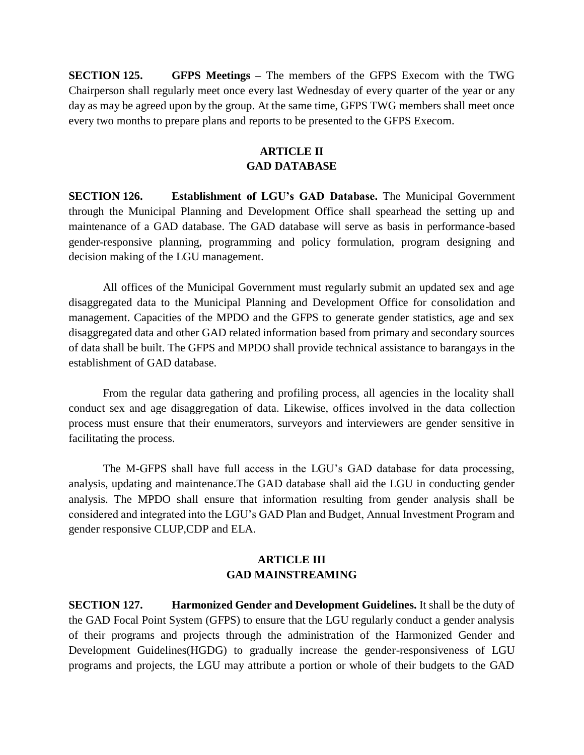**SECTION 125. GFPS Meetings –** The members of the GFPS Execom with the TWG Chairperson shall regularly meet once every last Wednesday of every quarter of the year or any day as may be agreed upon by the group. At the same time, GFPS TWG members shall meet once every two months to prepare plans and reports to be presented to the GFPS Execom.

## ARTICLE II
## GAD DATABASE

**SECTION 126. Establishment of LGU's GAD Database.** The Municipal Government through the Municipal Planning and Development Office shall spearhead the setting up and maintenance of a GAD database. The GAD database will serve as basis in performance-based gender-responsive planning, programming and policy formulation, program designing and decision making of the LGU management.

All offices of the Municipal Government must regularly submit an updated sex and age disaggregated data to the Municipal Planning and Development Office for consolidation and management. Capacities of the MPDO and the GFPS to generate gender statistics, age and sex disaggregated data and other GAD related information based from primary and secondary sources of data shall be built. The GFPS and MPDO shall provide technical assistance to barangays in the establishment of GAD database.

From the regular data gathering and profiling process, all agencies in the locality shall conduct sex and age disaggregation of data. Likewise, offices involved in the data collection process must ensure that their enumerators, surveyors and interviewers are gender sensitive in facilitating the process.

The M-GFPS shall have full access in the LGU's GAD database for data processing, analysis, updating and maintenance.The GAD database shall aid the LGU in conducting gender analysis. The MPDO shall ensure that information resulting from gender analysis shall be considered and integrated into the LGU's GAD Plan and Budget, Annual Investment Program and gender responsive CLUP,CDP and ELA.

## ARTICLE III
## GAD MAINSTREAMING

**SECTION 127. Harmonized Gender and Development Guidelines.** It shall be the duty of the GAD Focal Point System (GFPS) to ensure that the LGU regularly conduct a gender analysis of their programs and projects through the administration of the Harmonized Gender and Development Guidelines(HGDG) to gradually increase the gender-responsiveness of LGU programs and projects, the LGU may attribute a portion or whole of their budgets to the GAD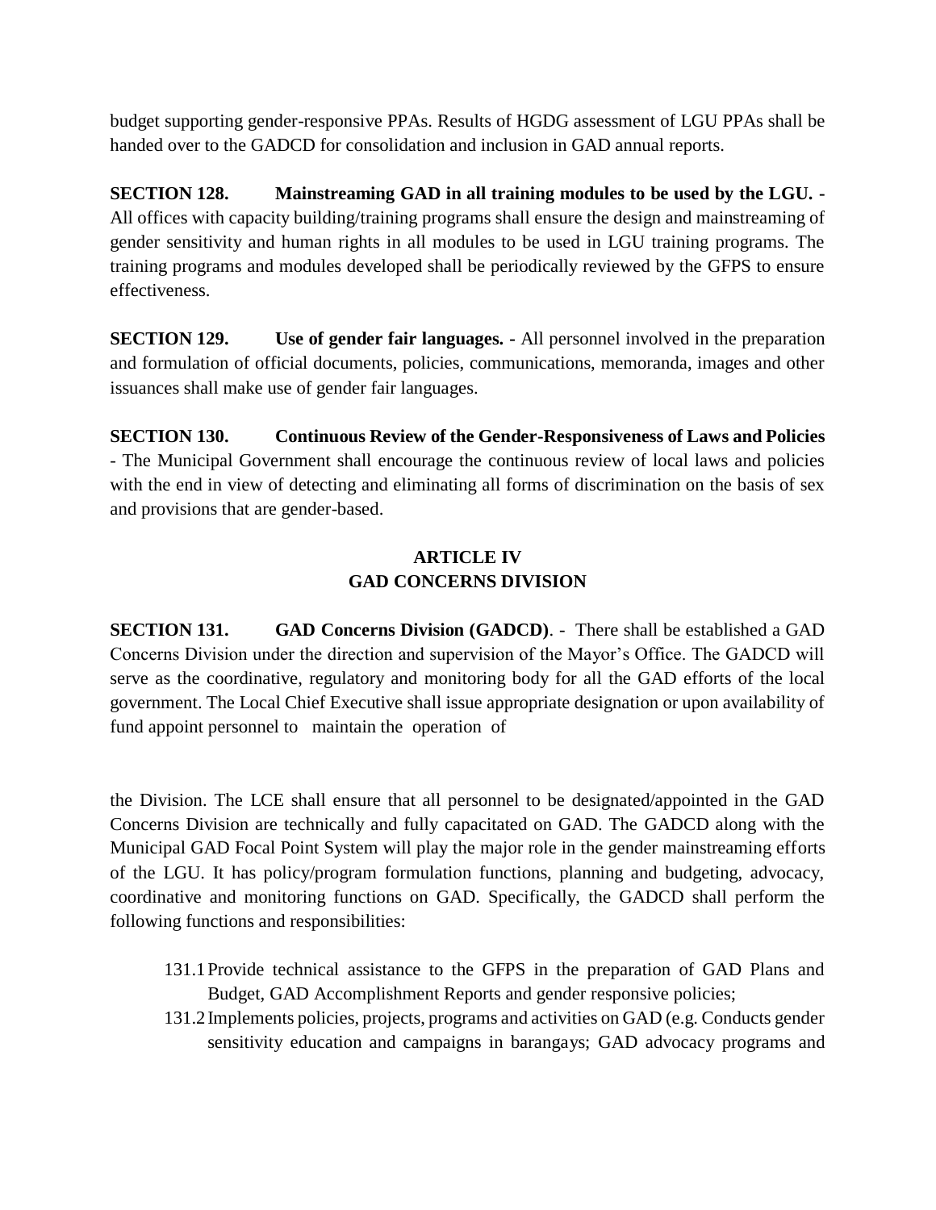budget supporting gender-responsive PPAs. Results of HGDG assessment of LGU PPAs shall be handed over to the GADCD for consolidation and inclusion in GAD annual reports.

**SECTION 128. Mainstreaming GAD in all training modules to be used by the LGU. -** All offices with capacity building/training programs shall ensure the design and mainstreaming of gender sensitivity and human rights in all modules to be used in LGU training programs. The training programs and modules developed shall be periodically reviewed by the GFPS to ensure effectiveness.

**SECTION 129. Use of gender fair languages. -** All personnel involved in the preparation and formulation of official documents, policies, communications, memoranda, images and other issuances shall make use of gender fair languages.

**SECTION 130. Continuous Review of the Gender-Responsiveness of Laws and Policies** - The Municipal Government shall encourage the continuous review of local laws and policies with the end in view of detecting and eliminating all forms of discrimination on the basis of sex and provisions that are gender-based.

## ARTICLE IV
## GAD CONCERNS DIVISION

**SECTION 131. GAD Concerns Division (GADCD)**. - There shall be established a GAD Concerns Division under the direction and supervision of the Mayor's Office. The GADCD will serve as the coordinative, regulatory and monitoring body for all the GAD efforts of the local government. The Local Chief Executive shall issue appropriate designation or upon availability of fund appoint personnel to maintain the operation of the Division. The LCE shall ensure that all personnel to be designated/appointed in the GAD Concerns Division are technically and fully capacitated on GAD. The GADCD along with the Municipal GAD Focal Point System will play the major role in the gender mainstreaming efforts of the LGU. It has policy/program formulation functions, planning and budgeting, advocacy, coordinative and monitoring functions on GAD. Specifically, the GADCD shall perform the following functions and responsibilities:

131.1 Provide technical assistance to the GFPS in the preparation of GAD Plans and Budget, GAD Accomplishment Reports and gender responsive policies;

131.2 Implements policies, projects, programs and activities on GAD (e.g. Conducts gender sensitivity education and campaigns in barangays; GAD advocacy programs and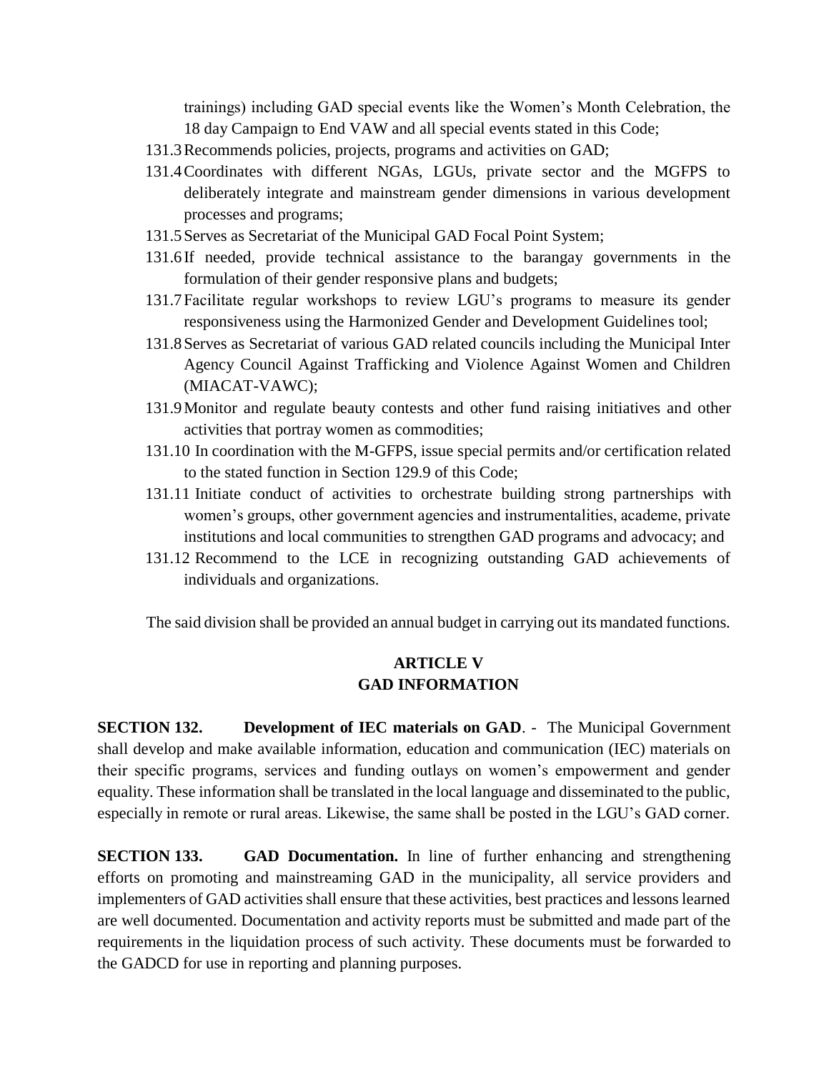trainings) including GAD special events like the Women's Month Celebration, the 18 day Campaign to End VAW and all special events stated in this Code;

131.3 Recommends policies, projects, programs and activities on GAD;

131.4 Coordinates with different NGAs, LGUs, private sector and the MGFPS to deliberately integrate and mainstream gender dimensions in various development processes and programs;

131.5 Serves as Secretariat of the Municipal GAD Focal Point System;

131.6 If needed, provide technical assistance to the barangay governments in the formulation of their gender responsive plans and budgets;

131.7 Facilitate regular workshops to review LGU's programs to measure its gender responsiveness using the Harmonized Gender and Development Guidelines tool;

131.8 Serves as Secretariat of various GAD related councils including the Municipal Inter Agency Council Against Trafficking and Violence Against Women and Children (MIACAT-VAWC);

131.9 Monitor and regulate beauty contests and other fund raising initiatives and other activities that portray women as commodities;

131.10 In coordination with the M-GFPS, issue special permits and/or certification related to the stated function in Section 129.9 of this Code;

131.11 Initiate conduct of activities to orchestrate building strong partnerships with women's groups, other government agencies and instrumentalities, academe, private institutions and local communities to strengthen GAD programs and advocacy; and

131.12 Recommend to the LCE in recognizing outstanding GAD achievements of individuals and organizations.

The said division shall be provided an annual budget in carrying out its mandated functions.

## ARTICLE V
## GAD INFORMATION

**SECTION 132. Development of IEC materials on GAD**. - The Municipal Government shall develop and make available information, education and communication (IEC) materials on their specific programs, services and funding outlays on women's empowerment and gender equality. These information shall be translated in the local language and disseminated to the public, especially in remote or rural areas. Likewise, the same shall be posted in the LGU's GAD corner.

**SECTION 133. GAD Documentation.** In line of further enhancing and strengthening efforts on promoting and mainstreaming GAD in the municipality, all service providers and implementers of GAD activities shall ensure that these activities, best practices and lessons learned are well documented. Documentation and activity reports must be submitted and made part of the requirements in the liquidation process of such activity. These documents must be forwarded to the GADCD for use in reporting and planning purposes.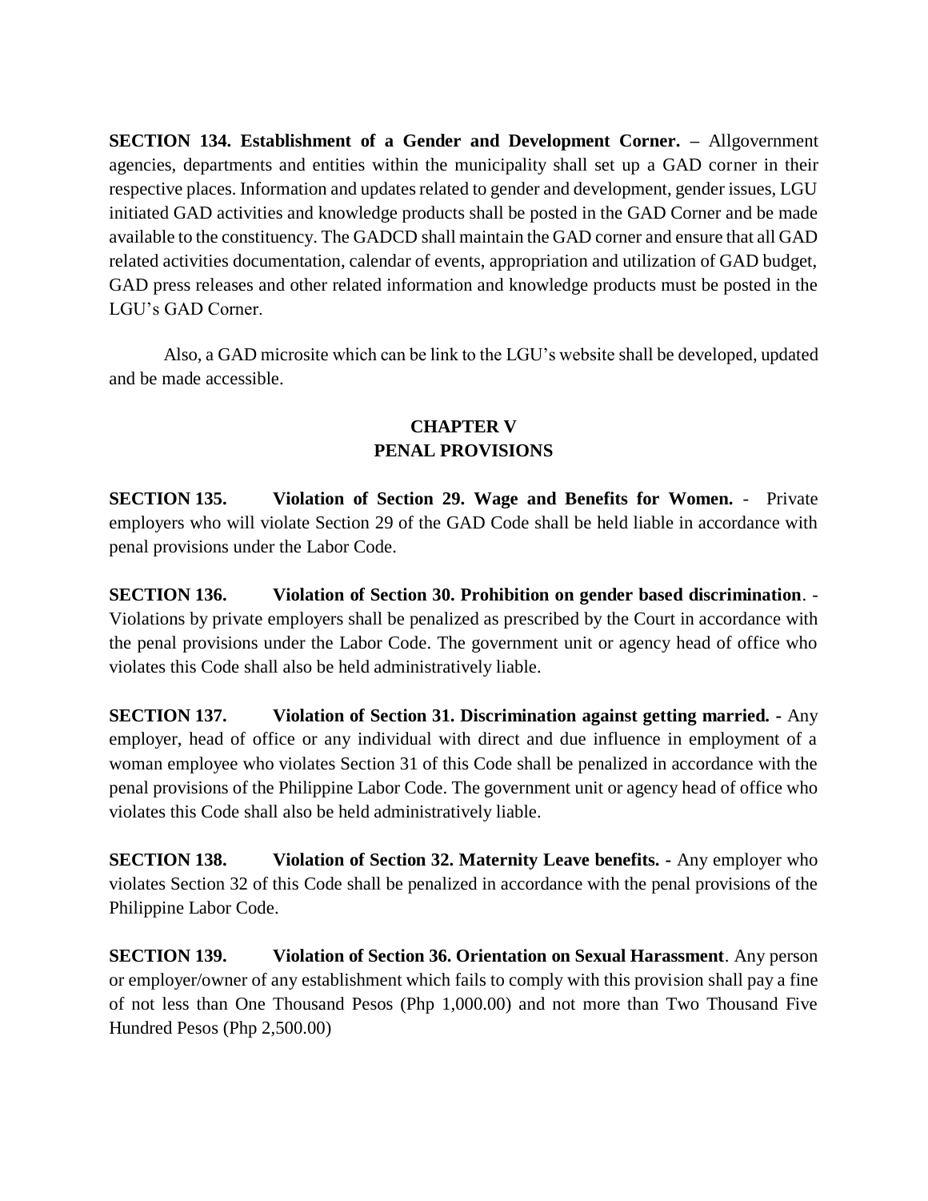**SECTION 134. Establishment of a Gender and Development Corner. –** Allgovernment agencies, departments and entities within the municipality shall set up a GAD corner in their respective places. Information and updates related to gender and development, gender issues, LGU initiated GAD activities and knowledge products shall be posted in the GAD Corner and be made available to the constituency. The GADCD shall maintain the GAD corner and ensure that all GAD related activities documentation, calendar of events, appropriation and utilization of GAD budget, GAD press releases and other related information and knowledge products must be posted in the LGU's GAD Corner.

Also, a GAD microsite which can be link to the LGU's website shall be developed, updated and be made accessible.

## CHAPTER V
## PENAL PROVISIONS

**SECTION 135. Violation of Section 29. Wage and Benefits for Women.** - Private employers who will violate Section 29 of the GAD Code shall be held liable in accordance with penal provisions under the Labor Code.

**SECTION 136. Violation of Section 30. Prohibition on gender based discrimination**. - Violations by private employers shall be penalized as prescribed by the Court in accordance with the penal provisions under the Labor Code. The government unit or agency head of office who violates this Code shall also be held administratively liable.

**SECTION 137. Violation of Section 31. Discrimination against getting married. -** Any employer, head of office or any individual with direct and due influence in employment of a woman employee who violates Section 31 of this Code shall be penalized in accordance with the penal provisions of the Philippine Labor Code. The government unit or agency head of office who violates this Code shall also be held administratively liable.

**SECTION 138. Violation of Section 32. Maternity Leave benefits. -** Any employer who violates Section 32 of this Code shall be penalized in accordance with the penal provisions of the Philippine Labor Code.

**SECTION 139. Violation of Section 36. Orientation on Sexual Harassment**. Any person or employer/owner of any establishment which fails to comply with this provision shall pay a fine of not less than One Thousand Pesos (Php 1,000.00) and not more than Two Thousand Five Hundred Pesos (Php 2,500.00)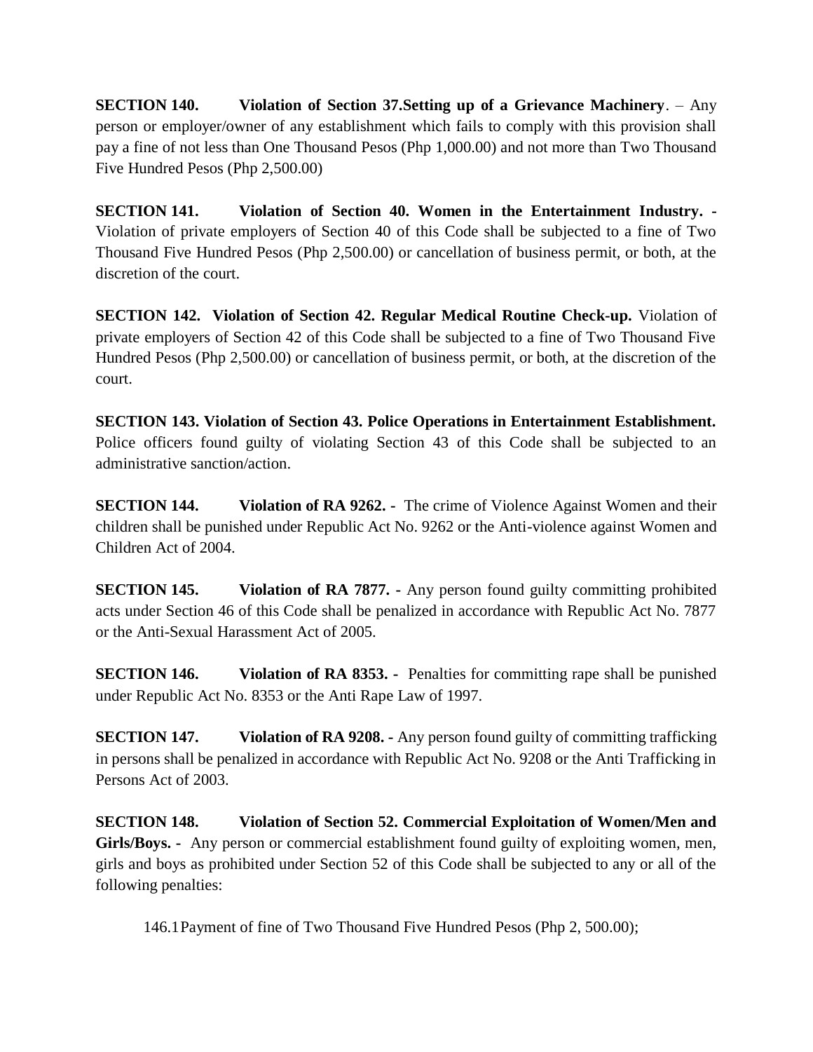**SECTION 140. Violation of Section 37.Setting up of a Grievance Machinery**. – Any person or employer/owner of any establishment which fails to comply with this provision shall pay a fine of not less than One Thousand Pesos (Php 1,000.00) and not more than Two Thousand Five Hundred Pesos (Php 2,500.00)

**SECTION 141. Violation of Section 40. Women in the Entertainment Industry. -** Violation of private employers of Section 40 of this Code shall be subjected to a fine of Two Thousand Five Hundred Pesos (Php 2,500.00) or cancellation of business permit, or both, at the discretion of the court.

**SECTION 142. Violation of Section 42. Regular Medical Routine Check-up.** Violation of private employers of Section 42 of this Code shall be subjected to a fine of Two Thousand Five Hundred Pesos (Php 2,500.00) or cancellation of business permit, or both, at the discretion of the court.

**SECTION 143. Violation of Section 43. Police Operations in Entertainment Establishment.** Police officers found guilty of violating Section 43 of this Code shall be subjected to an administrative sanction/action.

**SECTION 144. Violation of RA 9262. -** The crime of Violence Against Women and their children shall be punished under Republic Act No. 9262 or the Anti-violence against Women and Children Act of 2004.

**SECTION 145. Violation of RA 7877. -** Any person found guilty committing prohibited acts under Section 46 of this Code shall be penalized in accordance with Republic Act No. 7877 or the Anti-Sexual Harassment Act of 2005.

**SECTION 146. Violation of RA 8353. -** Penalties for committing rape shall be punished under Republic Act No. 8353 or the Anti Rape Law of 1997.

**SECTION 147. Violation of RA 9208. -** Any person found guilty of committing trafficking in persons shall be penalized in accordance with Republic Act No. 9208 or the Anti Trafficking in Persons Act of 2003.

**SECTION 148. Violation of Section 52. Commercial Exploitation of Women/Men and Girls/Boys. -** Any person or commercial establishment found guilty of exploiting women, men, girls and boys as prohibited under Section 52 of this Code shall be subjected to any or all of the following penalties:

146.1 Payment of fine of Two Thousand Five Hundred Pesos (Php 2, 500.00);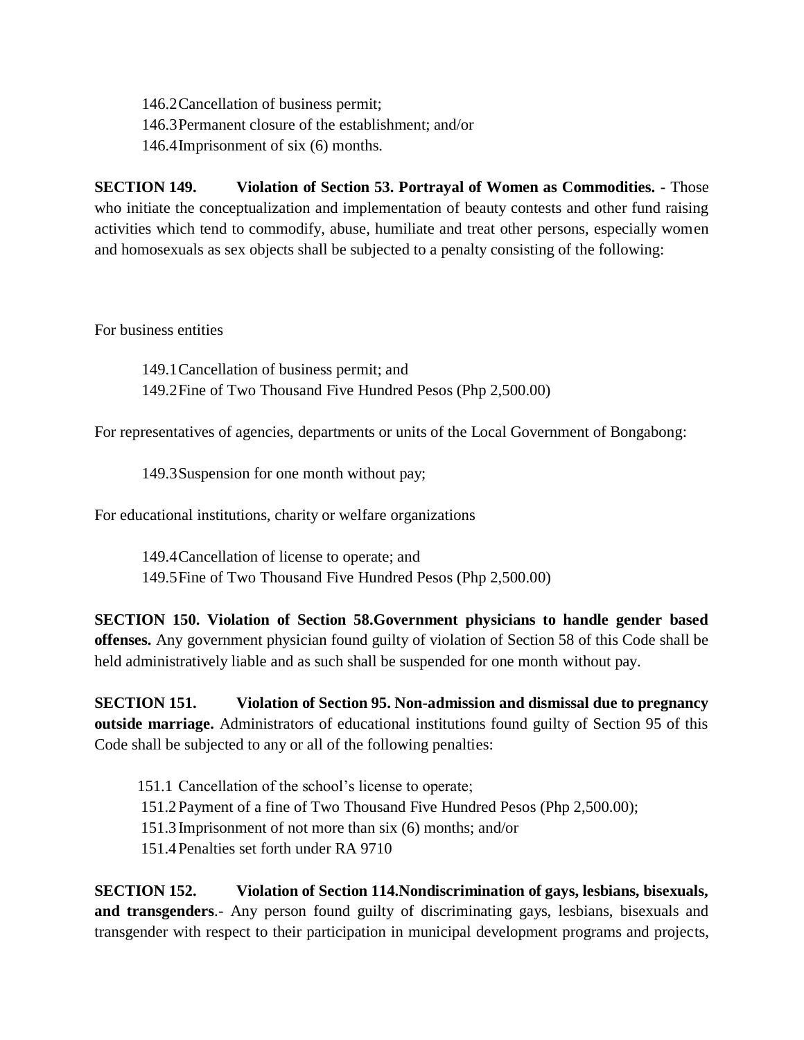146.2 Cancellation of business permit;
146.3 Permanent closure of the establishment; and/or
146.4 Imprisonment of six (6) months.

**SECTION 149. Violation of Section 53. Portrayal of Women as Commodities. -** Those who initiate the conceptualization and implementation of beauty contests and other fund raising activities which tend to commodify, abuse, humiliate and treat other persons, especially women and homosexuals as sex objects shall be subjected to a penalty consisting of the following:

For business entities

149.1 Cancellation of business permit; and
149.2 Fine of Two Thousand Five Hundred Pesos (Php 2,500.00)

For representatives of agencies, departments or units of the Local Government of Bongabong:

149.3 Suspension for one month without pay;

For educational institutions, charity or welfare organizations

149.4 Cancellation of license to operate; and
149.5 Fine of Two Thousand Five Hundred Pesos (Php 2,500.00)

**SECTION 150. Violation of Section 58.Government physicians to handle gender based offenses.** Any government physician found guilty of violation of Section 58 of this Code shall be held administratively liable and as such shall be suspended for one month without pay.

**SECTION 151. Violation of Section 95. Non-admission and dismissal due to pregnancy outside marriage.** Administrators of educational institutions found guilty of Section 95 of this Code shall be subjected to any or all of the following penalties:

151.1 Cancellation of the school's license to operate;
151.2 Payment of a fine of Two Thousand Five Hundred Pesos (Php 2,500.00);
151.3 Imprisonment of not more than six (6) months; and/or
151.4 Penalties set forth under RA 9710

**SECTION 152. Violation of Section 114.Nondiscrimination of gays, lesbians, bisexuals, and transgenders**.- Any person found guilty of discriminating gays, lesbians, bisexuals and transgender with respect to their participation in municipal development programs and projects,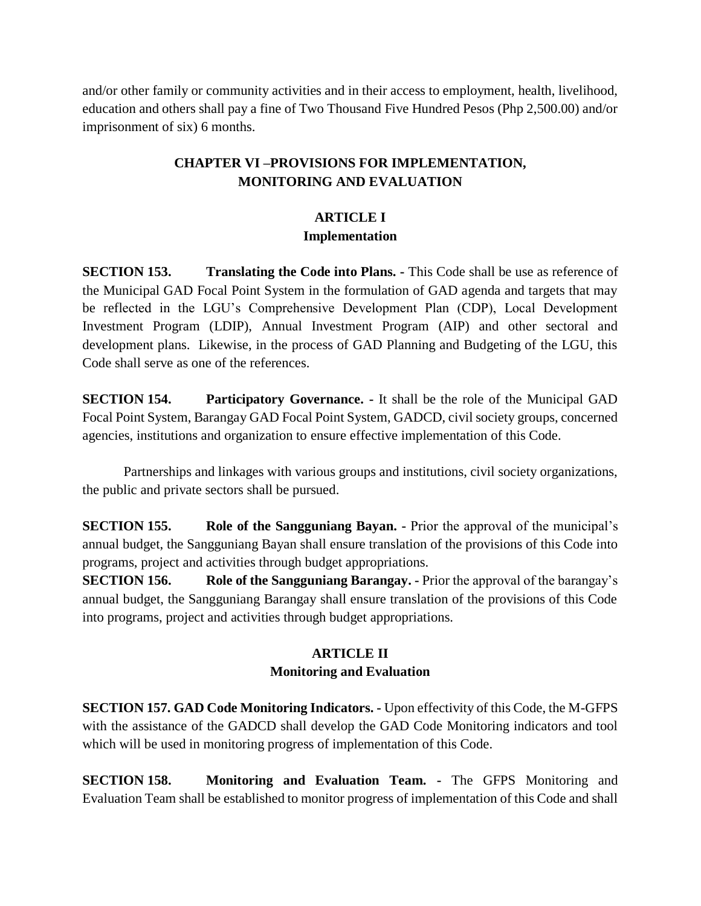and/or other family or community activities and in their access to employment, health, livelihood, education and others shall pay a fine of Two Thousand Five Hundred Pesos (Php 2,500.00) and/or imprisonment of six) 6 months.

## CHAPTER VI –PROVISIONS FOR IMPLEMENTATION, MONITORING AND EVALUATION

### ARTICLE I
### Implementation

**SECTION 153. Translating the Code into Plans. -** This Code shall be use as reference of the Municipal GAD Focal Point System in the formulation of GAD agenda and targets that may be reflected in the LGU's Comprehensive Development Plan (CDP), Local Development Investment Program (LDIP), Annual Investment Program (AIP) and other sectoral and development plans. Likewise, in the process of GAD Planning and Budgeting of the LGU, this Code shall serve as one of the references.

**SECTION 154. Participatory Governance. -** It shall be the role of the Municipal GAD Focal Point System, Barangay GAD Focal Point System, GADCD, civil society groups, concerned agencies, institutions and organization to ensure effective implementation of this Code.

Partnerships and linkages with various groups and institutions, civil society organizations, the public and private sectors shall be pursued.

**SECTION 155. Role of the Sangguniang Bayan. -** Prior the approval of the municipal's annual budget, the Sangguniang Bayan shall ensure translation of the provisions of this Code into programs, project and activities through budget appropriations.

**SECTION 156. Role of the Sangguniang Barangay. -** Prior the approval of the barangay's annual budget, the Sangguniang Barangay shall ensure translation of the provisions of this Code into programs, project and activities through budget appropriations.

### ARTICLE II
### Monitoring and Evaluation

**SECTION 157. GAD Code Monitoring Indicators. -** Upon effectivity of this Code, the M-GFPS with the assistance of the GADCD shall develop the GAD Code Monitoring indicators and tool which will be used in monitoring progress of implementation of this Code.

**SECTION 158. Monitoring and Evaluation Team. -** The GFPS Monitoring and Evaluation Team shall be established to monitor progress of implementation of this Code and shall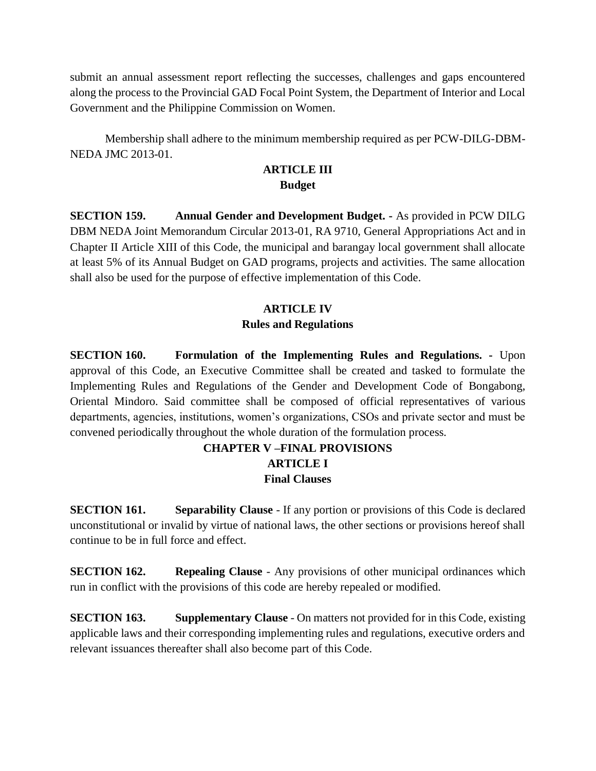submit an annual assessment report reflecting the successes, challenges and gaps encountered along the process to the Provincial GAD Focal Point System, the Department of Interior and Local Government and the Philippine Commission on Women.

Membership shall adhere to the minimum membership required as per PCW-DILG-DBM-NEDA JMC 2013-01.

## ARTICLE III
## Budget

**SECTION 159. Annual Gender and Development Budget. -** As provided in PCW DILG DBM NEDA Joint Memorandum Circular 2013-01, RA 9710, General Appropriations Act and in Chapter II Article XIII of this Code, the municipal and barangay local government shall allocate at least 5% of its Annual Budget on GAD programs, projects and activities. The same allocation shall also be used for the purpose of effective implementation of this Code.

## ARTICLE IV
## Rules and Regulations

**SECTION 160. Formulation of the Implementing Rules and Regulations. -** Upon approval of this Code, an Executive Committee shall be created and tasked to formulate the Implementing Rules and Regulations of the Gender and Development Code of Bongabong, Oriental Mindoro. Said committee shall be composed of official representatives of various departments, agencies, institutions, women's organizations, CSOs and private sector and must be convened periodically throughout the whole duration of the formulation process.

# CHAPTER V –FINAL PROVISIONS
## ARTICLE I
## Final Clauses

**SECTION 161. Separability Clause** - If any portion or provisions of this Code is declared unconstitutional or invalid by virtue of national laws, the other sections or provisions hereof shall continue to be in full force and effect.

**SECTION 162. Repealing Clause** - Any provisions of other municipal ordinances which run in conflict with the provisions of this code are hereby repealed or modified.

**SECTION 163. Supplementary Clause** - On matters not provided for in this Code, existing applicable laws and their corresponding implementing rules and regulations, executive orders and relevant issuances thereafter shall also become part of this Code.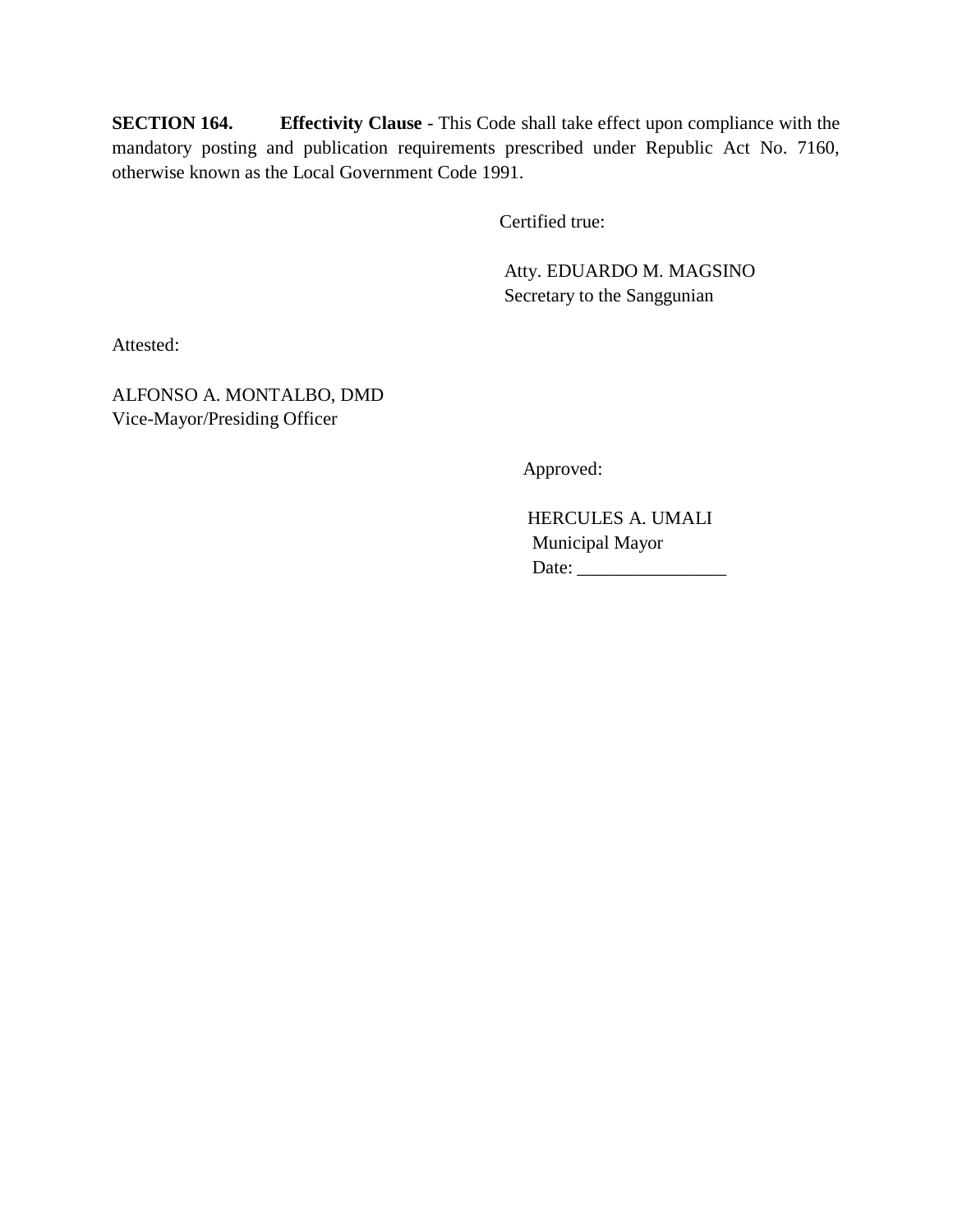**SECTION 164.** **Effectivity Clause** - This Code shall take effect upon compliance with the mandatory posting and publication requirements prescribed under Republic Act No. 7160, otherwise known as the Local Government Code 1991.

Certified true:

Atty. EDUARDO M. MAGSINO
Secretary to the Sanggunian

Attested:

ALFONSO A. MONTALBO, DMD
Vice-Mayor/Presiding Officer

Approved:

HERCULES A. UMALI
Municipal Mayor
Date: ________________